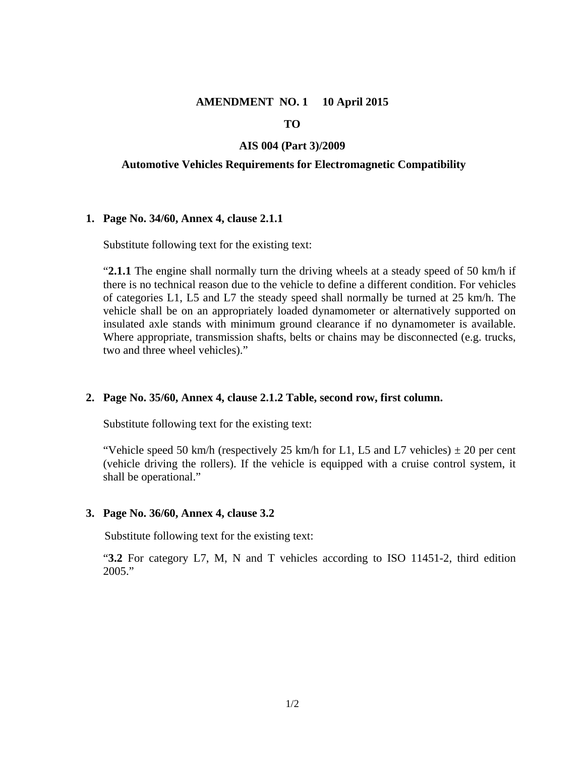**AMENDMENT NO. 1 10 April 2015**

**TO**

**AIS 004 (Part 3)/2009**

**Automotive Vehicles Requirements for Electromagnetic Compatibility**

1. **Page No. 34/60, Annex 4, clause 2.1.1**

   Substitute following text for the existing text:

   "**2.1.1** The engine shall normally turn the driving wheels at a steady speed of 50 km/h if there is no technical reason due to the vehicle to define a different condition. For vehicles of categories L1, L5 and L7 the steady speed shall normally be turned at 25 km/h. The vehicle shall be on an appropriately loaded dynamometer or alternatively supported on insulated axle stands with minimum ground clearance if no dynamometer is available. Where appropriate, transmission shafts, belts or chains may be disconnected (e.g. trucks, two and three wheel vehicles)."

2. **Page No. 35/60, Annex 4, clause 2.1.2 Table, second row, first column.**

   Substitute following text for the existing text:

   "Vehicle speed 50 km/h (respectively 25 km/h for L1, L5 and L7 vehicles) ± 20 per cent (vehicle driving the rollers). If the vehicle is equipped with a cruise control system, it shall be operational."

3. **Page No. 36/60, Annex 4, clause 3.2**

   Substitute following text for the existing text:

   "**3.2** For category L7, M, N and T vehicles according to ISO 11451-2, third edition 2005."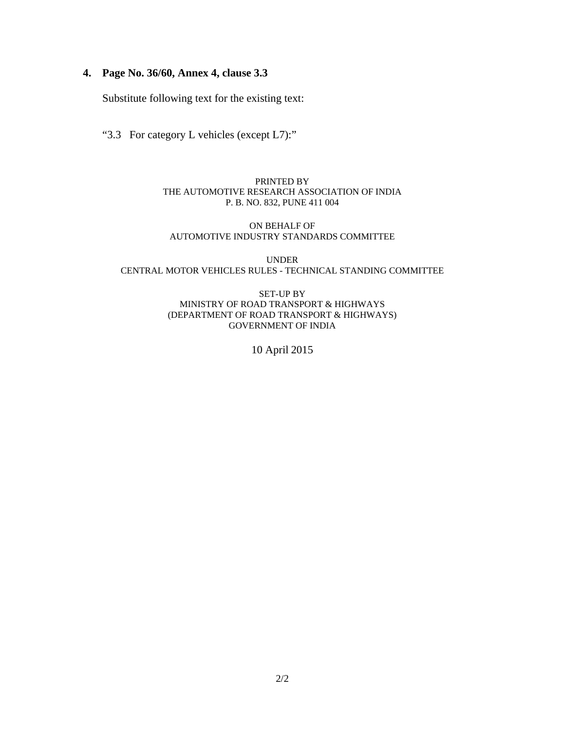**4. Page No. 36/60, Annex 4, clause 3.3**

Substitute following text for the existing text:

"3.3 For category L vehicles (except L7):"

PRINTED BY
THE AUTOMOTIVE RESEARCH ASSOCIATION OF INDIA
P. B. NO. 832, PUNE 411 004

ON BEHALF OF
AUTOMOTIVE INDUSTRY STANDARDS COMMITTEE

UNDER
CENTRAL MOTOR VEHICLES RULES - TECHNICAL STANDING COMMITTEE

SET-UP BY
MINISTRY OF ROAD TRANSPORT & HIGHWAYS
(DEPARTMENT OF ROAD TRANSPORT & HIGHWAYS)
GOVERNMENT OF INDIA

10 April 2015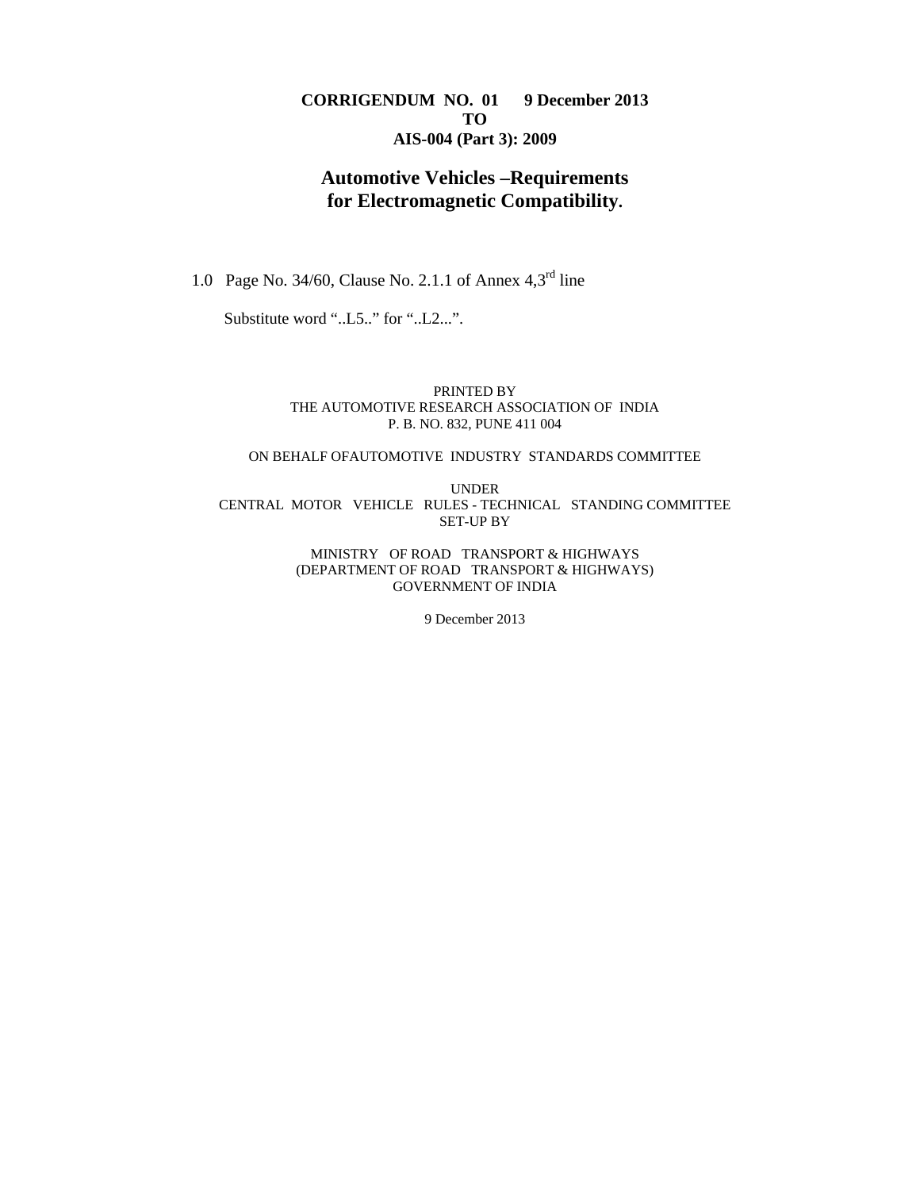**CORRIGENDUM NO. 01 9 December 2013**

**TO**

**AIS-004 (Part 3): 2009**

## Automotive Vehicles –Requirements for Electromagnetic Compatibility.

1.0 Page No. 34/60, Clause No. 2.1.1 of Annex 4,3[rd] line

Substitute word "..L5.." for "..L2...".

PRINTED BY
THE AUTOMOTIVE RESEARCH ASSOCIATION OF INDIA
P. B. NO. 832, PUNE 411 004

ON BEHALF OFAUTOMOTIVE INDUSTRY STANDARDS COMMITTEE

UNDER
CENTRAL MOTOR VEHICLE RULES - TECHNICAL STANDING COMMITTEE
SET-UP BY

MINISTRY OF ROAD TRANSPORT & HIGHWAYS
(DEPARTMENT OF ROAD TRANSPORT & HIGHWAYS)
GOVERNMENT OF INDIA

9 December 2013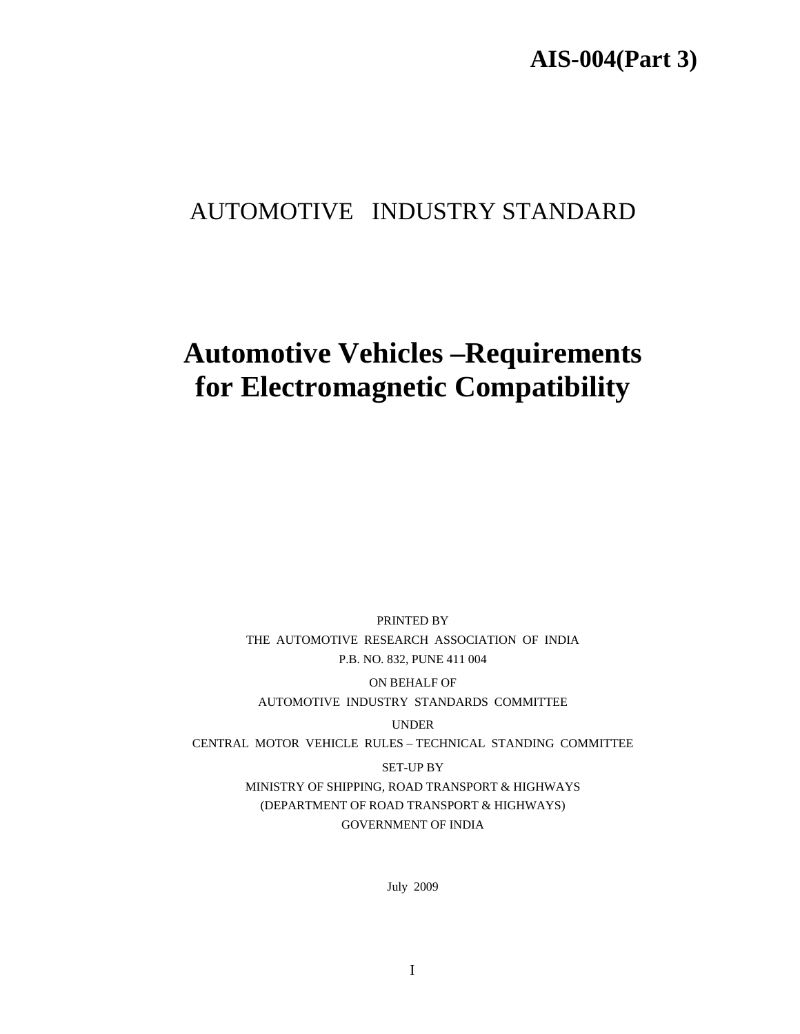**AIS-004(Part 3)**

AUTOMOTIVE INDUSTRY STANDARD

# Automotive Vehicles –Requirements for Electromagnetic Compatibility

PRINTED BY

THE AUTOMOTIVE RESEARCH ASSOCIATION OF INDIA

P.B. NO. 832, PUNE 411 004

ON BEHALF OF

AUTOMOTIVE INDUSTRY STANDARDS COMMITTEE

UNDER

CENTRAL MOTOR VEHICLE RULES – TECHNICAL STANDING COMMITTEE

SET-UP BY

MINISTRY OF SHIPPING, ROAD TRANSPORT & HIGHWAYS

(DEPARTMENT OF ROAD TRANSPORT & HIGHWAYS)

GOVERNMENT OF INDIA

July 2009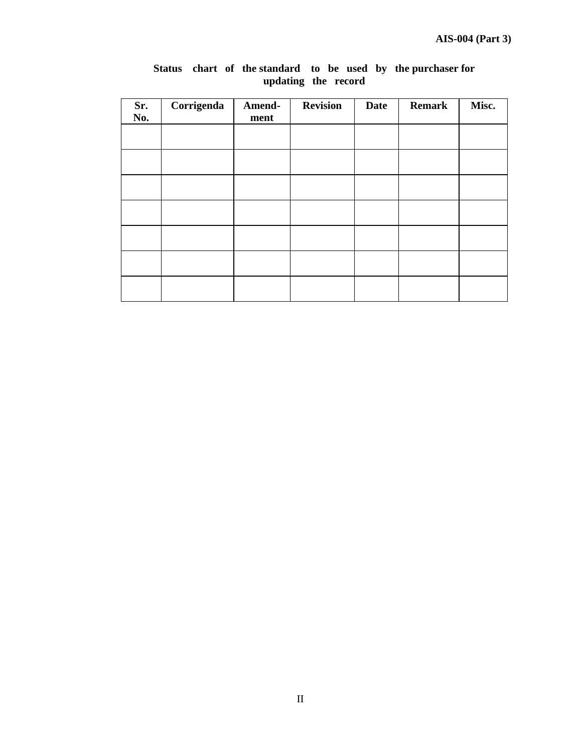**Status chart of the standard to be used by the purchaser for updating the record**

| Sr. No. | Corrigenda | Amend-ment | Revision | Date | Remark | Misc. |
|---|---|---|---|---|---|---|
| | | | | | | |
| | | | | | | |
| | | | | | | |
| | | | | | | |
| | | | | | | |
| | | | | | | |
| | | | | | | |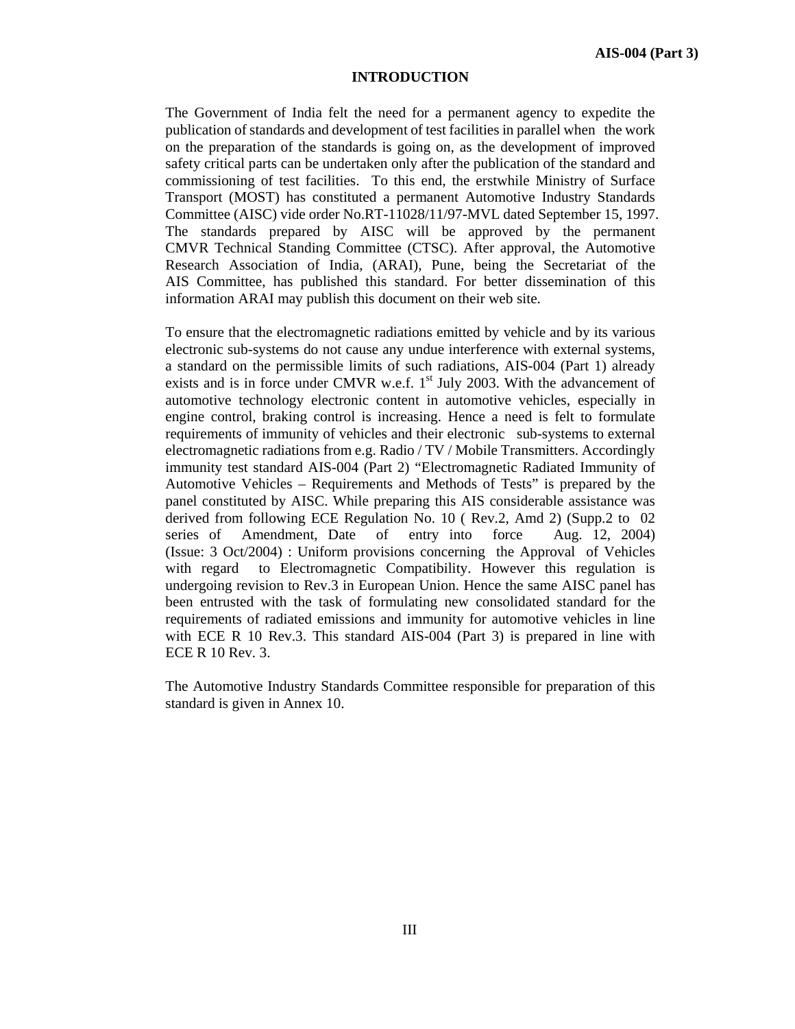# INTRODUCTION

The Government of India felt the need for a permanent agency to expedite the publication of standards and development of test facilities in parallel when the work on the preparation of the standards is going on, as the development of improved safety critical parts can be undertaken only after the publication of the standard and commissioning of test facilities. To this end, the erstwhile Ministry of Surface Transport (MOST) has constituted a permanent Automotive Industry Standards Committee (AISC) vide order No.RT-11028/11/97-MVL dated September 15, 1997. The standards prepared by AISC will be approved by the permanent CMVR Technical Standing Committee (CTSC). After approval, the Automotive Research Association of India, (ARAI), Pune, being the Secretariat of the AIS Committee, has published this standard. For better dissemination of this information ARAI may publish this document on their web site.

To ensure that the electromagnetic radiations emitted by vehicle and by its various electronic sub-systems do not cause any undue interference with external systems, a standard on the permissible limits of such radiations, AIS-004 (Part 1) already exists and is in force under CMVR w.e.f. 1st July 2003. With the advancement of automotive technology electronic content in automotive vehicles, especially in engine control, braking control is increasing. Hence a need is felt to formulate requirements of immunity of vehicles and their electronic sub-systems to external electromagnetic radiations from e.g. Radio / TV / Mobile Transmitters. Accordingly immunity test standard AIS-004 (Part 2) "Electromagnetic Radiated Immunity of Automotive Vehicles – Requirements and Methods of Tests" is prepared by the panel constituted by AISC. While preparing this AIS considerable assistance was derived from following ECE Regulation No. 10 ( Rev.2, Amd 2) (Supp.2 to 02 series of Amendment, Date of entry into force Aug. 12, 2004) (Issue: 3 Oct/2004) : Uniform provisions concerning the Approval of Vehicles with regard to Electromagnetic Compatibility. However this regulation is undergoing revision to Rev.3 in European Union. Hence the same AISC panel has been entrusted with the task of formulating new consolidated standard for the requirements of radiated emissions and immunity for automotive vehicles in line with ECE R 10 Rev.3. This standard AIS-004 (Part 3) is prepared in line with ECE R 10 Rev. 3.

The Automotive Industry Standards Committee responsible for preparation of this standard is given in Annex 10.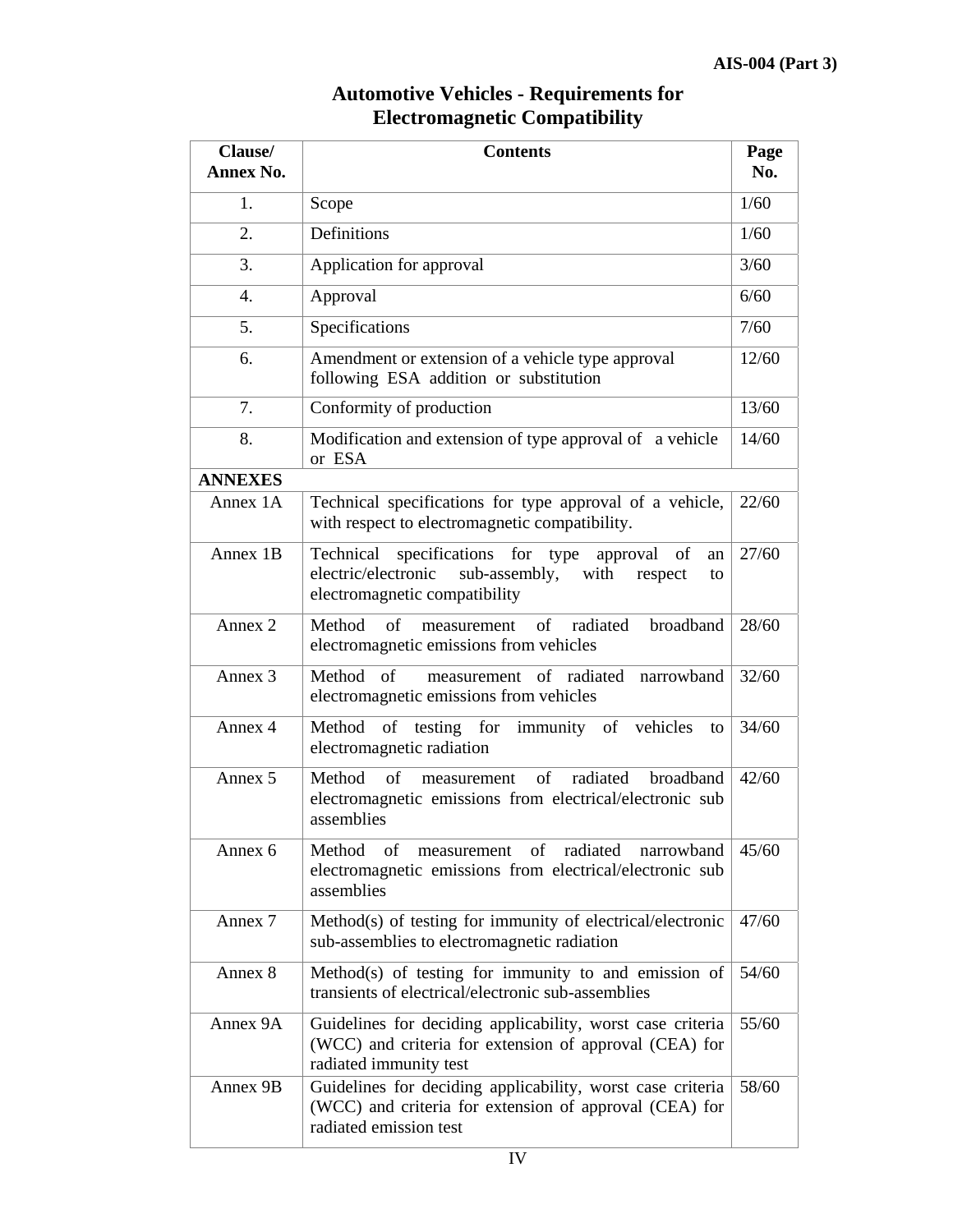# Automotive Vehicles - Requirements for Electromagnetic Compatibility

| Clause/ Annex No. | Contents | Page No. |
|---|---|---|
| 1. | Scope | 1/60 |
| 2. | Definitions | 1/60 |
| 3. | Application for approval | 3/60 |
| 4. | Approval | 6/60 |
| 5. | Specifications | 7/60 |
| 6. | Amendment or extension of a vehicle type approval following ESA addition or substitution | 12/60 |
| 7. | Conformity of production | 13/60 |
| 8. | Modification and extension of type approval of a vehicle or ESA | 14/60 |
| **ANNEXES** | | |
| Annex 1A | Technical specifications for type approval of a vehicle, with respect to electromagnetic compatibility. | 22/60 |
| Annex 1B | Technical specifications for type approval of an electric/electronic sub-assembly, with respect to electromagnetic compatibility | 27/60 |
| Annex 2 | Method of measurement of radiated broadband electromagnetic emissions from vehicles | 28/60 |
| Annex 3 | Method of measurement of radiated narrowband electromagnetic emissions from vehicles | 32/60 |
| Annex 4 | Method of testing for immunity of vehicles to electromagnetic radiation | 34/60 |
| Annex 5 | Method of measurement of radiated broadband electromagnetic emissions from electrical/electronic sub assemblies | 42/60 |
| Annex 6 | Method of measurement of radiated narrowband electromagnetic emissions from electrical/electronic sub assemblies | 45/60 |
| Annex 7 | Method(s) of testing for immunity of electrical/electronic sub-assemblies to electromagnetic radiation | 47/60 |
| Annex 8 | Method(s) of testing for immunity to and emission of transients of electrical/electronic sub-assemblies | 54/60 |
| Annex 9A | Guidelines for deciding applicability, worst case criteria (WCC) and criteria for extension of approval (CEA) for radiated immunity test | 55/60 |
| Annex 9B | Guidelines for deciding applicability, worst case criteria (WCC) and criteria for extension of approval (CEA) for radiated emission test | 58/60 |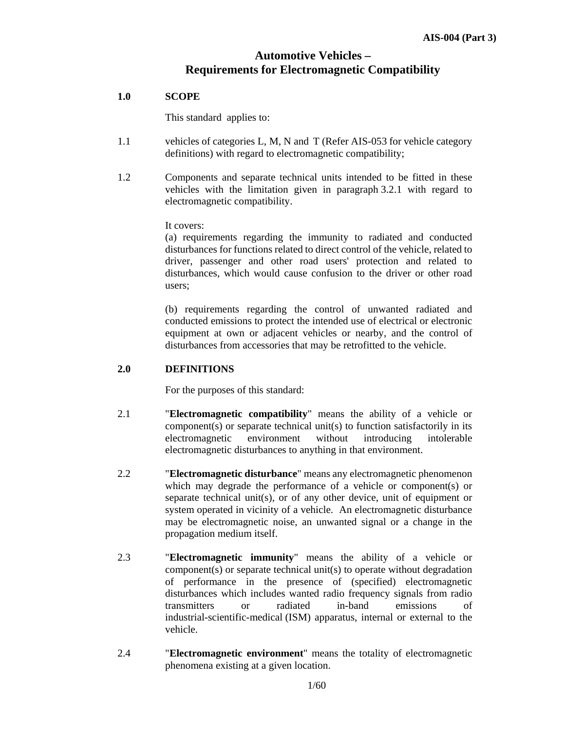# Automotive Vehicles – Requirements for Electromagnetic Compatibility

## 1.0 SCOPE

This standard applies to:

1.1 vehicles of categories L, M, N and T (Refer AIS-053 for vehicle category definitions) with regard to electromagnetic compatibility;

1.2 Components and separate technical units intended to be fitted in these vehicles with the limitation given in paragraph 3.2.1 with regard to electromagnetic compatibility.

It covers:

(a) requirements regarding the immunity to radiated and conducted disturbances for functions related to direct control of the vehicle, related to driver, passenger and other road users' protection and related to disturbances, which would cause confusion to the driver or other road users;

(b) requirements regarding the control of unwanted radiated and conducted emissions to protect the intended use of electrical or electronic equipment at own or adjacent vehicles or nearby, and the control of disturbances from accessories that may be retrofitted to the vehicle.

## 2.0 DEFINITIONS

For the purposes of this standard:

2.1 "**Electromagnetic compatibility**" means the ability of a vehicle or component(s) or separate technical unit(s) to function satisfactorily in its electromagnetic environment without introducing intolerable electromagnetic disturbances to anything in that environment.

2.2 "**Electromagnetic disturbance**" means any electromagnetic phenomenon which may degrade the performance of a vehicle or component(s) or separate technical unit(s), or of any other device, unit of equipment or system operated in vicinity of a vehicle. An electromagnetic disturbance may be electromagnetic noise, an unwanted signal or a change in the propagation medium itself.

2.3 "**Electromagnetic immunity**" means the ability of a vehicle or component(s) or separate technical unit(s) to operate without degradation of performance in the presence of (specified) electromagnetic disturbances which includes wanted radio frequency signals from radio transmitters or radiated in-band emissions of industrial-scientific-medical (ISM) apparatus, internal or external to the vehicle.

2.4 "**Electromagnetic environment**" means the totality of electromagnetic phenomena existing at a given location.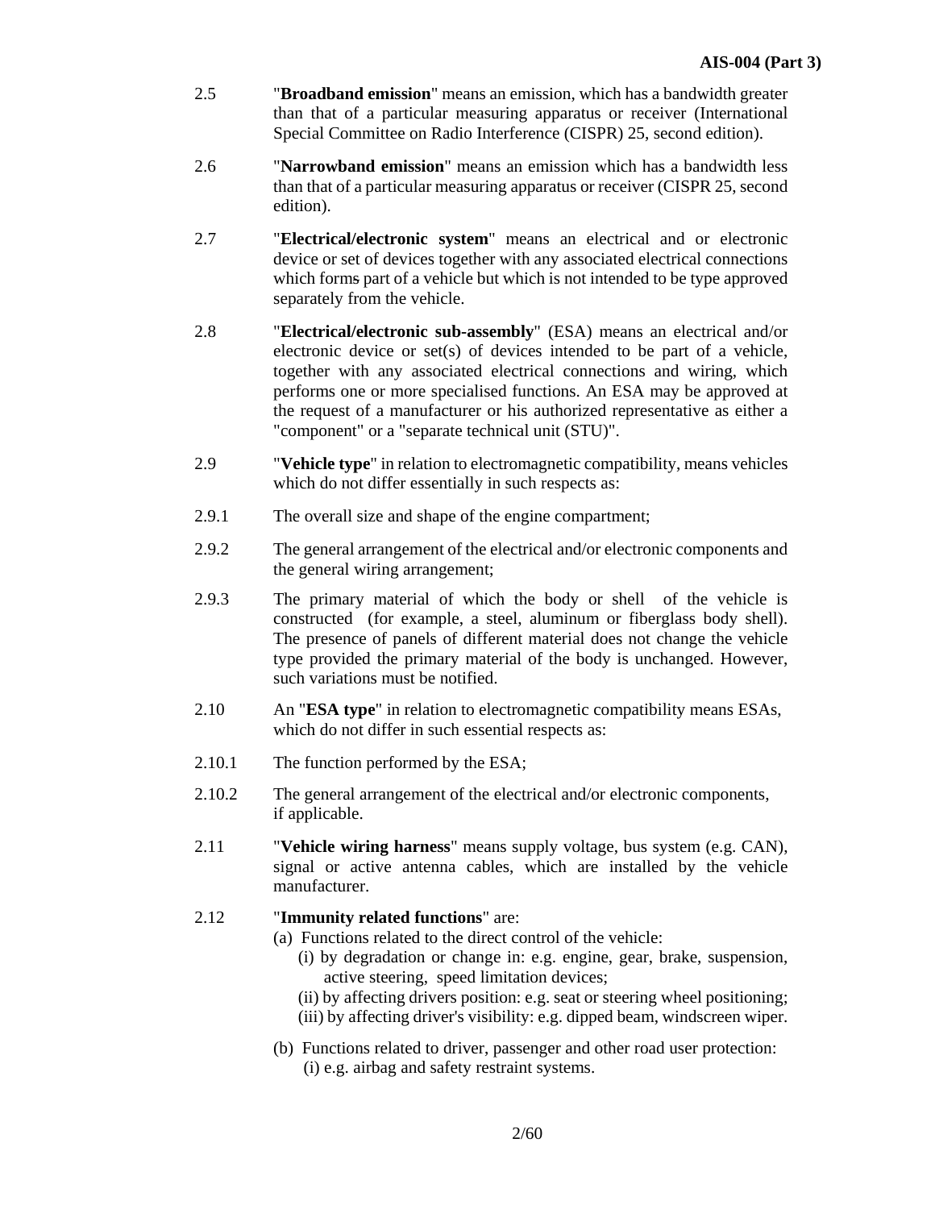2.5 "**Broadband emission**" means an emission, which has a bandwidth greater than that of a particular measuring apparatus or receiver (International Special Committee on Radio Interference (CISPR) 25, second edition).

2.6 "**Narrowband emission**" means an emission which has a bandwidth less than that of a particular measuring apparatus or receiver (CISPR 25, second edition).

2.7 "**Electrical/electronic system**" means an electrical and or electronic device or set of devices together with any associated electrical connections which forms part of a vehicle but which is not intended to be type approved separately from the vehicle.

2.8 "**Electrical/electronic sub-assembly**" (ESA) means an electrical and/or electronic device or set(s) of devices intended to be part of a vehicle, together with any associated electrical connections and wiring, which performs one or more specialised functions. An ESA may be approved at the request of a manufacturer or his authorized representative as either a "component" or a "separate technical unit (STU)".

2.9 "**Vehicle type**" in relation to electromagnetic compatibility, means vehicles which do not differ essentially in such respects as:

2.9.1 The overall size and shape of the engine compartment;

2.9.2 The general arrangement of the electrical and/or electronic components and the general wiring arrangement;

2.9.3 The primary material of which the body or shell of the vehicle is constructed (for example, a steel, aluminum or fiberglass body shell). The presence of panels of different material does not change the vehicle type provided the primary material of the body is unchanged. However, such variations must be notified.

2.10 An "**ESA type**" in relation to electromagnetic compatibility means ESAs, which do not differ in such essential respects as:

2.10.1 The function performed by the ESA;

2.10.2 The general arrangement of the electrical and/or electronic components, if applicable.

2.11 "**Vehicle wiring harness**" means supply voltage, bus system (e.g. CAN), signal or active antenna cables, which are installed by the vehicle manufacturer.

2.12 "**Immunity related functions**" are:

(a) Functions related to the direct control of the vehicle:
   - (i) by degradation or change in: e.g. engine, gear, brake, suspension, active steering, speed limitation devices;
   - (ii) by affecting drivers position: e.g. seat or steering wheel positioning;
   - (iii) by affecting driver's visibility: e.g. dipped beam, windscreen wiper.

(b) Functions related to driver, passenger and other road user protection:
   - (i) e.g. airbag and safety restraint systems.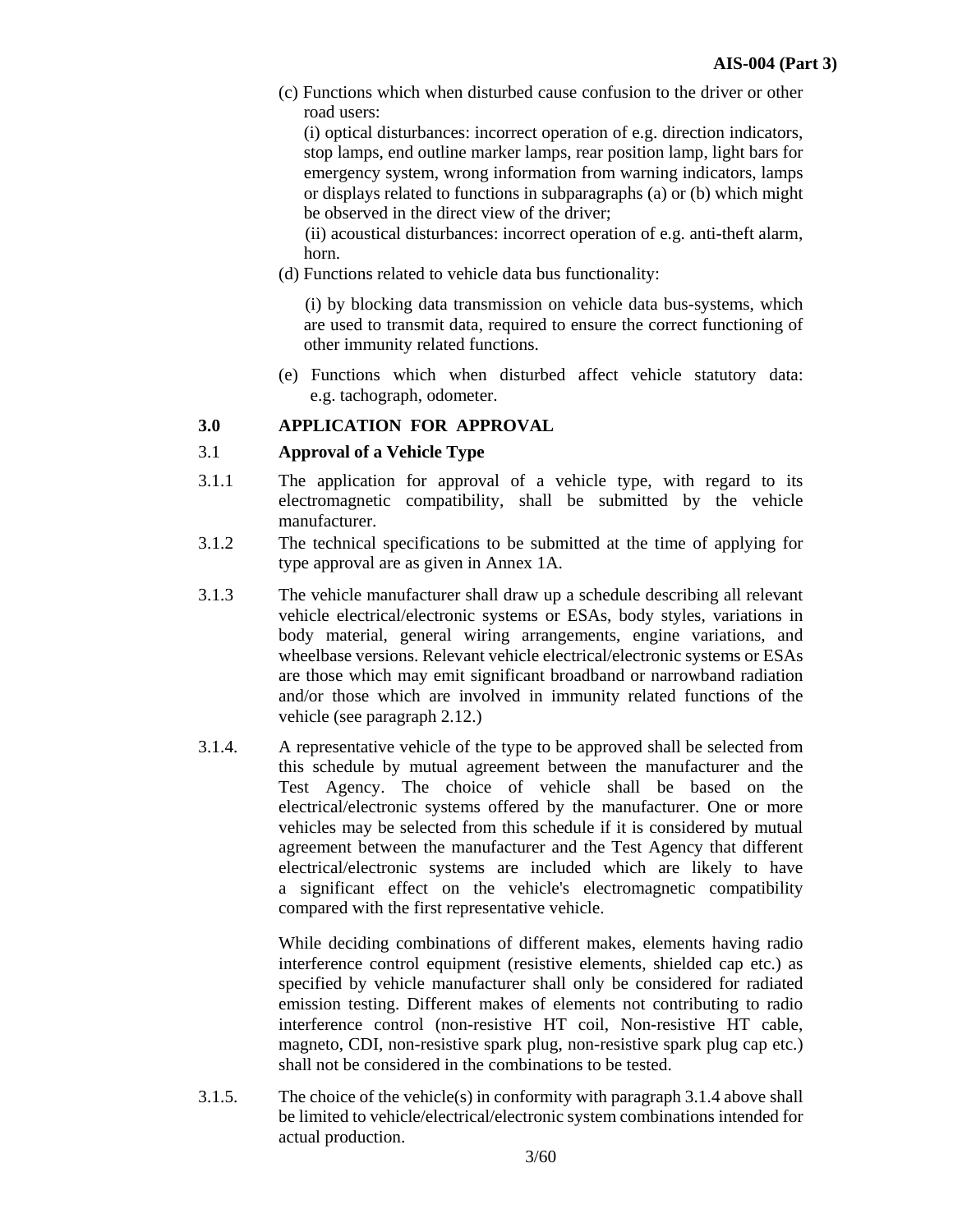(c) Functions which when disturbed cause confusion to the driver or other road users:

(i) optical disturbances: incorrect operation of e.g. direction indicators, stop lamps, end outline marker lamps, rear position lamp, light bars for emergency system, wrong information from warning indicators, lamps or displays related to functions in subparagraphs (a) or (b) which might be observed in the direct view of the driver;

(ii) acoustical disturbances: incorrect operation of e.g. anti-theft alarm, horn.

(d) Functions related to vehicle data bus functionality:

(i) by blocking data transmission on vehicle data bus-systems, which are used to transmit data, required to ensure the correct functioning of other immunity related functions.

(e) Functions which when disturbed affect vehicle statutory data: e.g. tachograph, odometer.

## 3.0 APPLICATION FOR APPROVAL

### 3.1 Approval of a Vehicle Type

3.1.1 The application for approval of a vehicle type, with regard to its electromagnetic compatibility, shall be submitted by the vehicle manufacturer.

3.1.2 The technical specifications to be submitted at the time of applying for type approval are as given in Annex 1A.

3.1.3 The vehicle manufacturer shall draw up a schedule describing all relevant vehicle electrical/electronic systems or ESAs, body styles, variations in body material, general wiring arrangements, engine variations, and wheelbase versions. Relevant vehicle electrical/electronic systems or ESAs are those which may emit significant broadband or narrowband radiation and/or those which are involved in immunity related functions of the vehicle (see paragraph 2.12.)

3.1.4. A representative vehicle of the type to be approved shall be selected from this schedule by mutual agreement between the manufacturer and the Test Agency. The choice of vehicle shall be based on the electrical/electronic systems offered by the manufacturer. One or more vehicles may be selected from this schedule if it is considered by mutual agreement between the manufacturer and the Test Agency that different electrical/electronic systems are included which are likely to have a significant effect on the vehicle's electromagnetic compatibility compared with the first representative vehicle.

While deciding combinations of different makes, elements having radio interference control equipment (resistive elements, shielded cap etc.) as specified by vehicle manufacturer shall only be considered for radiated emission testing. Different makes of elements not contributing to radio interference control (non-resistive HT coil, Non-resistive HT cable, magneto, CDI, non-resistive spark plug, non-resistive spark plug cap etc.) shall not be considered in the combinations to be tested.

3.1.5. The choice of the vehicle(s) in conformity with paragraph 3.1.4 above shall be limited to vehicle/electrical/electronic system combinations intended for actual production.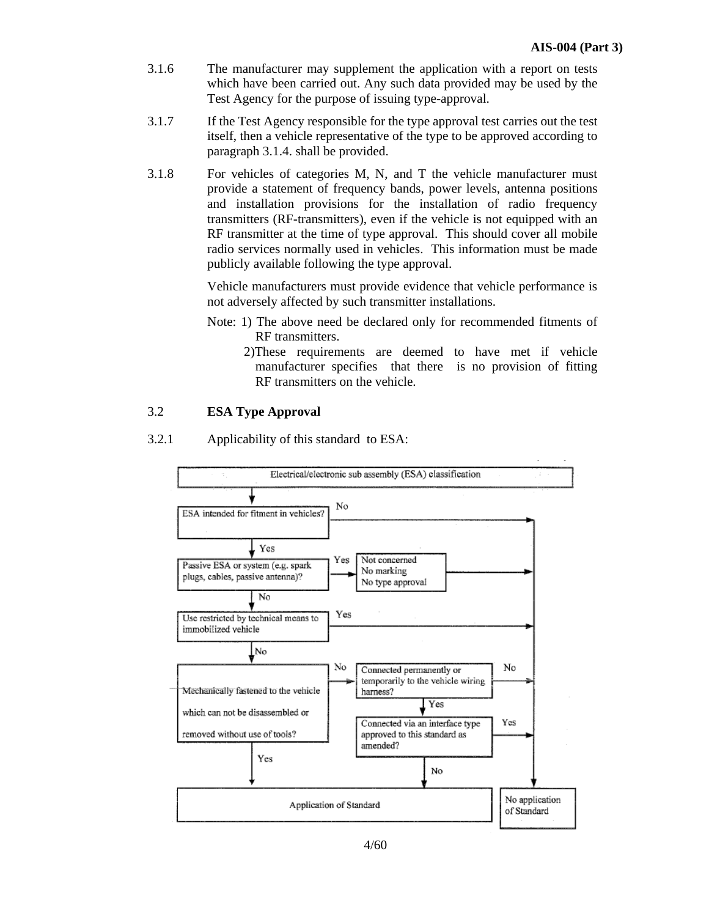3.1.6 The manufacturer may supplement the application with a report on tests which have been carried out. Any such data provided may be used by the Test Agency for the purpose of issuing type-approval.

3.1.7 If the Test Agency responsible for the type approval test carries out the test itself, then a vehicle representative of the type to be approved according to paragraph 3.1.4. shall be provided.

3.1.8 For vehicles of categories M, N, and T the vehicle manufacturer must provide a statement of frequency bands, power levels, antenna positions and installation provisions for the installation of radio frequency transmitters (RF-transmitters), even if the vehicle is not equipped with an RF transmitter at the time of type approval. This should cover all mobile radio services normally used in vehicles. This information must be made publicly available following the type approval.

Vehicle manufacturers must provide evidence that vehicle performance is not adversely affected by such transmitter installations.

Note: 1) The above need be declared only for recommended fitments of RF transmitters.

2) These requirements are deemed to have met if vehicle manufacturer specifies that there is no provision of fitting RF transmitters on the vehicle.

3.2 **ESA Type Approval**

3.2.1 Applicability of this standard to ESA:

Electrical/electronic sub assembly (ESA) classification

- ESA intended for fitment in vehicles?
  - No → No application of Standard
  - Yes → Passive ESA or system (e.g. spark plugs, cables, passive antenna)?
    - Yes → Not concerned / No marking / No type approval → No application of Standard
    - No → Use restricted by technical means to immobilized vehicle
      - Yes → No application of Standard
      - No → Mechanically fastened to the vehicle which can not be disassembled or removed without use of tools?
        - Yes → Application of Standard
        - No → Connected permanently or temporarily to the vehicle wiring harness?
          - No → No application of Standard
          - Yes → Connected via an interface type approved to this standard as amended?
            - Yes → No application of Standard
            - No → Application of Standard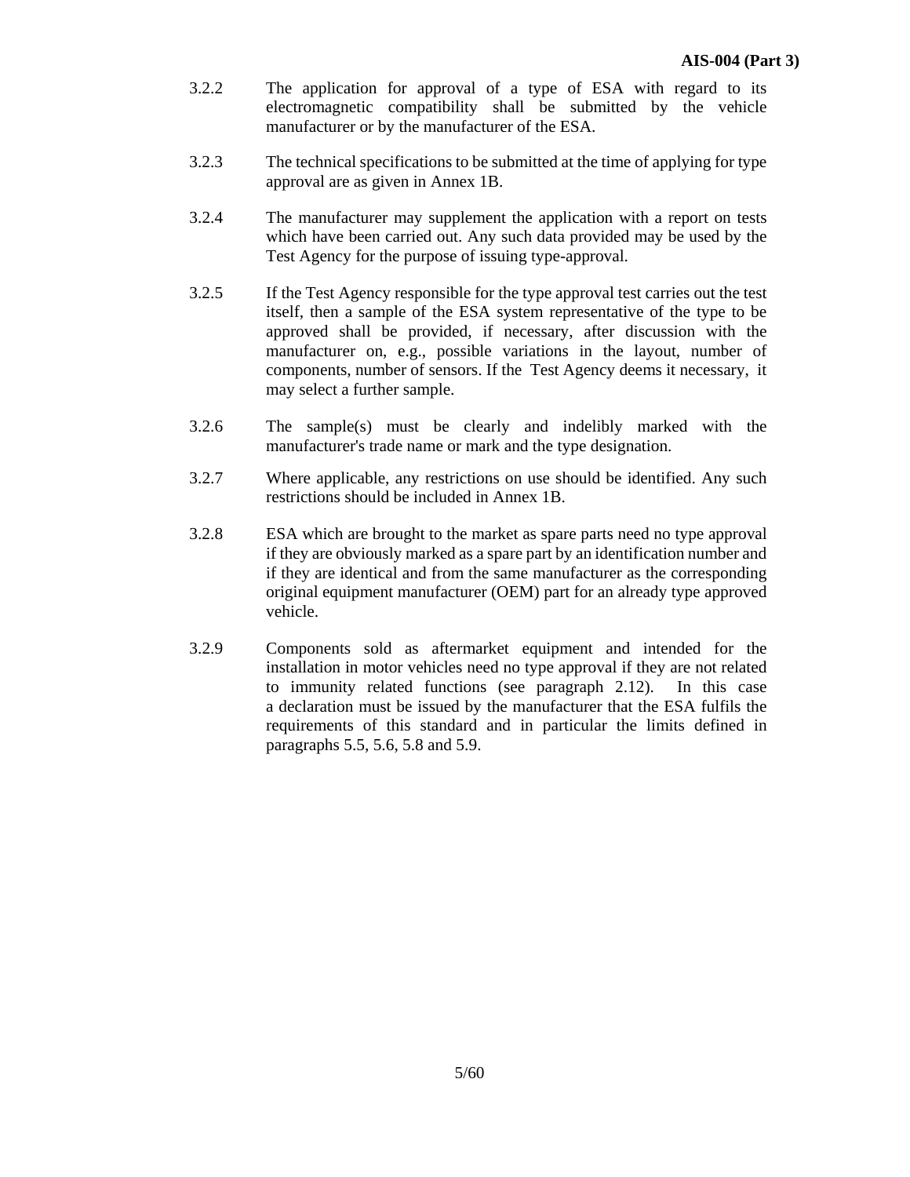3.2.2 The application for approval of a type of ESA with regard to its electromagnetic compatibility shall be submitted by the vehicle manufacturer or by the manufacturer of the ESA.

3.2.3 The technical specifications to be submitted at the time of applying for type approval are as given in Annex 1B.

3.2.4 The manufacturer may supplement the application with a report on tests which have been carried out. Any such data provided may be used by the Test Agency for the purpose of issuing type-approval.

3.2.5 If the Test Agency responsible for the type approval test carries out the test itself, then a sample of the ESA system representative of the type to be approved shall be provided, if necessary, after discussion with the manufacturer on, e.g., possible variations in the layout, number of components, number of sensors. If the Test Agency deems it necessary, it may select a further sample.

3.2.6 The sample(s) must be clearly and indelibly marked with the manufacturer's trade name or mark and the type designation.

3.2.7 Where applicable, any restrictions on use should be identified. Any such restrictions should be included in Annex 1B.

3.2.8 ESA which are brought to the market as spare parts need no type approval if they are obviously marked as a spare part by an identification number and if they are identical and from the same manufacturer as the corresponding original equipment manufacturer (OEM) part for an already type approved vehicle.

3.2.9 Components sold as aftermarket equipment and intended for the installation in motor vehicles need no type approval if they are not related to immunity related functions (see paragraph 2.12). In this case a declaration must be issued by the manufacturer that the ESA fulfils the requirements of this standard and in particular the limits defined in paragraphs 5.5, 5.6, 5.8 and 5.9.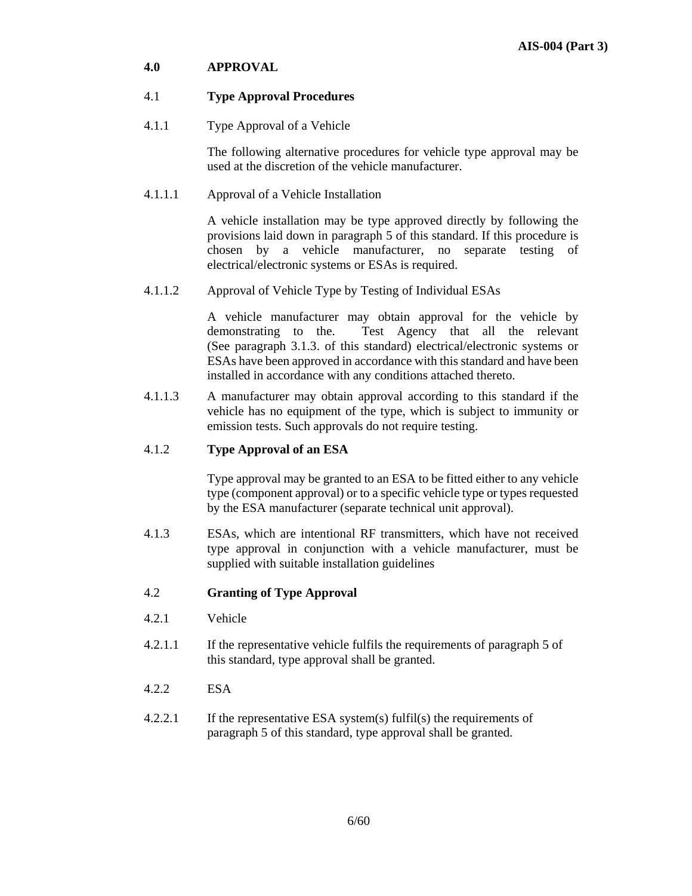## 4.0 APPROVAL

### 4.1 Type Approval Procedures

4.1.1 Type Approval of a Vehicle

The following alternative procedures for vehicle type approval may be used at the discretion of the vehicle manufacturer.

4.1.1.1 Approval of a Vehicle Installation

A vehicle installation may be type approved directly by following the provisions laid down in paragraph 5 of this standard. If this procedure is chosen by a vehicle manufacturer, no separate testing of electrical/electronic systems or ESAs is required.

4.1.1.2 Approval of Vehicle Type by Testing of Individual ESAs

A vehicle manufacturer may obtain approval for the vehicle by demonstrating to the. Test Agency that all the relevant (See paragraph 3.1.3. of this standard) electrical/electronic systems or ESAs have been approved in accordance with this standard and have been installed in accordance with any conditions attached thereto.

4.1.1.3 A manufacturer may obtain approval according to this standard if the vehicle has no equipment of the type, which is subject to immunity or emission tests. Such approvals do not require testing.

4.1.2 **Type Approval of an ESA**

Type approval may be granted to an ESA to be fitted either to any vehicle type (component approval) or to a specific vehicle type or types requested by the ESA manufacturer (separate technical unit approval).

4.1.3 ESAs, which are intentional RF transmitters, which have not received type approval in conjunction with a vehicle manufacturer, must be supplied with suitable installation guidelines

### 4.2 Granting of Type Approval

4.2.1 Vehicle

4.2.1.1 If the representative vehicle fulfils the requirements of paragraph 5 of this standard, type approval shall be granted.

4.2.2 ESA

4.2.2.1 If the representative ESA system(s) fulfil(s) the requirements of paragraph 5 of this standard, type approval shall be granted.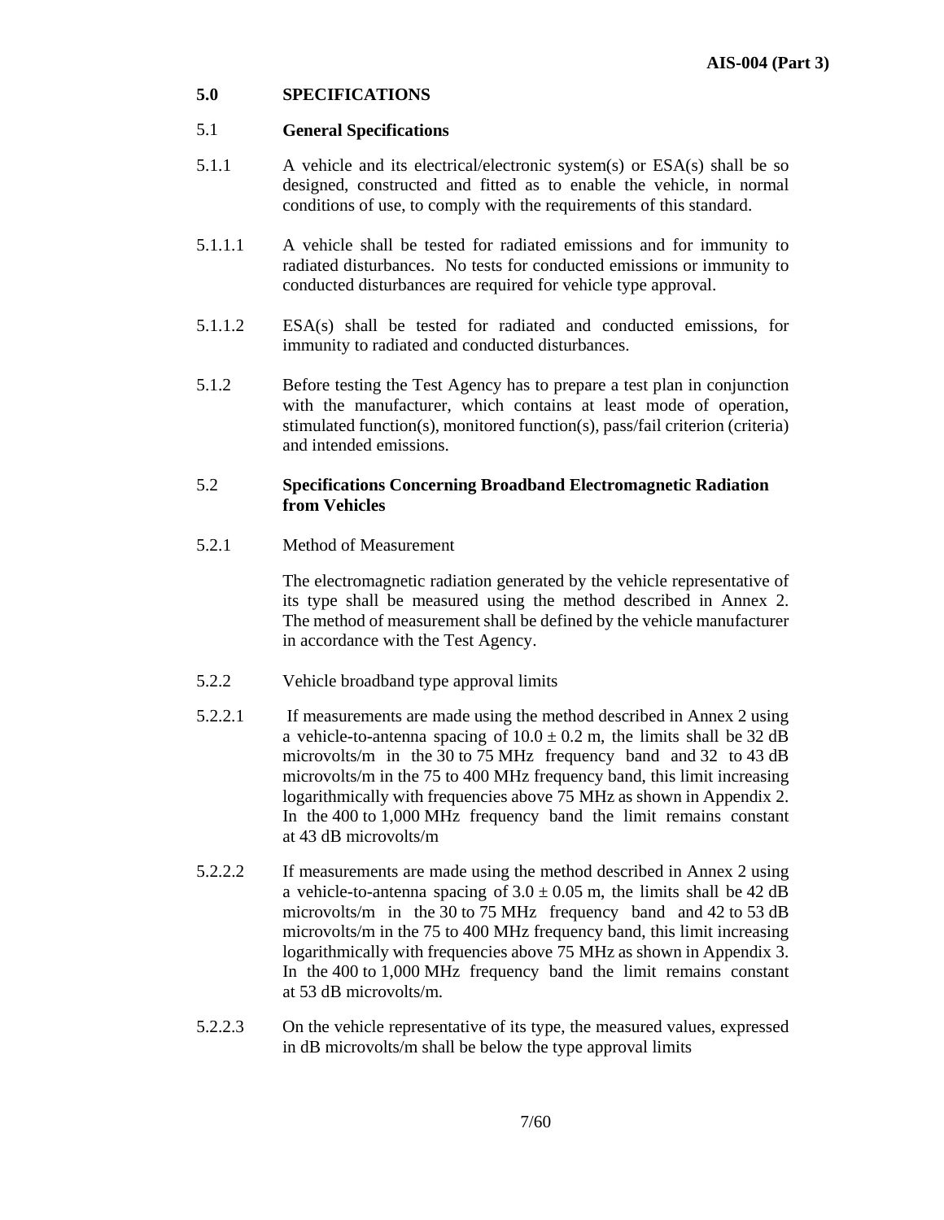## 5.0 SPECIFICATIONS

### 5.1 General Specifications

5.1.1 A vehicle and its electrical/electronic system(s) or ESA(s) shall be so designed, constructed and fitted as to enable the vehicle, in normal conditions of use, to comply with the requirements of this standard.

5.1.1.1 A vehicle shall be tested for radiated emissions and for immunity to radiated disturbances. No tests for conducted emissions or immunity to conducted disturbances are required for vehicle type approval.

5.1.1.2 ESA(s) shall be tested for radiated and conducted emissions, for immunity to radiated and conducted disturbances.

5.1.2 Before testing the Test Agency has to prepare a test plan in conjunction with the manufacturer, which contains at least mode of operation, stimulated function(s), monitored function(s), pass/fail criterion (criteria) and intended emissions.

### 5.2 Specifications Concerning Broadband Electromagnetic Radiation from Vehicles

5.2.1 Method of Measurement

The electromagnetic radiation generated by the vehicle representative of its type shall be measured using the method described in Annex 2. The method of measurement shall be defined by the vehicle manufacturer in accordance with the Test Agency.

5.2.2 Vehicle broadband type approval limits

5.2.2.1 If measurements are made using the method described in Annex 2 using a vehicle-to-antenna spacing of $10.0 \pm 0.2$ m, the limits shall be 32 dB microvolts/m in the 30 to 75 MHz frequency band and 32 to 43 dB microvolts/m in the 75 to 400 MHz frequency band, this limit increasing logarithmically with frequencies above 75 MHz as shown in Appendix 2. In the 400 to 1,000 MHz frequency band the limit remains constant at 43 dB microvolts/m

5.2.2.2 If measurements are made using the method described in Annex 2 using a vehicle-to-antenna spacing of $3.0 \pm 0.05$ m, the limits shall be 42 dB microvolts/m in the 30 to 75 MHz frequency band and 42 to 53 dB microvolts/m in the 75 to 400 MHz frequency band, this limit increasing logarithmically with frequencies above 75 MHz as shown in Appendix 3. In the 400 to 1,000 MHz frequency band the limit remains constant at 53 dB microvolts/m.

5.2.2.3 On the vehicle representative of its type, the measured values, expressed in dB microvolts/m shall be below the type approval limits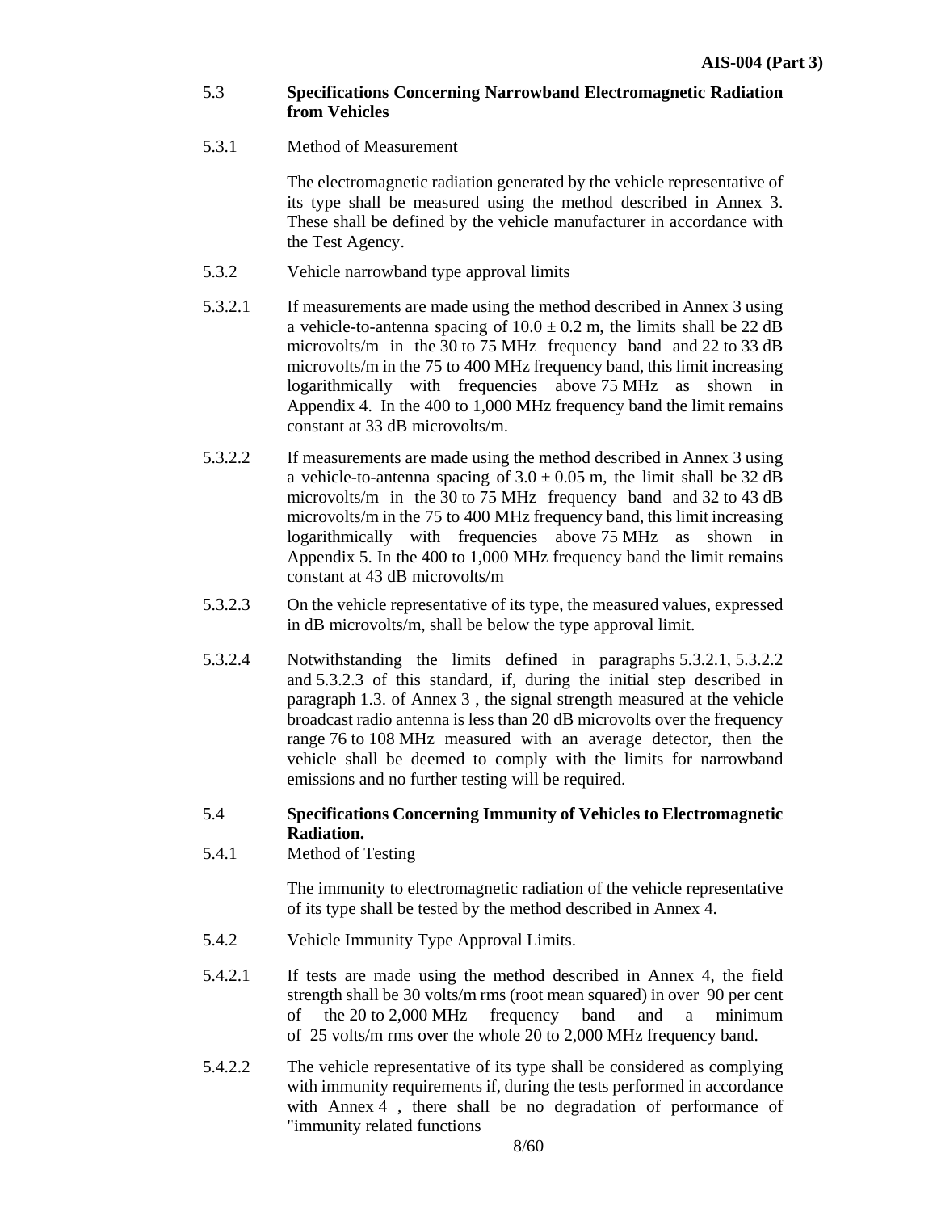**5.3 Specifications Concerning Narrowband Electromagnetic Radiation from Vehicles**

5.3.1 Method of Measurement

The electromagnetic radiation generated by the vehicle representative of its type shall be measured using the method described in Annex 3. These shall be defined by the vehicle manufacturer in accordance with the Test Agency.

5.3.2 Vehicle narrowband type approval limits

5.3.2.1 If measurements are made using the method described in Annex 3 using a vehicle-to-antenna spacing of $10.0 \pm 0.2$ m, the limits shall be 22 dB microvolts/m in the 30 to 75 MHz frequency band and 22 to 33 dB microvolts/m in the 75 to 400 MHz frequency band, this limit increasing logarithmically with frequencies above 75 MHz as shown in Appendix 4. In the 400 to 1,000 MHz frequency band the limit remains constant at 33 dB microvolts/m.

5.3.2.2 If measurements are made using the method described in Annex 3 using a vehicle-to-antenna spacing of $3.0 \pm 0.05$ m, the limit shall be 32 dB microvolts/m in the 30 to 75 MHz frequency band and 32 to 43 dB microvolts/m in the 75 to 400 MHz frequency band, this limit increasing logarithmically with frequencies above 75 MHz as shown in Appendix 5. In the 400 to 1,000 MHz frequency band the limit remains constant at 43 dB microvolts/m

5.3.2.3 On the vehicle representative of its type, the measured values, expressed in dB microvolts/m, shall be below the type approval limit.

5.3.2.4 Notwithstanding the limits defined in paragraphs 5.3.2.1, 5.3.2.2 and 5.3.2.3 of this standard, if, during the initial step described in paragraph 1.3. of Annex 3 , the signal strength measured at the vehicle broadcast radio antenna is less than 20 dB microvolts over the frequency range 76 to 108 MHz measured with an average detector, then the vehicle shall be deemed to comply with the limits for narrowband emissions and no further testing will be required.

**5.4 Specifications Concerning Immunity of Vehicles to Electromagnetic Radiation.**

5.4.1 Method of Testing

The immunity to electromagnetic radiation of the vehicle representative of its type shall be tested by the method described in Annex 4.

5.4.2 Vehicle Immunity Type Approval Limits.

5.4.2.1 If tests are made using the method described in Annex 4, the field strength shall be 30 volts/m rms (root mean squared) in over 90 per cent of the 20 to 2,000 MHz frequency band and a minimum of 25 volts/m rms over the whole 20 to 2,000 MHz frequency band.

5.4.2.2 The vehicle representative of its type shall be considered as complying with immunity requirements if, during the tests performed in accordance with Annex 4 , there shall be no degradation of performance of "immunity related functions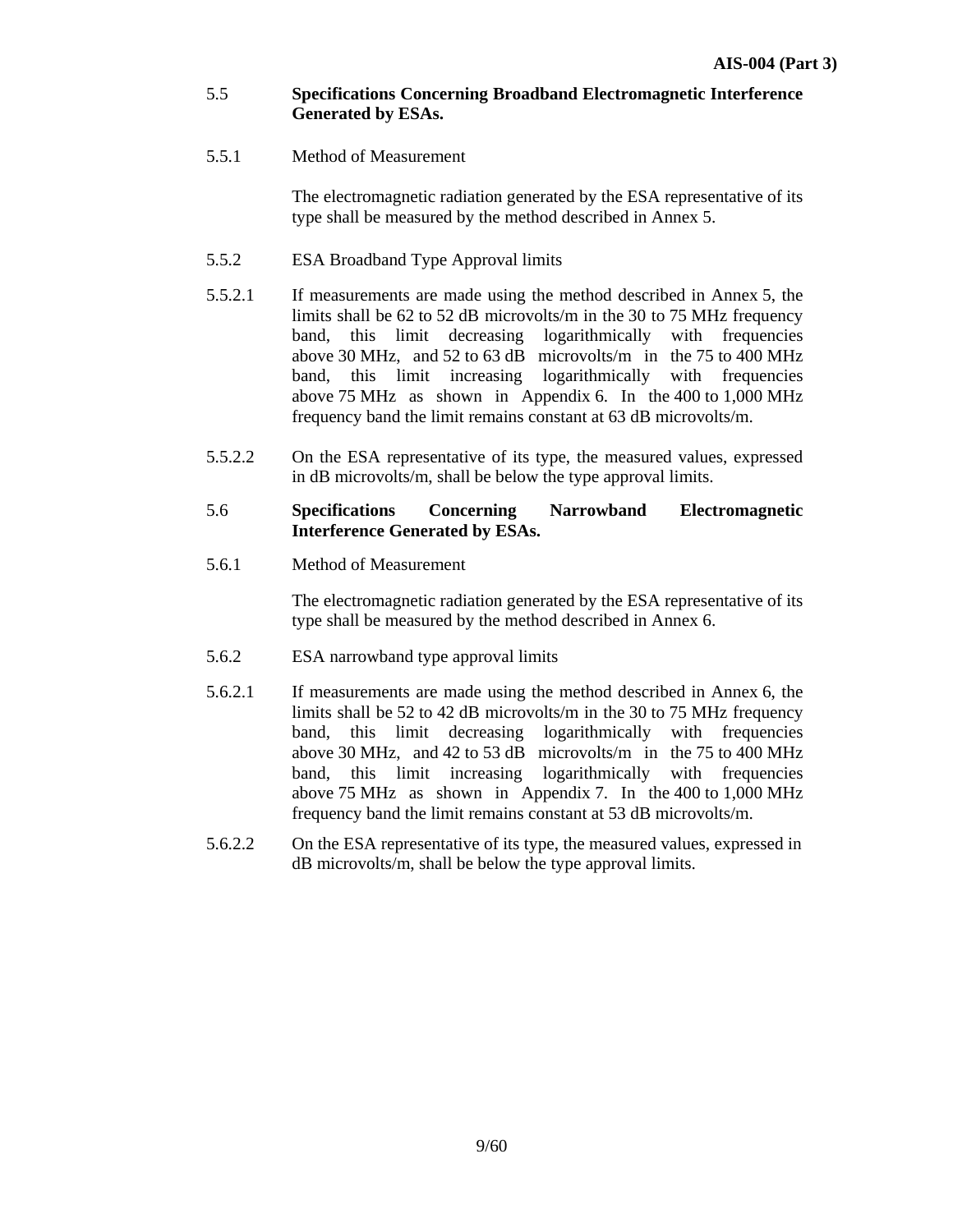5.5 **Specifications Concerning Broadband Electromagnetic Interference Generated by ESAs.**

5.5.1 Method of Measurement

The electromagnetic radiation generated by the ESA representative of its type shall be measured by the method described in Annex 5.

5.5.2 ESA Broadband Type Approval limits

5.5.2.1 If measurements are made using the method described in Annex 5, the limits shall be 62 to 52 dB microvolts/m in the 30 to 75 MHz frequency band, this limit decreasing logarithmically with frequencies above 30 MHz, and 52 to 63 dB microvolts/m in the 75 to 400 MHz band, this limit increasing logarithmically with frequencies above 75 MHz as shown in Appendix 6. In the 400 to 1,000 MHz frequency band the limit remains constant at 63 dB microvolts/m.

5.5.2.2 On the ESA representative of its type, the measured values, expressed in dB microvolts/m, shall be below the type approval limits.

5.6 **Specifications Concerning Narrowband Electromagnetic Interference Generated by ESAs.**

5.6.1 Method of Measurement

The electromagnetic radiation generated by the ESA representative of its type shall be measured by the method described in Annex 6.

5.6.2 ESA narrowband type approval limits

5.6.2.1 If measurements are made using the method described in Annex 6, the limits shall be 52 to 42 dB microvolts/m in the 30 to 75 MHz frequency band, this limit decreasing logarithmically with frequencies above 30 MHz, and 42 to 53 dB microvolts/m in the 75 to 400 MHz band, this limit increasing logarithmically with frequencies above 75 MHz as shown in Appendix 7. In the 400 to 1,000 MHz frequency band the limit remains constant at 53 dB microvolts/m.

5.6.2.2 On the ESA representative of its type, the measured values, expressed in dB microvolts/m, shall be below the type approval limits.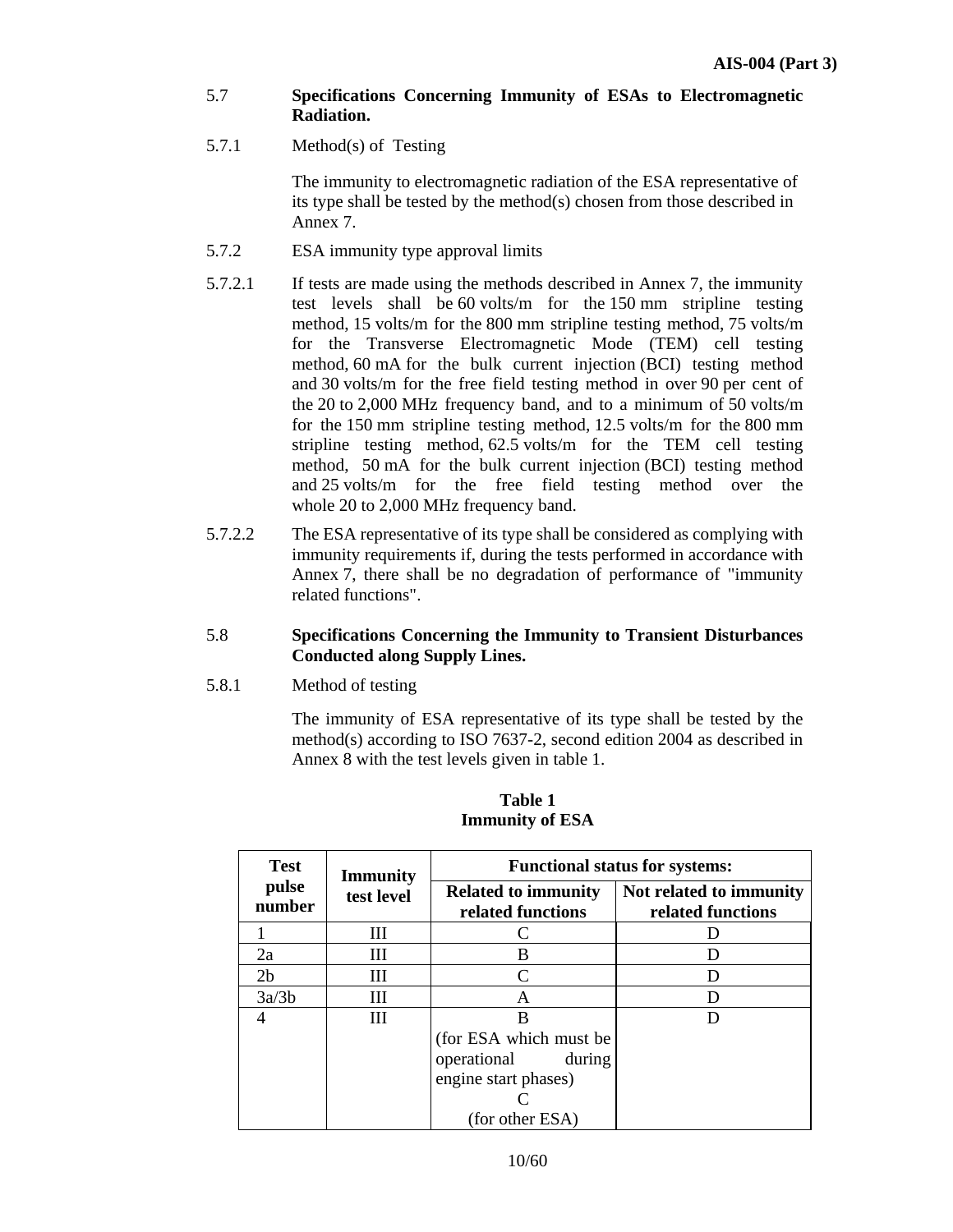5.7 **Specifications Concerning Immunity of ESAs to Electromagnetic Radiation.**

5.7.1 Method(s) of Testing

The immunity to electromagnetic radiation of the ESA representative of its type shall be tested by the method(s) chosen from those described in Annex 7.

5.7.2 ESA immunity type approval limits

5.7.2.1 If tests are made using the methods described in Annex 7, the immunity test levels shall be 60 volts/m for the 150 mm stripline testing method, 15 volts/m for the 800 mm stripline testing method, 75 volts/m for the Transverse Electromagnetic Mode (TEM) cell testing method, 60 mA for the bulk current injection (BCI) testing method and 30 volts/m for the free field testing method in over 90 per cent of the 20 to 2,000 MHz frequency band, and to a minimum of 50 volts/m for the 150 mm stripline testing method, 12.5 volts/m for the 800 mm stripline testing method, 62.5 volts/m for the TEM cell testing method, 50 mA for the bulk current injection (BCI) testing method and 25 volts/m for the free field testing method over the whole 20 to 2,000 MHz frequency band.

5.7.2.2 The ESA representative of its type shall be considered as complying with immunity requirements if, during the tests performed in accordance with Annex 7, there shall be no degradation of performance of "immunity related functions".

5.8 **Specifications Concerning the Immunity to Transient Disturbances Conducted along Supply Lines.**

5.8.1 Method of testing

The immunity of ESA representative of its type shall be tested by the method(s) according to ISO 7637-2, second edition 2004 as described in Annex 8 with the test levels given in table 1.

**Table 1**
**Immunity of ESA**

| Test pulse number | Immunity test level | Functional status for systems: | |
|---|---|---|---|
| | | Related to immunity related functions | Not related to immunity related functions |
| 1 | III | C | D |
| 2a | III | B | D |
| 2b | III | C | D |
| 3a/3b | III | A | D |
| 4 | III | B (for ESA which must be operational during engine start phases) C (for other ESA) | D |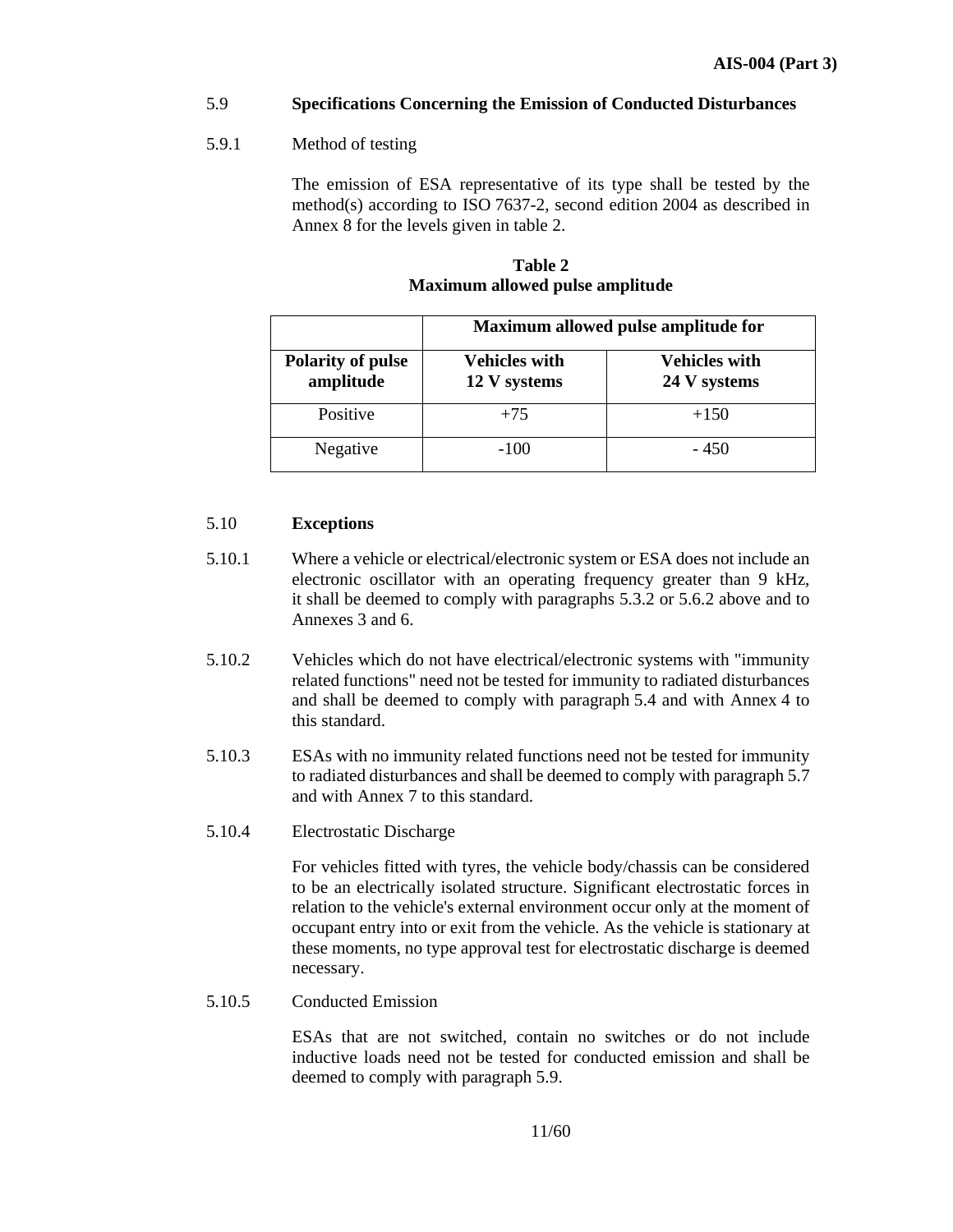5.9 **Specifications Concerning the Emission of Conducted Disturbances**

5.9.1 Method of testing

The emission of ESA representative of its type shall be tested by the method(s) according to ISO 7637-2, second edition 2004 as described in Annex 8 for the levels given in table 2.

**Table 2**
**Maximum allowed pulse amplitude**

| | **Maximum allowed pulse amplitude for** | |
|---|---|---|
| **Polarity of pulse amplitude** | **Vehicles with 12 V systems** | **Vehicles with 24 V systems** |
| Positive | +75 | +150 |
| Negative | -100 | - 450 |

5.10 **Exceptions**

5.10.1 Where a vehicle or electrical/electronic system or ESA does not include an electronic oscillator with an operating frequency greater than 9 kHz, it shall be deemed to comply with paragraphs 5.3.2 or 5.6.2 above and to Annexes 3 and 6.

5.10.2 Vehicles which do not have electrical/electronic systems with "immunity related functions" need not be tested for immunity to radiated disturbances and shall be deemed to comply with paragraph 5.4 and with Annex 4 to this standard.

5.10.3 ESAs with no immunity related functions need not be tested for immunity to radiated disturbances and shall be deemed to comply with paragraph 5.7 and with Annex 7 to this standard.

5.10.4 Electrostatic Discharge

For vehicles fitted with tyres, the vehicle body/chassis can be considered to be an electrically isolated structure. Significant electrostatic forces in relation to the vehicle's external environment occur only at the moment of occupant entry into or exit from the vehicle. As the vehicle is stationary at these moments, no type approval test for electrostatic discharge is deemed necessary.

5.10.5 Conducted Emission

ESAs that are not switched, contain no switches or do not include inductive loads need not be tested for conducted emission and shall be deemed to comply with paragraph 5.9.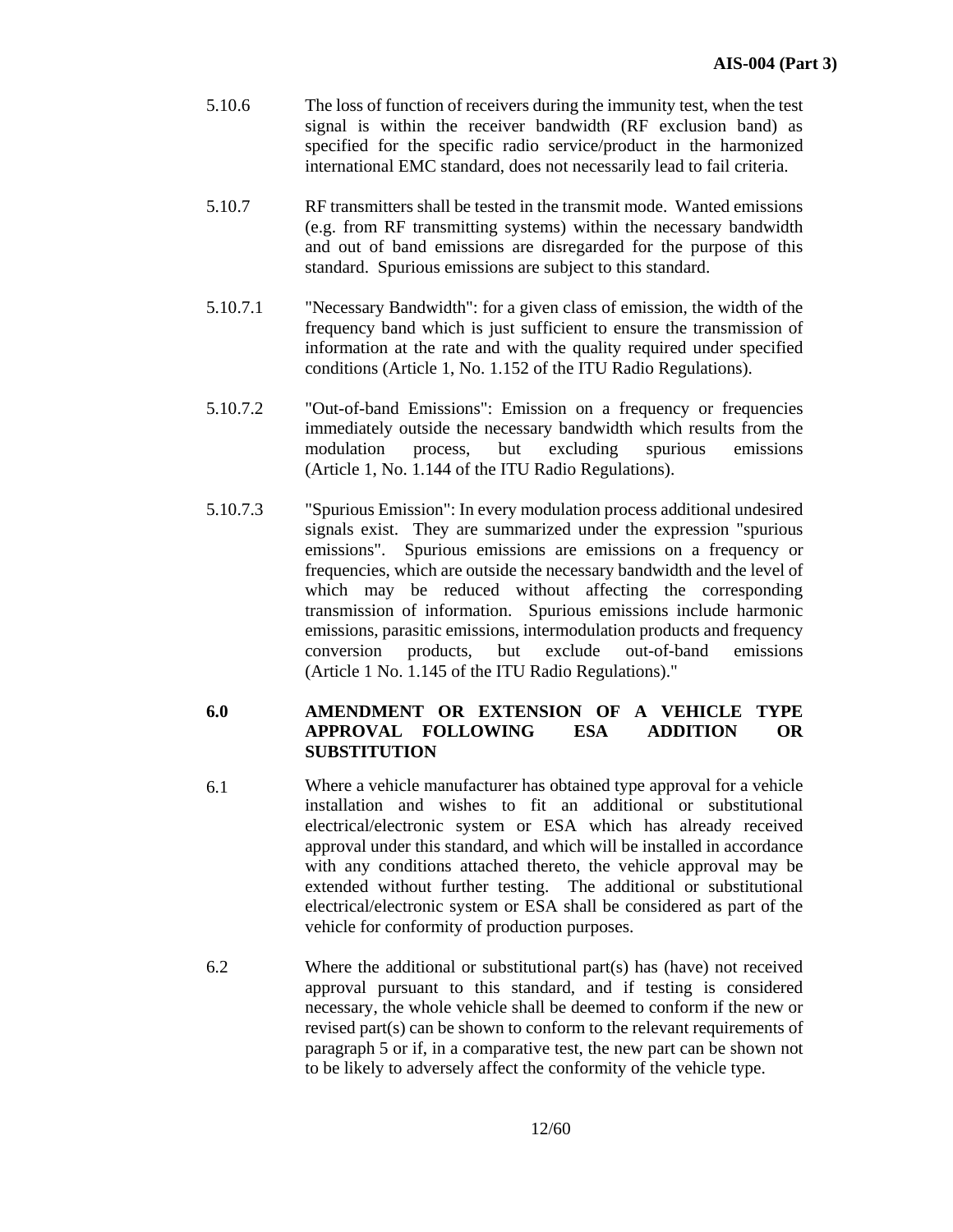5.10.6 The loss of function of receivers during the immunity test, when the test signal is within the receiver bandwidth (RF exclusion band) as specified for the specific radio service/product in the harmonized international EMC standard, does not necessarily lead to fail criteria.

5.10.7 RF transmitters shall be tested in the transmit mode. Wanted emissions (e.g. from RF transmitting systems) within the necessary bandwidth and out of band emissions are disregarded for the purpose of this standard. Spurious emissions are subject to this standard.

5.10.7.1 "Necessary Bandwidth": for a given class of emission, the width of the frequency band which is just sufficient to ensure the transmission of information at the rate and with the quality required under specified conditions (Article 1, No. 1.152 of the ITU Radio Regulations).

5.10.7.2 "Out-of-band Emissions": Emission on a frequency or frequencies immediately outside the necessary bandwidth which results from the modulation process, but excluding spurious emissions (Article 1, No. 1.144 of the ITU Radio Regulations).

5.10.7.3 "Spurious Emission": In every modulation process additional undesired signals exist. They are summarized under the expression "spurious emissions". Spurious emissions are emissions on a frequency or frequencies, which are outside the necessary bandwidth and the level of which may be reduced without affecting the corresponding transmission of information. Spurious emissions include harmonic emissions, parasitic emissions, intermodulation products and frequency conversion products, but exclude out-of-band emissions (Article 1 No. 1.145 of the ITU Radio Regulations)."

## 6.0 AMENDMENT OR EXTENSION OF A VEHICLE TYPE APPROVAL FOLLOWING ESA ADDITION OR SUBSTITUTION

6.1 Where a vehicle manufacturer has obtained type approval for a vehicle installation and wishes to fit an additional or substitutional electrical/electronic system or ESA which has already received approval under this standard, and which will be installed in accordance with any conditions attached thereto, the vehicle approval may be extended without further testing. The additional or substitutional electrical/electronic system or ESA shall be considered as part of the vehicle for conformity of production purposes.

6.2 Where the additional or substitutional part(s) has (have) not received approval pursuant to this standard, and if testing is considered necessary, the whole vehicle shall be deemed to conform if the new or revised part(s) can be shown to conform to the relevant requirements of paragraph 5 or if, in a comparative test, the new part can be shown not to be likely to adversely affect the conformity of the vehicle type.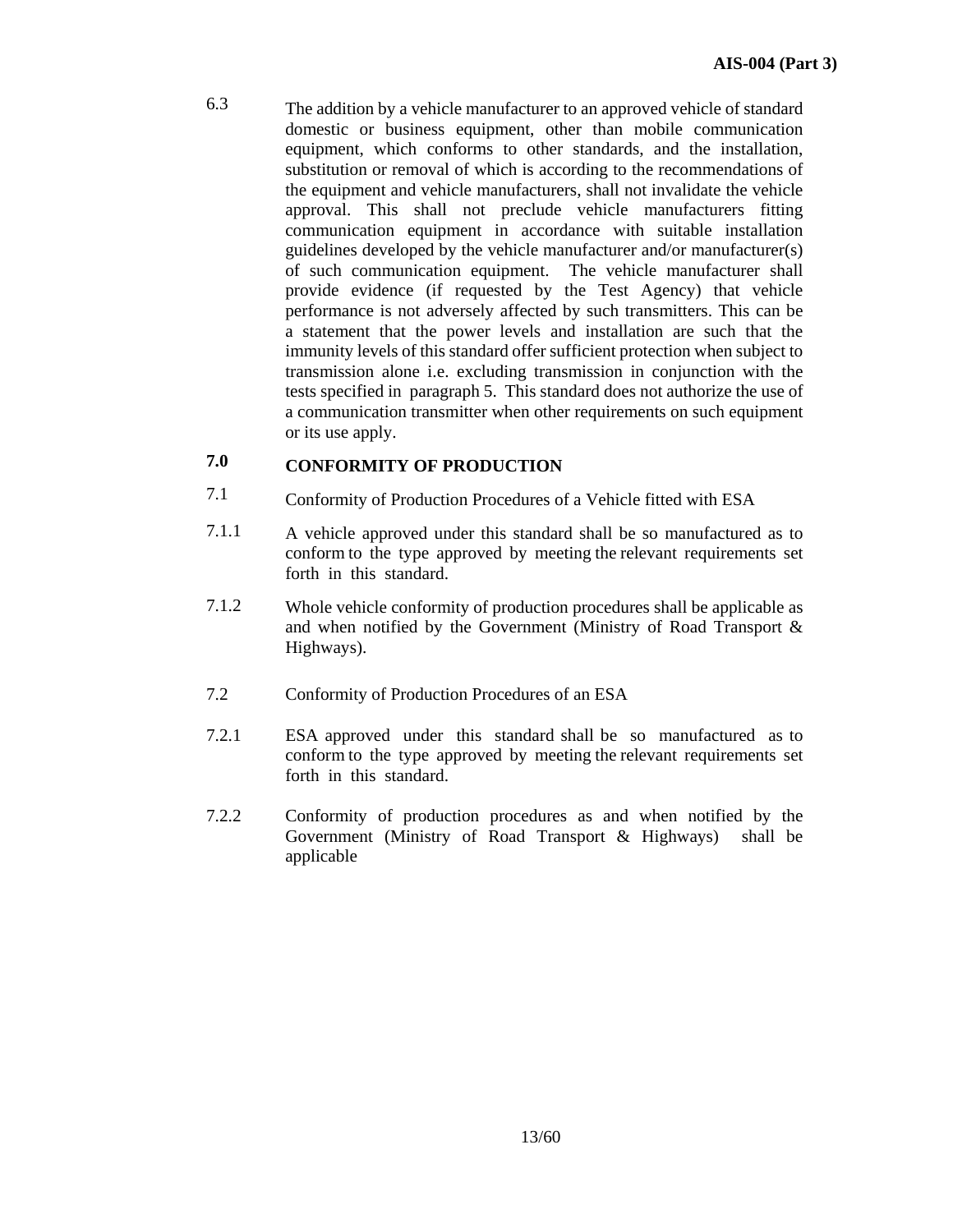6.3 The addition by a vehicle manufacturer to an approved vehicle of standard domestic or business equipment, other than mobile communication equipment, which conforms to other standards, and the installation, substitution or removal of which is according to the recommendations of the equipment and vehicle manufacturers, shall not invalidate the vehicle approval. This shall not preclude vehicle manufacturers fitting communication equipment in accordance with suitable installation guidelines developed by the vehicle manufacturer and/or manufacturer(s) of such communication equipment. The vehicle manufacturer shall provide evidence (if requested by the Test Agency) that vehicle performance is not adversely affected by such transmitters. This can be a statement that the power levels and installation are such that the immunity levels of this standard offer sufficient protection when subject to transmission alone i.e. excluding transmission in conjunction with the tests specified in paragraph 5. This standard does not authorize the use of a communication transmitter when other requirements on such equipment or its use apply.

## 7.0 CONFORMITY OF PRODUCTION

7.1 Conformity of Production Procedures of a Vehicle fitted with ESA

7.1.1 A vehicle approved under this standard shall be so manufactured as to conform to the type approved by meeting the relevant requirements set forth in this standard.

7.1.2 Whole vehicle conformity of production procedures shall be applicable as and when notified by the Government (Ministry of Road Transport & Highways).

7.2 Conformity of Production Procedures of an ESA

7.2.1 ESA approved under this standard shall be so manufactured as to conform to the type approved by meeting the relevant requirements set forth in this standard.

7.2.2 Conformity of production procedures as and when notified by the Government (Ministry of Road Transport & Highways) shall be applicable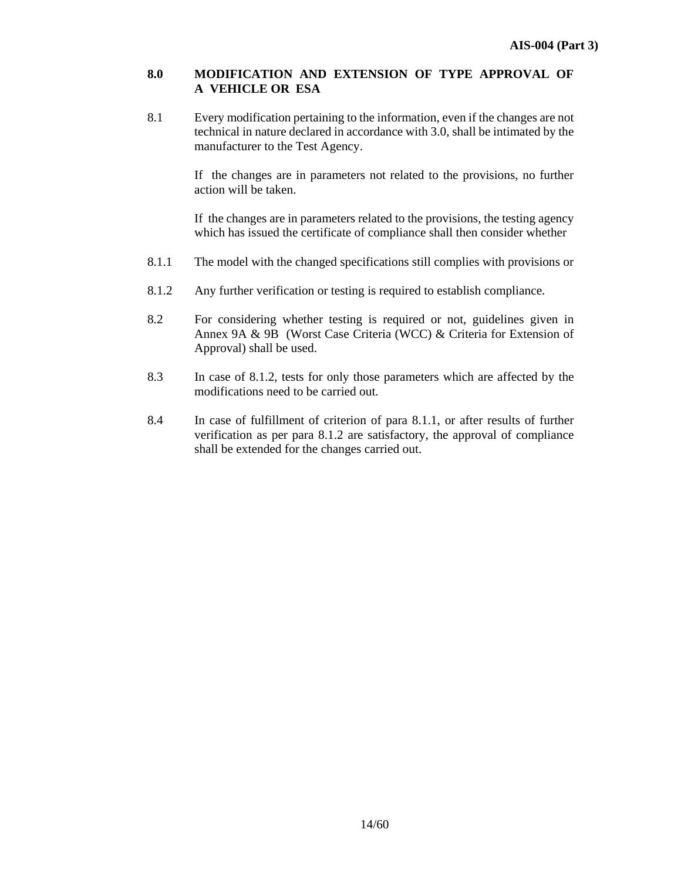## 8.0 MODIFICATION AND EXTENSION OF TYPE APPROVAL OF A VEHICLE OR ESA

8.1 Every modification pertaining to the information, even if the changes are not technical in nature declared in accordance with 3.0, shall be intimated by the manufacturer to the Test Agency.

If the changes are in parameters not related to the provisions, no further action will be taken.

If the changes are in parameters related to the provisions, the testing agency which has issued the certificate of compliance shall then consider whether

8.1.1 The model with the changed specifications still complies with provisions or

8.1.2 Any further verification or testing is required to establish compliance.

8.2 For considering whether testing is required or not, guidelines given in Annex 9A & 9B (Worst Case Criteria (WCC) & Criteria for Extension of Approval) shall be used.

8.3 In case of 8.1.2, tests for only those parameters which are affected by the modifications need to be carried out.

8.4 In case of fulfillment of criterion of para 8.1.1, or after results of further verification as per para 8.1.2 are satisfactory, the approval of compliance shall be extended for the changes carried out.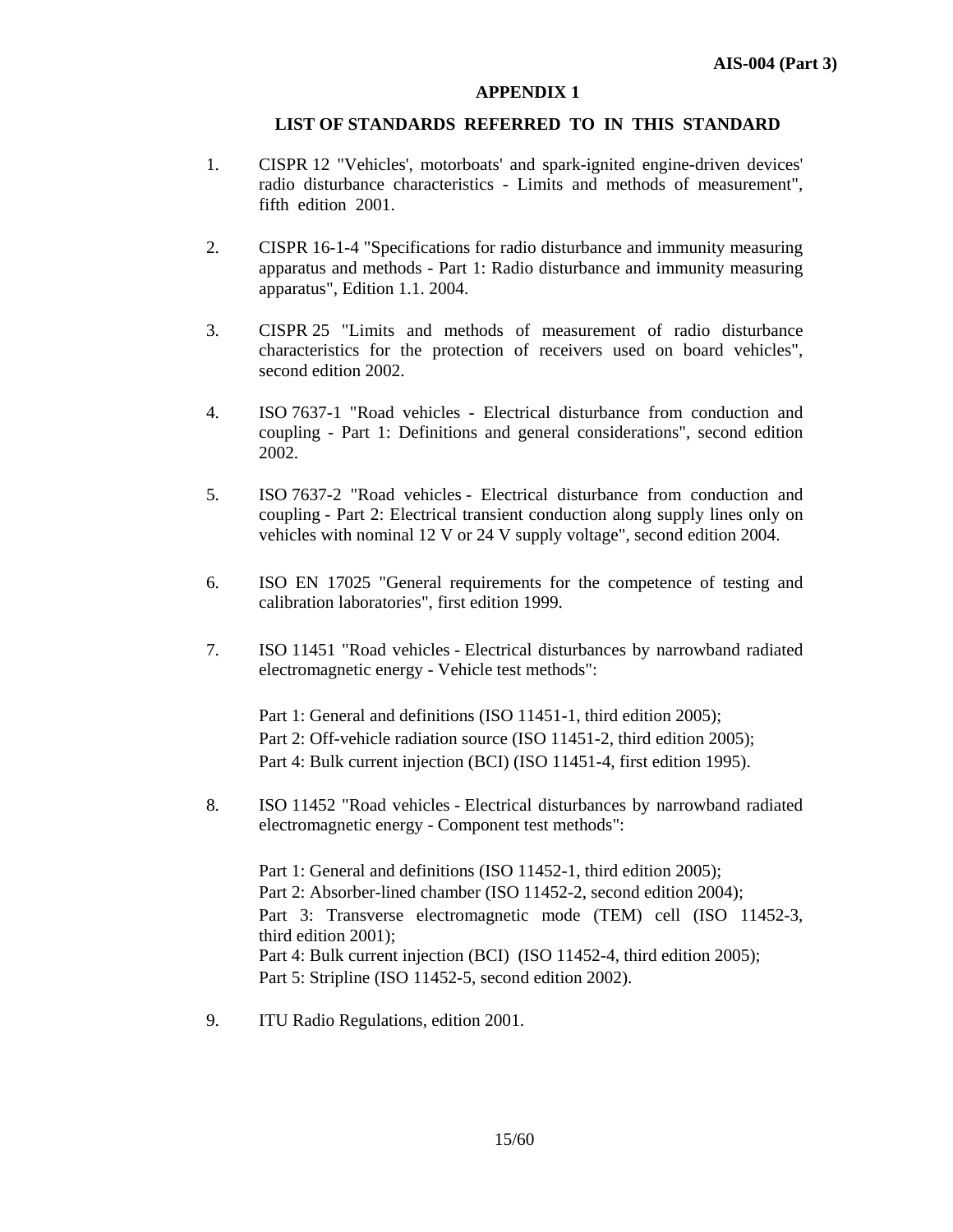## APPENDIX 1

### LIST OF STANDARDS REFERRED TO IN THIS STANDARD

1. CISPR 12 "Vehicles', motorboats' and spark-ignited engine-driven devices' radio disturbance characteristics - Limits and methods of measurement", fifth edition 2001.

2. CISPR 16-1-4 "Specifications for radio disturbance and immunity measuring apparatus and methods - Part 1: Radio disturbance and immunity measuring apparatus", Edition 1.1. 2004.

3. CISPR 25 "Limits and methods of measurement of radio disturbance characteristics for the protection of receivers used on board vehicles", second edition 2002.

4. ISO 7637-1 "Road vehicles - Electrical disturbance from conduction and coupling - Part 1: Definitions and general considerations", second edition 2002.

5. ISO 7637-2 "Road vehicles - Electrical disturbance from conduction and coupling - Part 2: Electrical transient conduction along supply lines only on vehicles with nominal 12 V or 24 V supply voltage", second edition 2004.

6. ISO EN 17025 "General requirements for the competence of testing and calibration laboratories", first edition 1999.

7. ISO 11451 "Road vehicles - Electrical disturbances by narrowband radiated electromagnetic energy - Vehicle test methods":

   Part 1: General and definitions (ISO 11451-1, third edition 2005);
   Part 2: Off-vehicle radiation source (ISO 11451-2, third edition 2005);
   Part 4: Bulk current injection (BCI) (ISO 11451-4, first edition 1995).

8. ISO 11452 "Road vehicles - Electrical disturbances by narrowband radiated electromagnetic energy - Component test methods":

   Part 1: General and definitions (ISO 11452-1, third edition 2005);
   Part 2: Absorber-lined chamber (ISO 11452-2, second edition 2004);
   Part 3: Transverse electromagnetic mode (TEM) cell (ISO 11452-3, third edition 2001);
   Part 4: Bulk current injection (BCI) (ISO 11452-4, third edition 2005);
   Part 5: Stripline (ISO 11452-5, second edition 2002).

9. ITU Radio Regulations, edition 2001.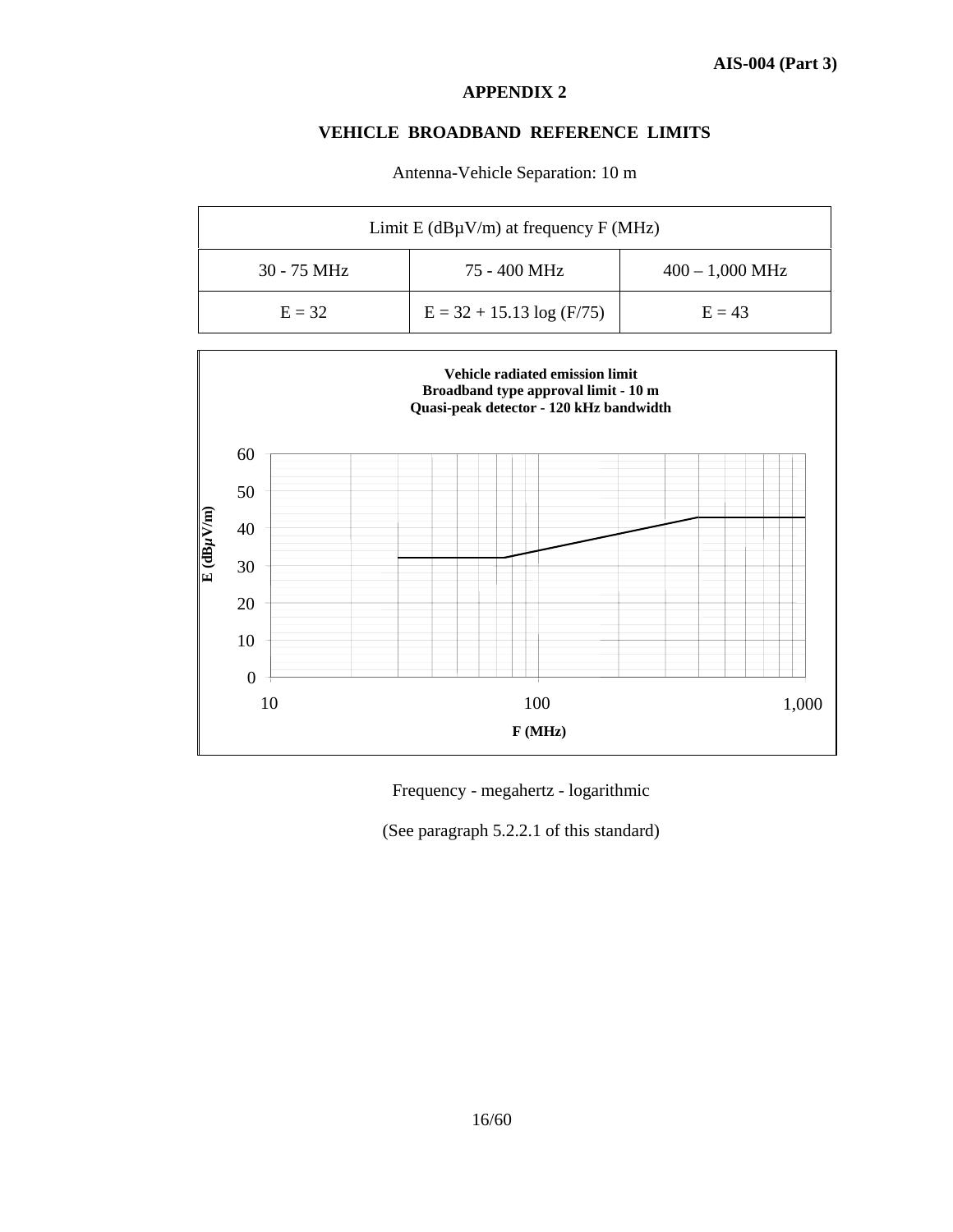## APPENDIX 2

### VEHICLE BROADBAND REFERENCE LIMITS

Antenna-Vehicle Separation: 10 m

| Limit E (dBµV/m) at frequency F (MHz) | | |
|---|---|---|
| 30 - 75 MHz | 75 - 400 MHz | 400 – 1,000 MHz |
| E = 32 | E = 32 + 15.13 log (F/75) | E = 43 |

**Vehicle radiated emission limit**
**Broadband type approval limit - 10 m**
**Quasi-peak detector - 120 kHz bandwidth**

Frequency - megahertz - logarithmic

(See paragraph 5.2.2.1 of this standard)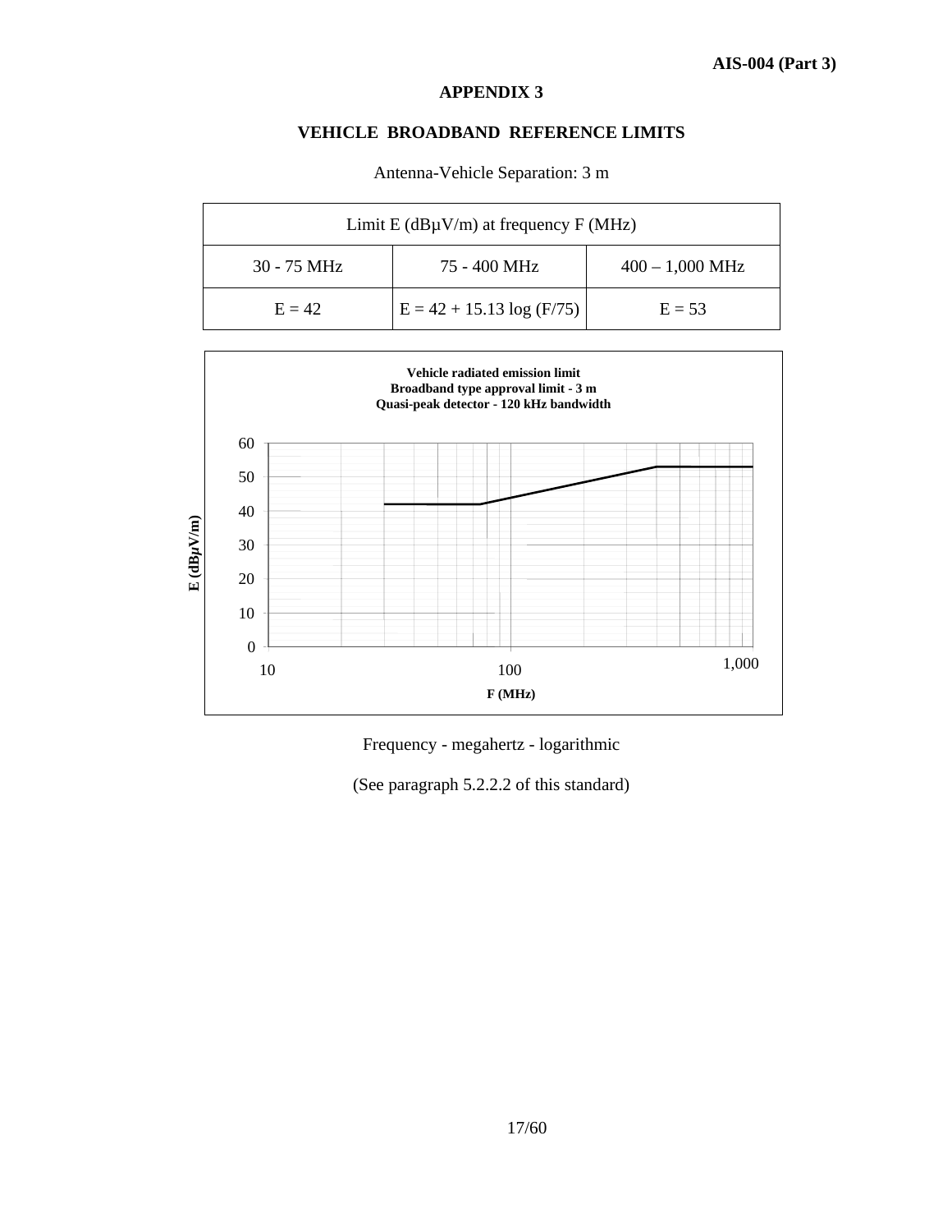## APPENDIX 3

### VEHICLE BROADBAND REFERENCE LIMITS

Antenna-Vehicle Separation: 3 m

| Limit E (dBμV/m) at frequency F (MHz) | | |
|---|---|---|
| 30 - 75 MHz | 75 - 400 MHz | 400 – 1,000 MHz |
| E = 42 | E = 42 + 15.13 log (F/75) | E = 53 |

**Vehicle radiated emission limit**
**Broadband type approval limit - 3 m**
**Quasi-peak detector - 120 kHz bandwidth**

E (dBμV/m) vs. F (MHz)

Frequency - megahertz - logarithmic

(See paragraph 5.2.2.2 of this standard)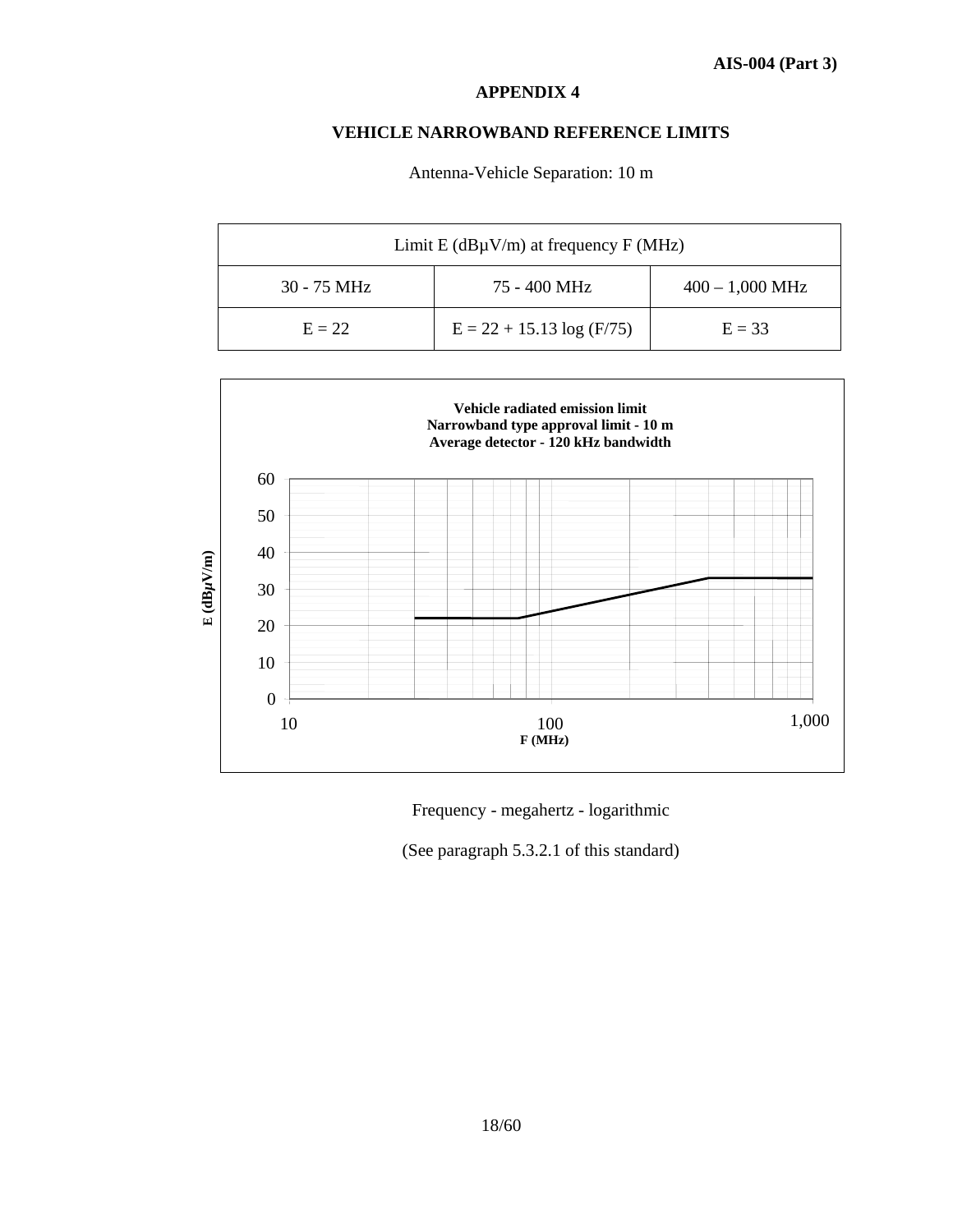## APPENDIX 4

### VEHICLE NARROWBAND REFERENCE LIMITS

Antenna-Vehicle Separation: 10 m

| Limit E (dBμV/m) at frequency F (MHz) | | |
|---|---|---|
| 30 - 75 MHz | 75 - 400 MHz | 400 – 1,000 MHz |
| E = 22 | E = 22 + 15.13 log (F/75) | E = 33 |

**Vehicle radiated emission limit**
**Narrowband type approval limit - 10 m**
**Average detector - 120 kHz bandwidth**

Frequency - megahertz - logarithmic

(See paragraph 5.3.2.1 of this standard)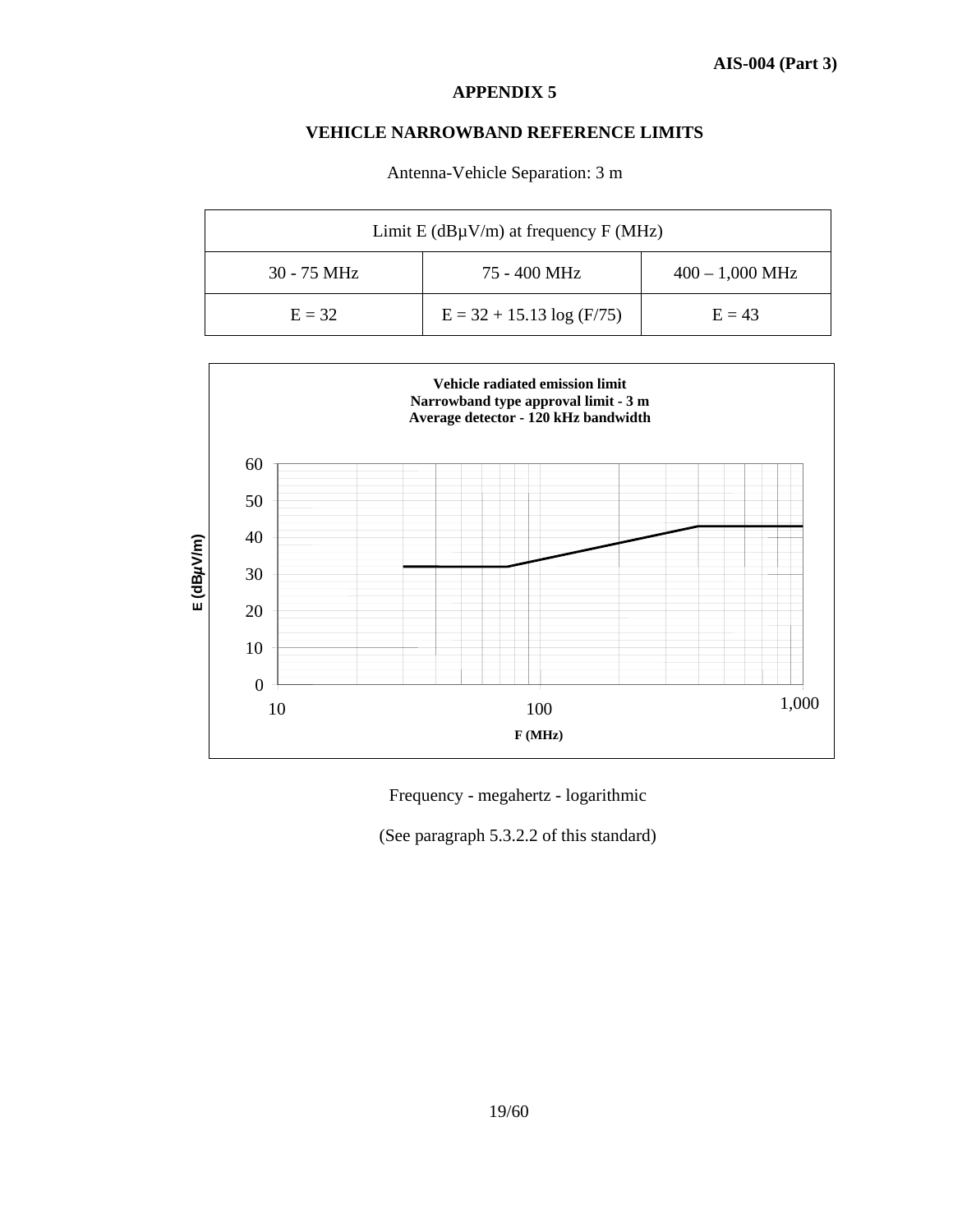## APPENDIX 5

### VEHICLE NARROWBAND REFERENCE LIMITS

Antenna-Vehicle Separation: 3 m

| Limit E (dBμV/m) at frequency F (MHz) | | |
|---|---|---|
| 30 - 75 MHz | 75 - 400 MHz | 400 – 1,000 MHz |
| E = 32 | E = 32 + 15.13 log (F/75) | E = 43 |

**Vehicle radiated emission limit**
**Narrowband type approval limit - 3 m**
**Average detector - 120 kHz bandwidth**

Frequency - megahertz - logarithmic

(See paragraph 5.3.2.2 of this standard)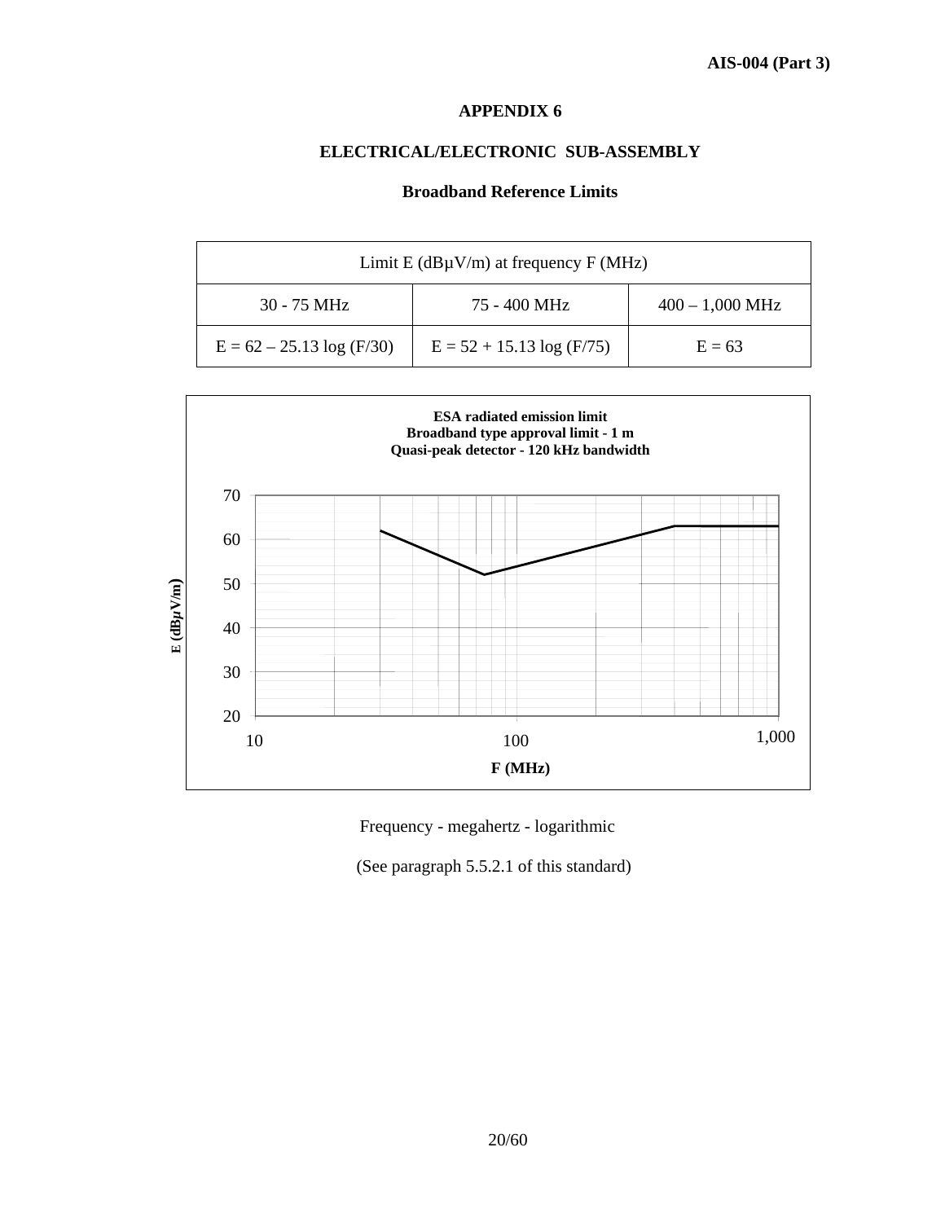## APPENDIX 6

### ELECTRICAL/ELECTRONIC SUB-ASSEMBLY

**Broadband Reference Limits**

| Limit E (dBµV/m) at frequency F (MHz) | | |
|---|---|---|
| 30 - 75 MHz | 75 - 400 MHz | 400 – 1,000 MHz |
| $E = 62 - 25.13 \log (F/30)$ | $E = 52 + 15.13 \log (F/75)$ | $E = 63$ |

**ESA radiated emission limit**
**Broadband type approval limit - 1 m**
**Quasi-peak detector - 120 kHz bandwidth**

Frequency - megahertz - logarithmic

(See paragraph 5.5.2.1 of this standard)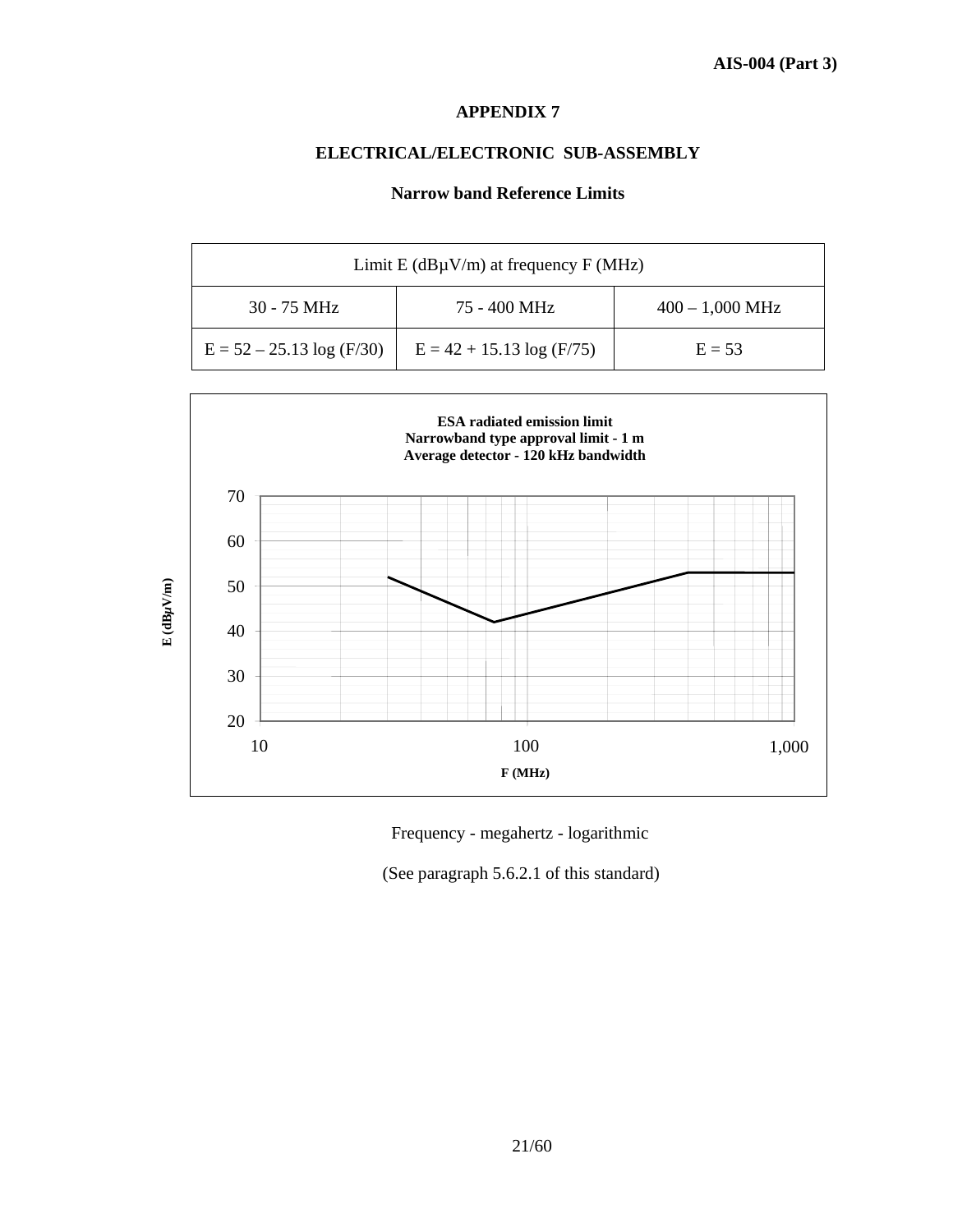## APPENDIX 7

### ELECTRICAL/ELECTRONIC SUB-ASSEMBLY

### Narrow band Reference Limits

| Limit E (dBμV/m) at frequency F (MHz) | | |
|---|---|---|
| 30 - 75 MHz | 75 - 400 MHz | 400 – 1,000 MHz |
| $E = 52 – 25.13 \log (F/30)$ | $E = 42 + 15.13 \log (F/75)$ | $E = 53$ |

**ESA radiated emission limit**
**Narrowband type approval limit - 1 m**
**Average detector - 120 kHz bandwidth**

Frequency - megahertz - logarithmic

(See paragraph 5.6.2.1 of this standard)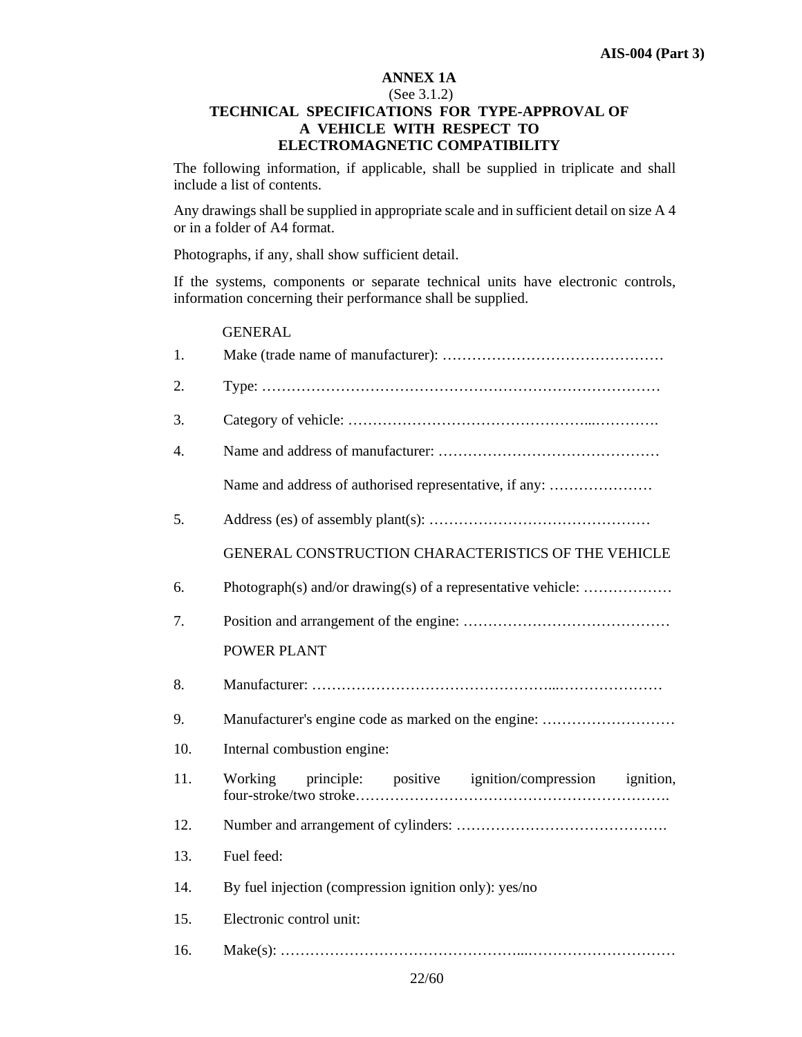## ANNEX 1A

(See 3.1.2)

### TECHNICAL SPECIFICATIONS FOR TYPE-APPROVAL OF A VEHICLE WITH RESPECT TO ELECTROMAGNETIC COMPATIBILITY

The following information, if applicable, shall be supplied in triplicate and shall include a list of contents.

Any drawings shall be supplied in appropriate scale and in sufficient detail on size A 4 or in a folder of A4 format.

Photographs, if any, shall show sufficient detail.

If the systems, components or separate technical units have electronic controls, information concerning their performance shall be supplied.

GENERAL

1. Make (trade name of manufacturer): ………………………………………

2. Type: ………………………………………………………………………

3. Category of vehicle: …………………………………………...………….

4. Name and address of manufacturer: ………………………………………

   Name and address of authorised representative, if any: …………………

5. Address (es) of assembly plant(s): ………………………………………

GENERAL CONSTRUCTION CHARACTERISTICS OF THE VEHICLE

6. Photograph(s) and/or drawing(s) of a representative vehicle: ………………

7. Position and arrangement of the engine: ……………………………………

POWER PLANT

8. Manufacturer: ………………………………………...…………………

9. Manufacturer's engine code as marked on the engine: ………………………

10. Internal combustion engine:

11. Working principle: positive ignition/compression ignition, four-stroke/two stroke…………………………………………………….

12. Number and arrangement of cylinders: …………………………………….

13. Fuel feed:

14. By fuel injection (compression ignition only): yes/no

15. Electronic control unit:

16. Make(s): ………………………………………...…………………………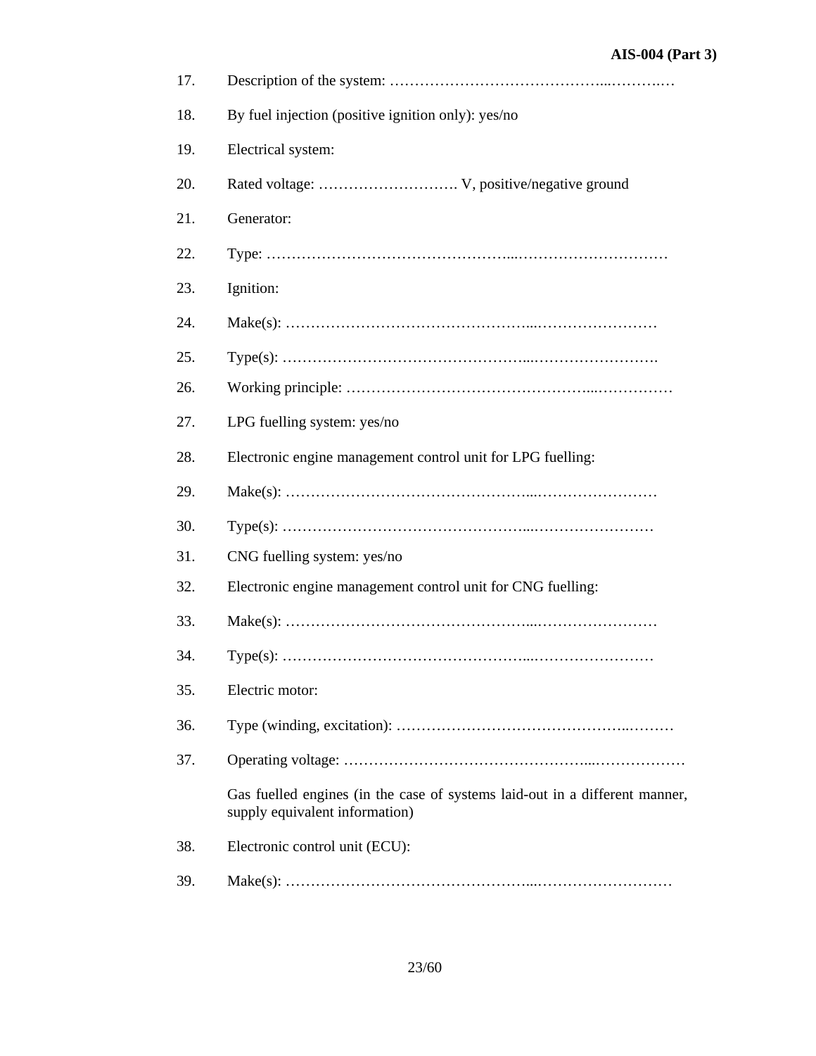17. Description of the system: ……………………………………...……….…

18. By fuel injection (positive ignition only): yes/no

19. Electrical system:

20. Rated voltage: ………………………. V, positive/negative ground

21. Generator:

22. Type: ………………………………………...…………………………

23. Ignition:

24. Make(s): ………………………………………...……………………

25. Type(s): ………………………………………...…………………….

26. Working principle: ………………………………………...……………

27. LPG fuelling system: yes/no

28. Electronic engine management control unit for LPG fuelling:

29. Make(s): ………………………………………...……………………

30. Type(s): ………………………………………...……………………

31. CNG fuelling system: yes/no

32. Electronic engine management control unit for CNG fuelling:

33. Make(s): ………………………………………...……………………

34. Type(s): ………………………………………...……………………

35. Electric motor:

36. Type (winding, excitation): ……………………………………...………

37. Operating voltage: ………………………………………...………………

    Gas fuelled engines (in the case of systems laid-out in a different manner, supply equivalent information)

38. Electronic control unit (ECU):

39. Make(s): ………………………………………...………………………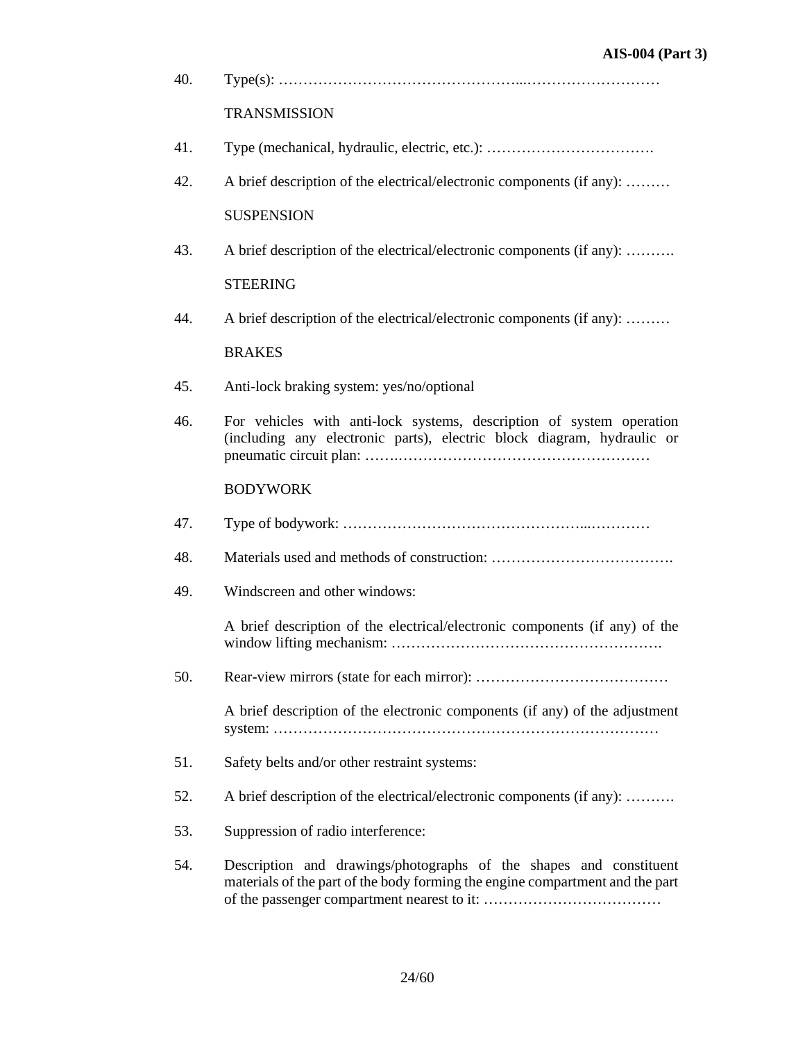40. Type(s): …………………………………………...………………………

TRANSMISSION

41. Type (mechanical, hydraulic, electric, etc.): …………………………….

42. A brief description of the electrical/electronic components (if any): ………

SUSPENSION

43. A brief description of the electrical/electronic components (if any): ……….

STEERING

44. A brief description of the electrical/electronic components (if any): ………

BRAKES

45. Anti-lock braking system: yes/no/optional

46. For vehicles with anti-lock systems, description of system operation (including any electronic parts), electric block diagram, hydraulic or pneumatic circuit plan: …….………………………………………………

BODYWORK

47. Type of bodywork: …………………………………………...…………

48. Materials used and methods of construction: ……………………………….

49. Windscreen and other windows:

    A brief description of the electrical/electronic components (if any) of the window lifting mechanism: ……………………………………………….

50. Rear-view mirrors (state for each mirror): …………………………………

    A brief description of the electronic components (if any) of the adjustment system: ……………………………………………………………………

51. Safety belts and/or other restraint systems:

52. A brief description of the electrical/electronic components (if any): ……….

53. Suppression of radio interference:

54. Description and drawings/photographs of the shapes and constituent materials of the part of the body forming the engine compartment and the part of the passenger compartment nearest to it: ………………………………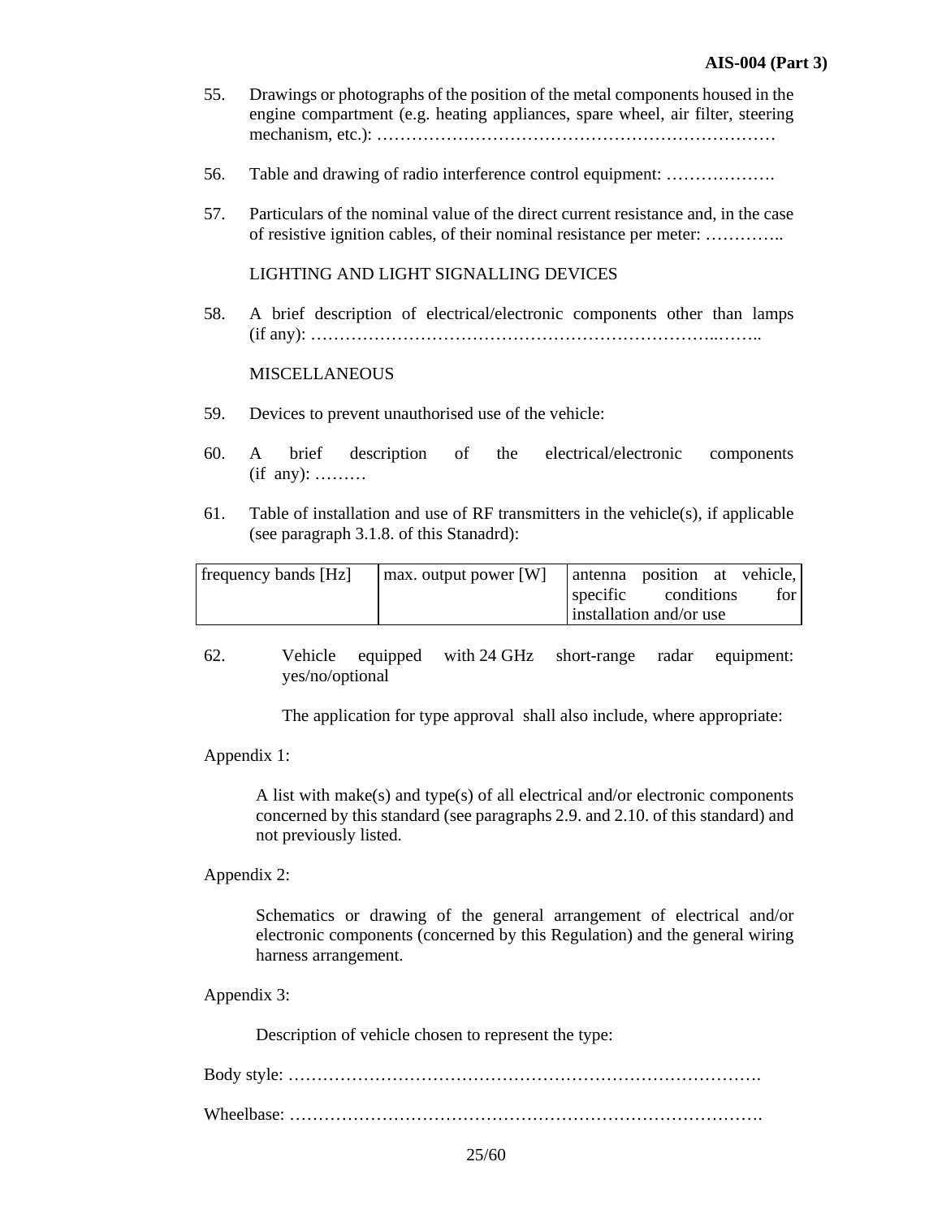55. Drawings or photographs of the position of the metal components housed in the engine compartment (e.g. heating appliances, spare wheel, air filter, steering mechanism, etc.): ……………………………………………………………

56. Table and drawing of radio interference control equipment: ……………….

57. Particulars of the nominal value of the direct current resistance and, in the case of resistive ignition cables, of their nominal resistance per meter: …………..

LIGHTING AND LIGHT SIGNALLING DEVICES

58. A brief description of electrical/electronic components other than lamps (if any): …………………………………………………………..……..

MISCELLANEOUS

59. Devices to prevent unauthorised use of the vehicle:

60. A brief description of the electrical/electronic components (if any): ………

61. Table of installation and use of RF transmitters in the vehicle(s), if applicable (see paragraph 3.1.8. of this Stanadrd):

| frequency bands [Hz] | max. output power [W] | antenna position at vehicle, specific conditions for installation and/or use |
|---|---|---|

62. Vehicle equipped with 24 GHz short-range radar equipment: yes/no/optional

The application for type approval shall also include, where appropriate:

Appendix 1:

A list with make(s) and type(s) of all electrical and/or electronic components concerned by this standard (see paragraphs 2.9. and 2.10. of this standard) and not previously listed.

Appendix 2:

Schematics or drawing of the general arrangement of electrical and/or electronic components (concerned by this Regulation) and the general wiring harness arrangement.

Appendix 3:

Description of vehicle chosen to represent the type:

Body style: ……………………………………………………………………….

Wheelbase: ……………………………………………………………………….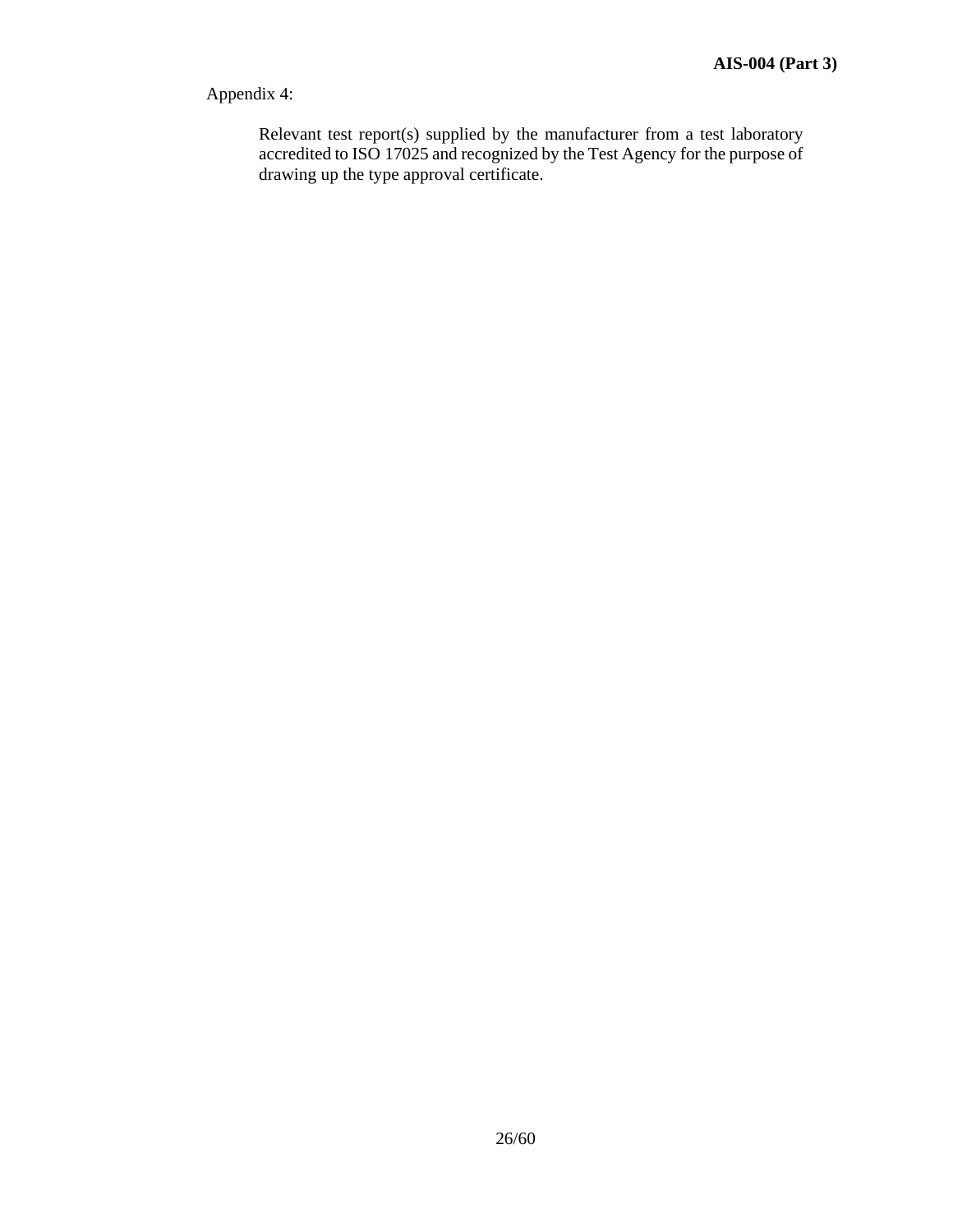Appendix 4:

Relevant test report(s) supplied by the manufacturer from a test laboratory accredited to ISO 17025 and recognized by the Test Agency for the purpose of drawing up the type approval certificate.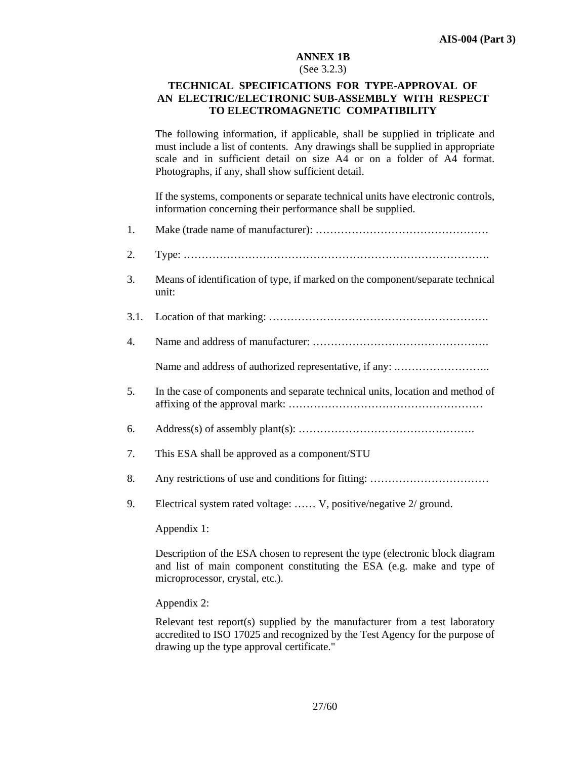## ANNEX 1B

(See 3.2.3)

### TECHNICAL SPECIFICATIONS FOR TYPE-APPROVAL OF AN ELECTRIC/ELECTRONIC SUB-ASSEMBLY WITH RESPECT TO ELECTROMAGNETIC COMPATIBILITY

The following information, if applicable, shall be supplied in triplicate and must include a list of contents. Any drawings shall be supplied in appropriate scale and in sufficient detail on size A4 or on a folder of A4 format. Photographs, if any, shall show sufficient detail.

If the systems, components or separate technical units have electronic controls, information concerning their performance shall be supplied.

1. Make (trade name of manufacturer): …………………………………………

2. Type: ……………………………………………………………………….

3. Means of identification of type, if marked on the component/separate technical unit:

3.1. Location of that marking: …………………………………………………….

4. Name and address of manufacturer: ………………………………………….

   Name and address of authorized representative, if any: ……………………..

5. In the case of components and separate technical units, location and method of affixing of the approval mark: ………………………………………………

6. Address(s) of assembly plant(s): ………………………………………….

7. This ESA shall be approved as a component/STU

8. Any restrictions of use and conditions for fitting: ……………………………

9. Electrical system rated voltage: …… V, positive/negative 2/ ground.

Appendix 1:

Description of the ESA chosen to represent the type (electronic block diagram and list of main component constituting the ESA (e.g. make and type of microprocessor, crystal, etc.).

Appendix 2:

Relevant test report(s) supplied by the manufacturer from a test laboratory accredited to ISO 17025 and recognized by the Test Agency for the purpose of drawing up the type approval certificate."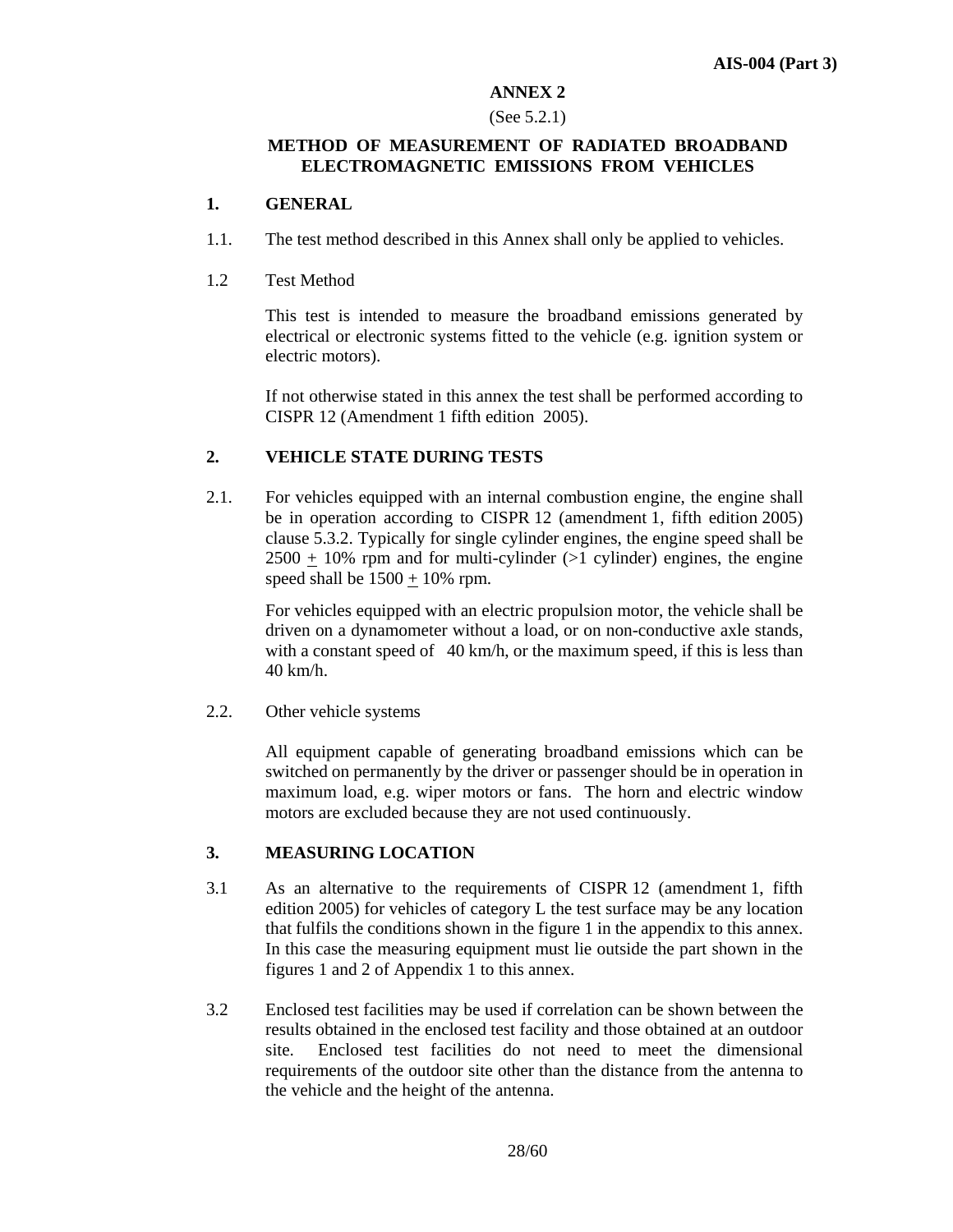## ANNEX 2

(See 5.2.1)

## METHOD OF MEASUREMENT OF RADIATED BROADBAND ELECTROMAGNETIC EMISSIONS FROM VEHICLES

### 1. GENERAL

1.1. The test method described in this Annex shall only be applied to vehicles.

1.2 Test Method

This test is intended to measure the broadband emissions generated by electrical or electronic systems fitted to the vehicle (e.g. ignition system or electric motors).

If not otherwise stated in this annex the test shall be performed according to CISPR 12 (Amendment 1 fifth edition 2005).

### 2. VEHICLE STATE DURING TESTS

2.1. For vehicles equipped with an internal combustion engine, the engine shall be in operation according to CISPR 12 (amendment 1, fifth edition 2005) clause 5.3.2. Typically for single cylinder engines, the engine speed shall be 2500 ± 10% rpm and for multi-cylinder (>1 cylinder) engines, the engine speed shall be 1500 ± 10% rpm.

For vehicles equipped with an electric propulsion motor, the vehicle shall be driven on a dynamometer without a load, or on non-conductive axle stands, with a constant speed of 40 km/h, or the maximum speed, if this is less than 40 km/h.

2.2. Other vehicle systems

All equipment capable of generating broadband emissions which can be switched on permanently by the driver or passenger should be in operation in maximum load, e.g. wiper motors or fans. The horn and electric window motors are excluded because they are not used continuously.

### 3. MEASURING LOCATION

3.1 As an alternative to the requirements of CISPR 12 (amendment 1, fifth edition 2005) for vehicles of category L the test surface may be any location that fulfils the conditions shown in the figure 1 in the appendix to this annex. In this case the measuring equipment must lie outside the part shown in the figures 1 and 2 of Appendix 1 to this annex.

3.2 Enclosed test facilities may be used if correlation can be shown between the results obtained in the enclosed test facility and those obtained at an outdoor site. Enclosed test facilities do not need to meet the dimensional requirements of the outdoor site other than the distance from the antenna to the vehicle and the height of the antenna.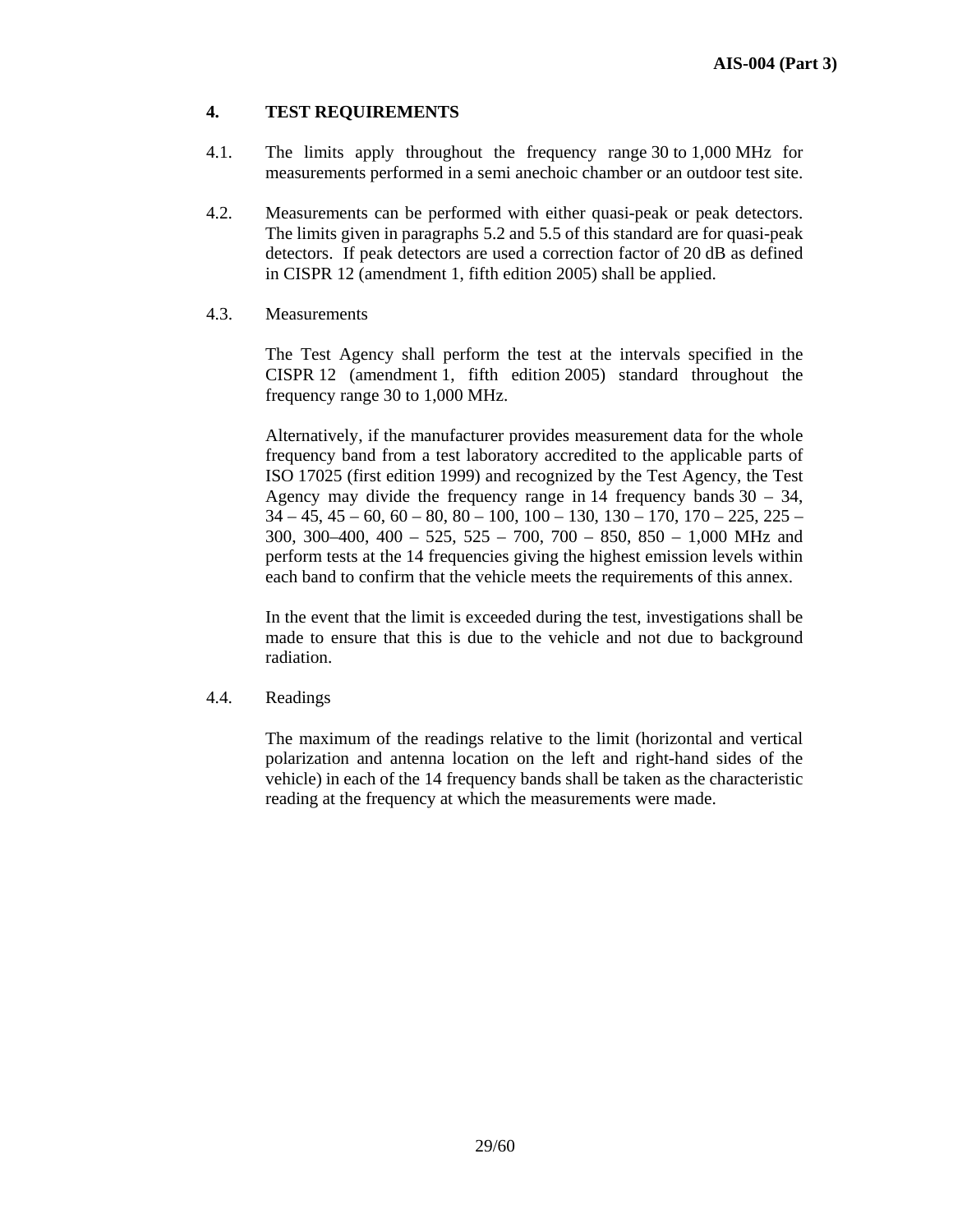## 4. TEST REQUIREMENTS

4.1. The limits apply throughout the frequency range 30 to 1,000 MHz for measurements performed in a semi anechoic chamber or an outdoor test site.

4.2. Measurements can be performed with either quasi-peak or peak detectors. The limits given in paragraphs 5.2 and 5.5 of this standard are for quasi-peak detectors. If peak detectors are used a correction factor of 20 dB as defined in CISPR 12 (amendment 1, fifth edition 2005) shall be applied.

4.3. Measurements

The Test Agency shall perform the test at the intervals specified in the CISPR 12 (amendment 1, fifth edition 2005) standard throughout the frequency range 30 to 1,000 MHz.

Alternatively, if the manufacturer provides measurement data for the whole frequency band from a test laboratory accredited to the applicable parts of ISO 17025 (first edition 1999) and recognized by the Test Agency, the Test Agency may divide the frequency range in 14 frequency bands 30 – 34, 34 – 45, 45 – 60, 60 – 80, 80 – 100, 100 – 130, 130 – 170, 170 – 225, 225 – 300, 300–400, 400 – 525, 525 – 700, 700 – 850, 850 – 1,000 MHz and perform tests at the 14 frequencies giving the highest emission levels within each band to confirm that the vehicle meets the requirements of this annex.

In the event that the limit is exceeded during the test, investigations shall be made to ensure that this is due to the vehicle and not due to background radiation.

4.4. Readings

The maximum of the readings relative to the limit (horizontal and vertical polarization and antenna location on the left and right-hand sides of the vehicle) in each of the 14 frequency bands shall be taken as the characteristic reading at the frequency at which the measurements were made.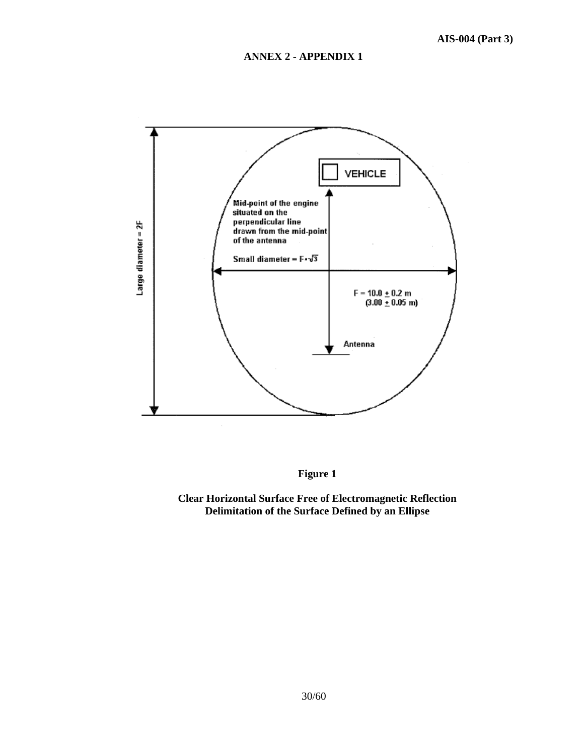## ANNEX 2 - APPENDIX 1

Large diameter = 2F

VEHICLE

Mid-point of the engine situated on the perpendicular line drawn from the mid-point of the antenna

Small diameter = $F \cdot \sqrt{3}$

$F = 10.0 \pm 0.2$ m
($3.00 \pm 0.05$ m)

Antenna

**Figure 1**

**Clear Horizontal Surface Free of Electromagnetic Reflection**
**Delimitation of the Surface Defined by an Ellipse**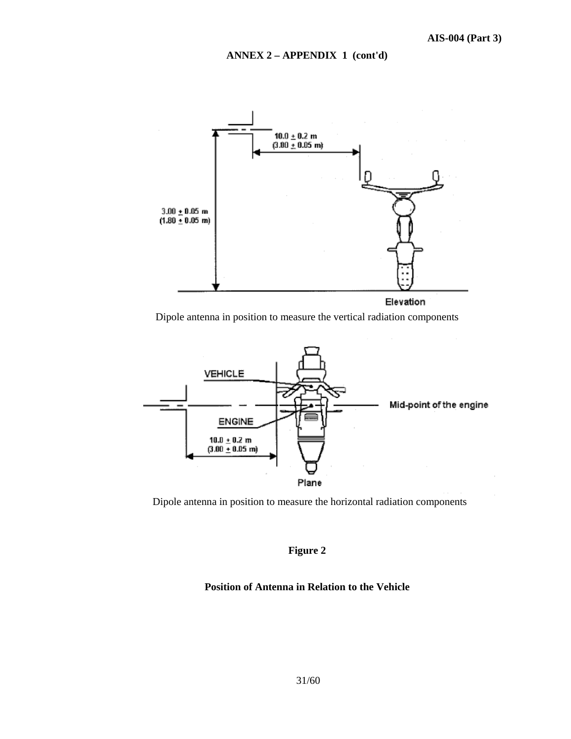**ANNEX 2 – APPENDIX 1 (cont'd)**

Dipole antenna in position to measure the vertical radiation components

Dipole antenna in position to measure the horizontal radiation components

**Figure 2**

**Position of Antenna in Relation to the Vehicle**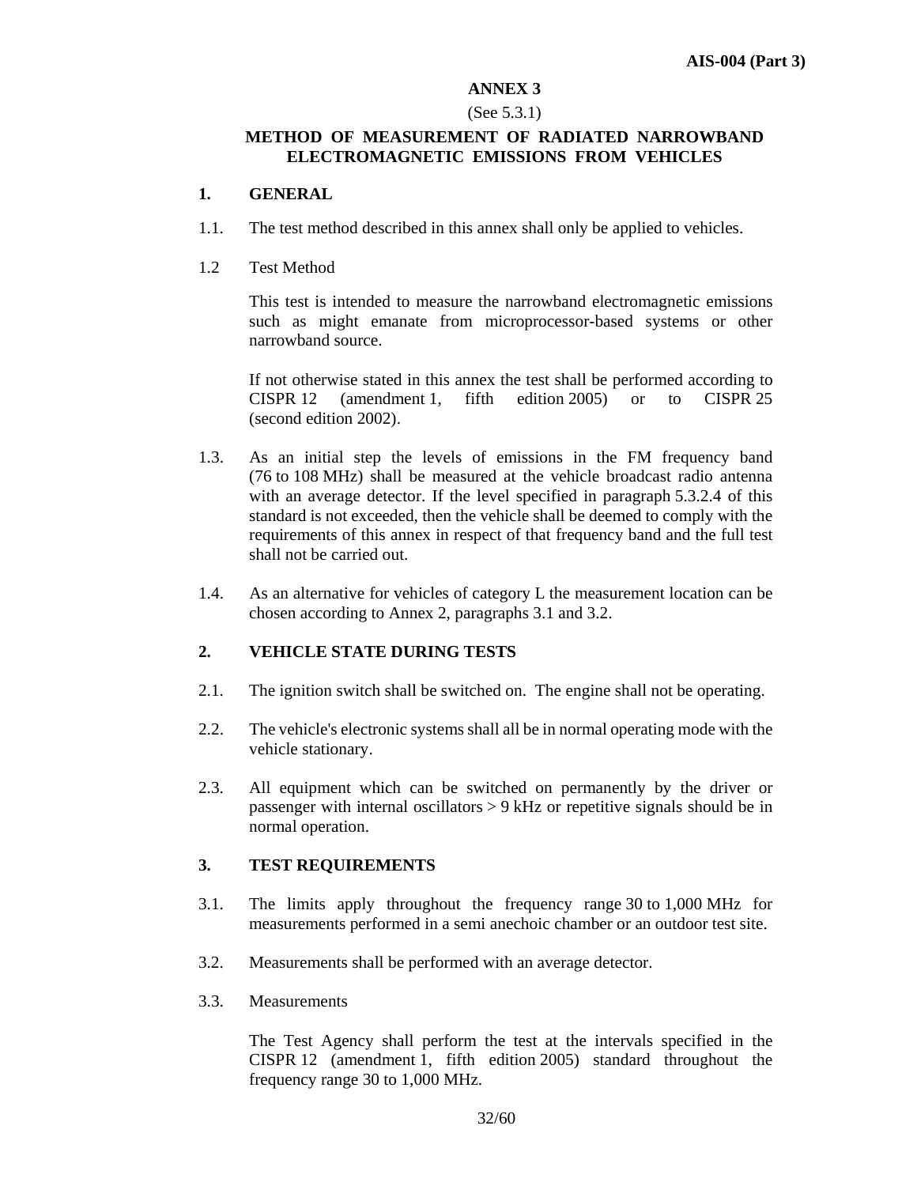## ANNEX 3

(See 5.3.1)

## METHOD OF MEASUREMENT OF RADIATED NARROWBAND ELECTROMAGNETIC EMISSIONS FROM VEHICLES

### 1. GENERAL

1.1. The test method described in this annex shall only be applied to vehicles.

1.2 Test Method

This test is intended to measure the narrowband electromagnetic emissions such as might emanate from microprocessor-based systems or other narrowband source.

If not otherwise stated in this annex the test shall be performed according to CISPR 12 (amendment 1, fifth edition 2005) or to CISPR 25 (second edition 2002).

1.3. As an initial step the levels of emissions in the FM frequency band (76 to 108 MHz) shall be measured at the vehicle broadcast radio antenna with an average detector. If the level specified in paragraph 5.3.2.4 of this standard is not exceeded, then the vehicle shall be deemed to comply with the requirements of this annex in respect of that frequency band and the full test shall not be carried out.

1.4. As an alternative for vehicles of category L the measurement location can be chosen according to Annex 2, paragraphs 3.1 and 3.2.

### 2. VEHICLE STATE DURING TESTS

2.1. The ignition switch shall be switched on. The engine shall not be operating.

2.2. The vehicle's electronic systems shall all be in normal operating mode with the vehicle stationary.

2.3. All equipment which can be switched on permanently by the driver or passenger with internal oscillators > 9 kHz or repetitive signals should be in normal operation.

### 3. TEST REQUIREMENTS

3.1. The limits apply throughout the frequency range 30 to 1,000 MHz for measurements performed in a semi anechoic chamber or an outdoor test site.

3.2. Measurements shall be performed with an average detector.

3.3. Measurements

The Test Agency shall perform the test at the intervals specified in the CISPR 12 (amendment 1, fifth edition 2005) standard throughout the frequency range 30 to 1,000 MHz.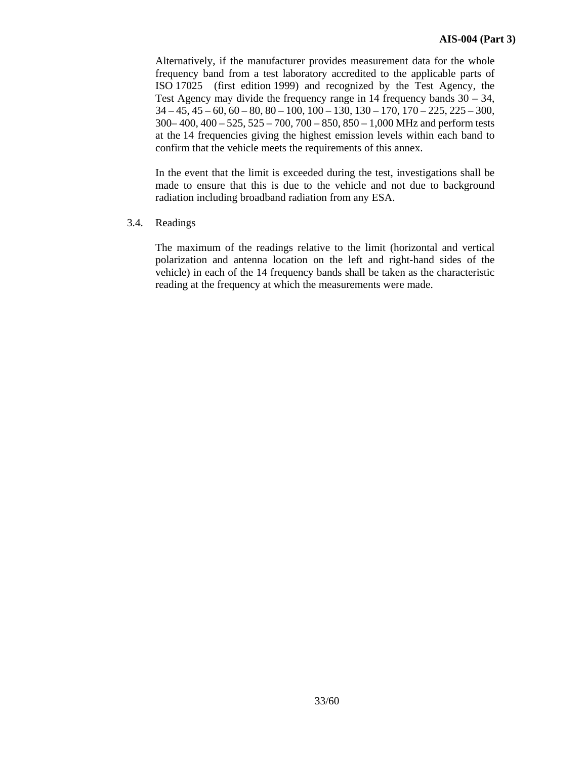Alternatively, if the manufacturer provides measurement data for the whole frequency band from a test laboratory accredited to the applicable parts of ISO 17025 (first edition 1999) and recognized by the Test Agency, the Test Agency may divide the frequency range in 14 frequency bands 30 – 34, 34 – 45, 45 – 60, 60 – 80, 80 – 100, 100 – 130, 130 – 170, 170 – 225, 225 – 300, 300– 400, 400 – 525, 525 – 700, 700 – 850, 850 – 1,000 MHz and perform tests at the 14 frequencies giving the highest emission levels within each band to confirm that the vehicle meets the requirements of this annex.

In the event that the limit is exceeded during the test, investigations shall be made to ensure that this is due to the vehicle and not due to background radiation including broadband radiation from any ESA.

3.4. Readings

The maximum of the readings relative to the limit (horizontal and vertical polarization and antenna location on the left and right-hand sides of the vehicle) in each of the 14 frequency bands shall be taken as the characteristic reading at the frequency at which the measurements were made.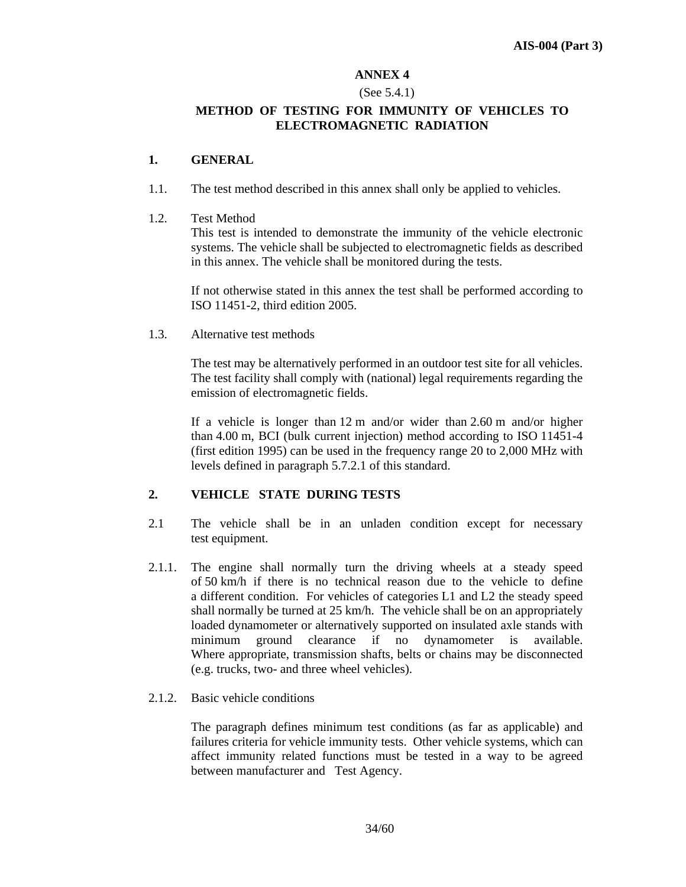## ANNEX 4

(See 5.4.1)

## METHOD OF TESTING FOR IMMUNITY OF VEHICLES TO ELECTROMAGNETIC RADIATION

### 1. GENERAL

1.1. The test method described in this annex shall only be applied to vehicles.

1.2. Test Method

This test is intended to demonstrate the immunity of the vehicle electronic systems. The vehicle shall be subjected to electromagnetic fields as described in this annex. The vehicle shall be monitored during the tests.

If not otherwise stated in this annex the test shall be performed according to ISO 11451-2, third edition 2005.

1.3. Alternative test methods

The test may be alternatively performed in an outdoor test site for all vehicles. The test facility shall comply with (national) legal requirements regarding the emission of electromagnetic fields.

If a vehicle is longer than 12 m and/or wider than 2.60 m and/or higher than 4.00 m, BCI (bulk current injection) method according to ISO 11451-4 (first edition 1995) can be used in the frequency range 20 to 2,000 MHz with levels defined in paragraph 5.7.2.1 of this standard.

### 2. VEHICLE STATE DURING TESTS

2.1 The vehicle shall be in an unladen condition except for necessary test equipment.

2.1.1. The engine shall normally turn the driving wheels at a steady speed of 50 km/h if there is no technical reason due to the vehicle to define a different condition. For vehicles of categories L1 and L2 the steady speed shall normally be turned at 25 km/h. The vehicle shall be on an appropriately loaded dynamometer or alternatively supported on insulated axle stands with minimum ground clearance if no dynamometer is available. Where appropriate, transmission shafts, belts or chains may be disconnected (e.g. trucks, two- and three wheel vehicles).

2.1.2. Basic vehicle conditions

The paragraph defines minimum test conditions (as far as applicable) and failures criteria for vehicle immunity tests. Other vehicle systems, which can affect immunity related functions must be tested in a way to be agreed between manufacturer and Test Agency.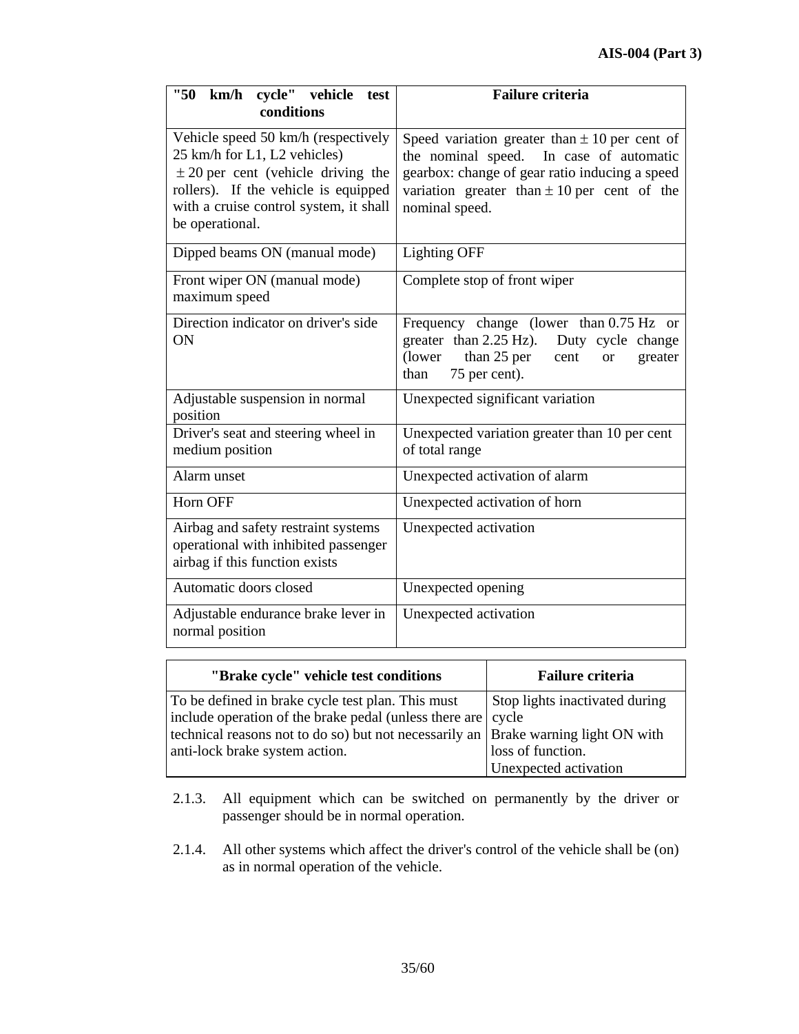| "50 km/h cycle" vehicle test conditions | Failure criteria |
| --- | --- |
| Vehicle speed 50 km/h (respectively 25 km/h for L1, L2 vehicles) $\pm$ 20 per cent (vehicle driving the rollers). If the vehicle is equipped with a cruise control system, it shall be operational. | Speed variation greater than $\pm$ 10 per cent of the nominal speed. In case of automatic gearbox: change of gear ratio inducing a speed variation greater than $\pm$ 10 per cent of the nominal speed. |
| Dipped beams ON (manual mode) | Lighting OFF |
| Front wiper ON (manual mode) maximum speed | Complete stop of front wiper |
| Direction indicator on driver's side ON | Frequency change (lower than 0.75 Hz or greater than 2.25 Hz). Duty cycle change (lower than 25 per cent or greater than 75 per cent). |
| Adjustable suspension in normal position | Unexpected significant variation |
| Driver's seat and steering wheel in medium position | Unexpected variation greater than 10 per cent of total range |
| Alarm unset | Unexpected activation of alarm |
| Horn OFF | Unexpected activation of horn |
| Airbag and safety restraint systems operational with inhibited passenger airbag if this function exists | Unexpected activation |
| Automatic doors closed | Unexpected opening |
| Adjustable endurance brake lever in normal position | Unexpected activation |

| "Brake cycle" vehicle test conditions | Failure criteria |
| --- | --- |
| To be defined in brake cycle test plan. This must include operation of the brake pedal (unless there are technical reasons not to do so) but not necessarily an anti-lock brake system action. | Stop lights inactivated during cycle<br>Brake warning light ON with loss of function.<br>Unexpected activation |

2.1.3. All equipment which can be switched on permanently by the driver or passenger should be in normal operation.

2.1.4. All other systems which affect the driver's control of the vehicle shall be (on) as in normal operation of the vehicle.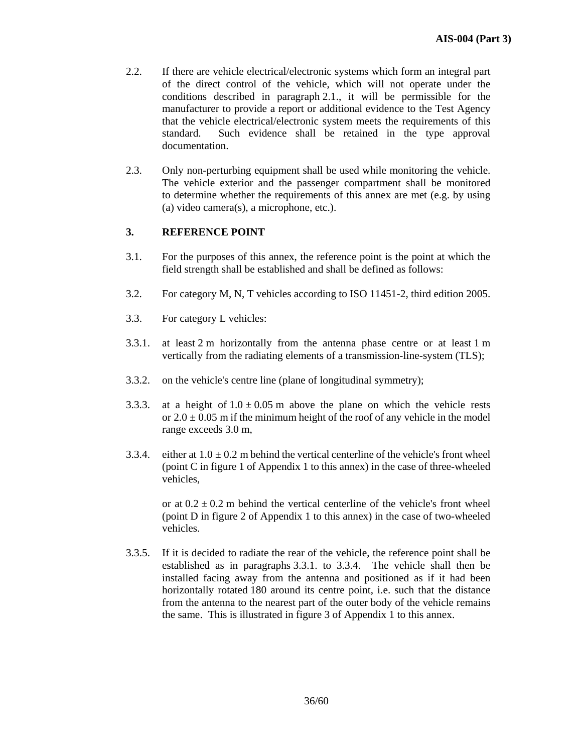2.2. If there are vehicle electrical/electronic systems which form an integral part of the direct control of the vehicle, which will not operate under the conditions described in paragraph 2.1., it will be permissible for the manufacturer to provide a report or additional evidence to the Test Agency that the vehicle electrical/electronic system meets the requirements of this standard. Such evidence shall be retained in the type approval documentation.

2.3. Only non-perturbing equipment shall be used while monitoring the vehicle. The vehicle exterior and the passenger compartment shall be monitored to determine whether the requirements of this annex are met (e.g. by using (a) video camera(s), a microphone, etc.).

**3. REFERENCE POINT**

3.1. For the purposes of this annex, the reference point is the point at which the field strength shall be established and shall be defined as follows:

3.2. For category M, N, T vehicles according to ISO 11451-2, third edition 2005.

3.3. For category L vehicles:

3.3.1. at least 2 m horizontally from the antenna phase centre or at least 1 m vertically from the radiating elements of a transmission-line-system (TLS);

3.3.2. on the vehicle's centre line (plane of longitudinal symmetry);

3.3.3. at a height of $1.0 \pm 0.05$ m above the plane on which the vehicle rests or $2.0 \pm 0.05$ m if the minimum height of the roof of any vehicle in the model range exceeds 3.0 m,

3.3.4. either at $1.0 \pm 0.2$ m behind the vertical centerline of the vehicle's front wheel (point C in figure 1 of Appendix 1 to this annex) in the case of three-wheeled vehicles,

or at $0.2 \pm 0.2$ m behind the vertical centerline of the vehicle's front wheel (point D in figure 2 of Appendix 1 to this annex) in the case of two-wheeled vehicles.

3.3.5. If it is decided to radiate the rear of the vehicle, the reference point shall be established as in paragraphs 3.3.1. to 3.3.4. The vehicle shall then be installed facing away from the antenna and positioned as if it had been horizontally rotated 180 around its centre point, i.e. such that the distance from the antenna to the nearest part of the outer body of the vehicle remains the same. This is illustrated in figure 3 of Appendix 1 to this annex.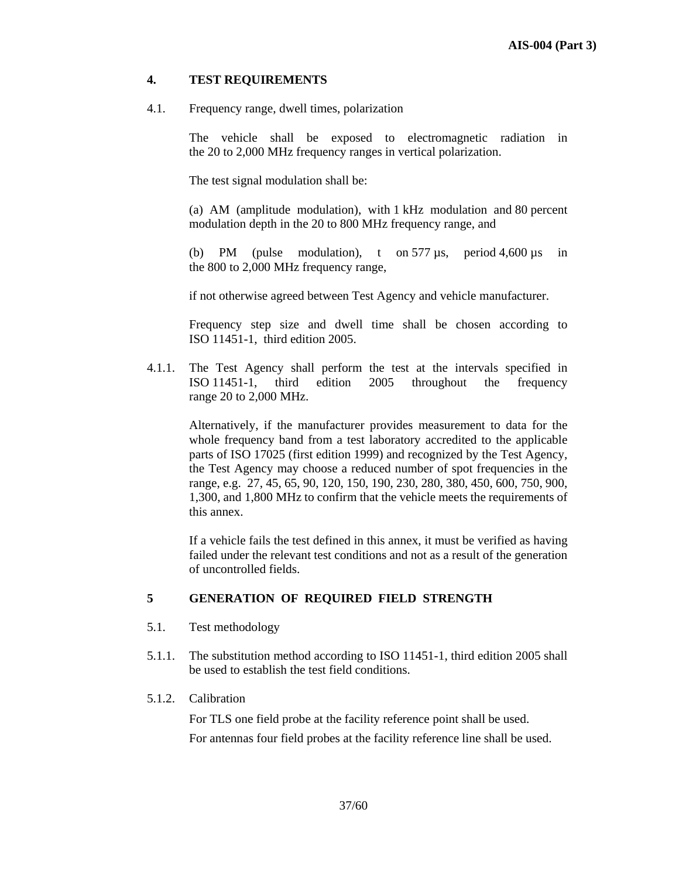## 4. TEST REQUIREMENTS

4.1. Frequency range, dwell times, polarization

The vehicle shall be exposed to electromagnetic radiation in the 20 to 2,000 MHz frequency ranges in vertical polarization.

The test signal modulation shall be:

(a) AM (amplitude modulation), with 1 kHz modulation and 80 percent modulation depth in the 20 to 800 MHz frequency range, and

(b) PM (pulse modulation), t on 577 µs, period 4,600 µs in the 800 to 2,000 MHz frequency range,

if not otherwise agreed between Test Agency and vehicle manufacturer.

Frequency step size and dwell time shall be chosen according to ISO 11451-1, third edition 2005.

4.1.1. The Test Agency shall perform the test at the intervals specified in ISO 11451-1, third edition 2005 throughout the frequency range 20 to 2,000 MHz.

Alternatively, if the manufacturer provides measurement to data for the whole frequency band from a test laboratory accredited to the applicable parts of ISO 17025 (first edition 1999) and recognized by the Test Agency, the Test Agency may choose a reduced number of spot frequencies in the range, e.g. 27, 45, 65, 90, 120, 150, 190, 230, 280, 380, 450, 600, 750, 900, 1,300, and 1,800 MHz to confirm that the vehicle meets the requirements of this annex.

If a vehicle fails the test defined in this annex, it must be verified as having failed under the relevant test conditions and not as a result of the generation of uncontrolled fields.

## 5 GENERATION OF REQUIRED FIELD STRENGTH

5.1. Test methodology

5.1.1. The substitution method according to ISO 11451-1, third edition 2005 shall be used to establish the test field conditions.

5.1.2. Calibration

For TLS one field probe at the facility reference point shall be used.

For antennas four field probes at the facility reference line shall be used.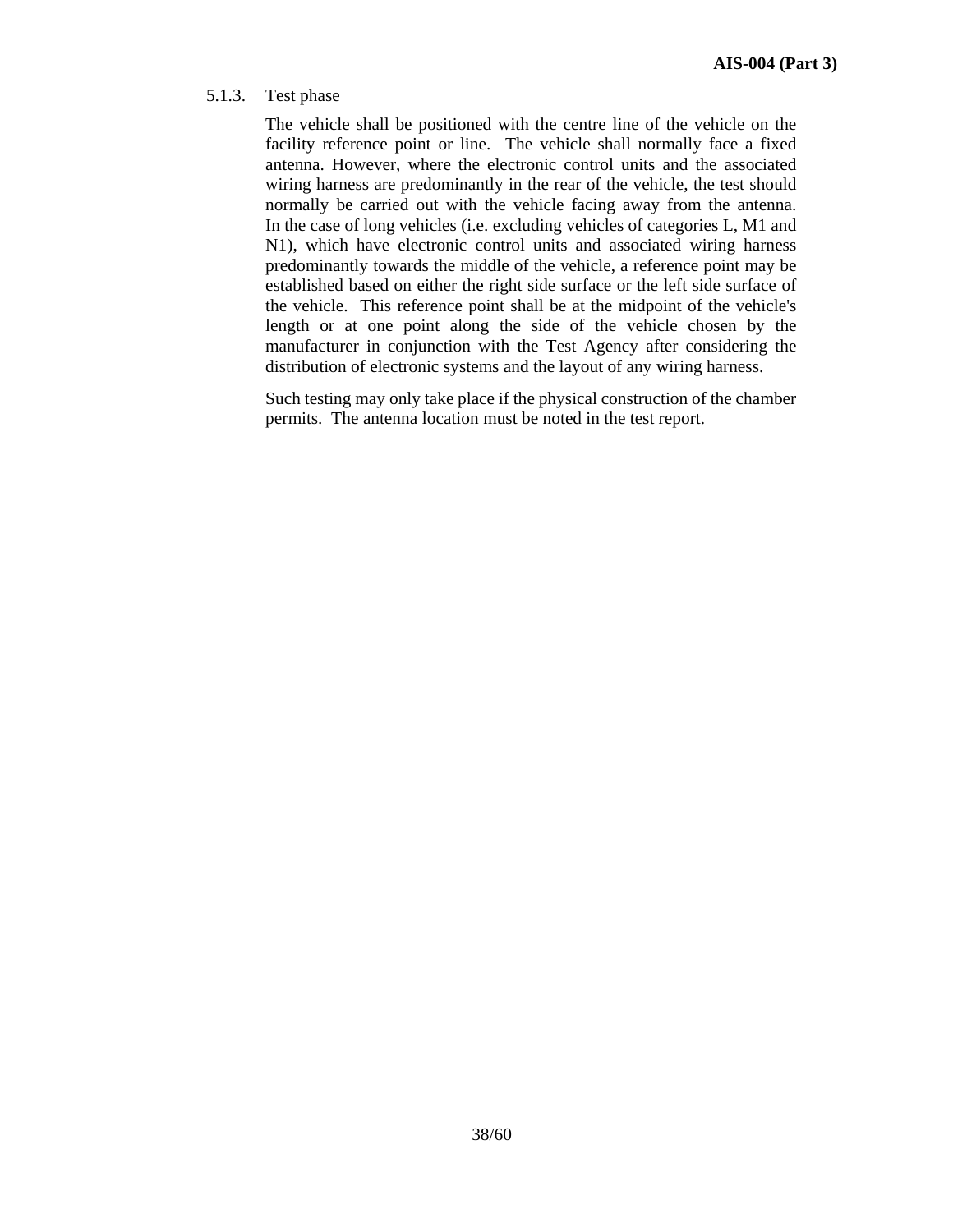5.1.3. Test phase

The vehicle shall be positioned with the centre line of the vehicle on the facility reference point or line. The vehicle shall normally face a fixed antenna. However, where the electronic control units and the associated wiring harness are predominantly in the rear of the vehicle, the test should normally be carried out with the vehicle facing away from the antenna. In the case of long vehicles (i.e. excluding vehicles of categories L, M1 and N1), which have electronic control units and associated wiring harness predominantly towards the middle of the vehicle, a reference point may be established based on either the right side surface or the left side surface of the vehicle. This reference point shall be at the midpoint of the vehicle's length or at one point along the side of the vehicle chosen by the manufacturer in conjunction with the Test Agency after considering the distribution of electronic systems and the layout of any wiring harness.

Such testing may only take place if the physical construction of the chamber permits. The antenna location must be noted in the test report.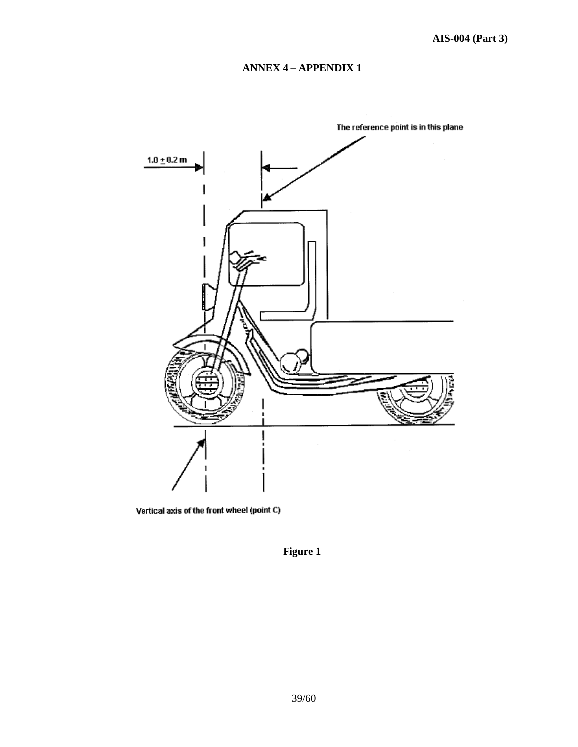## ANNEX 4 – APPENDIX 1

The reference point is in this plane

$1.0 \pm 0.2$ m

Vertical axis of the front wheel (point C)

**Figure 1**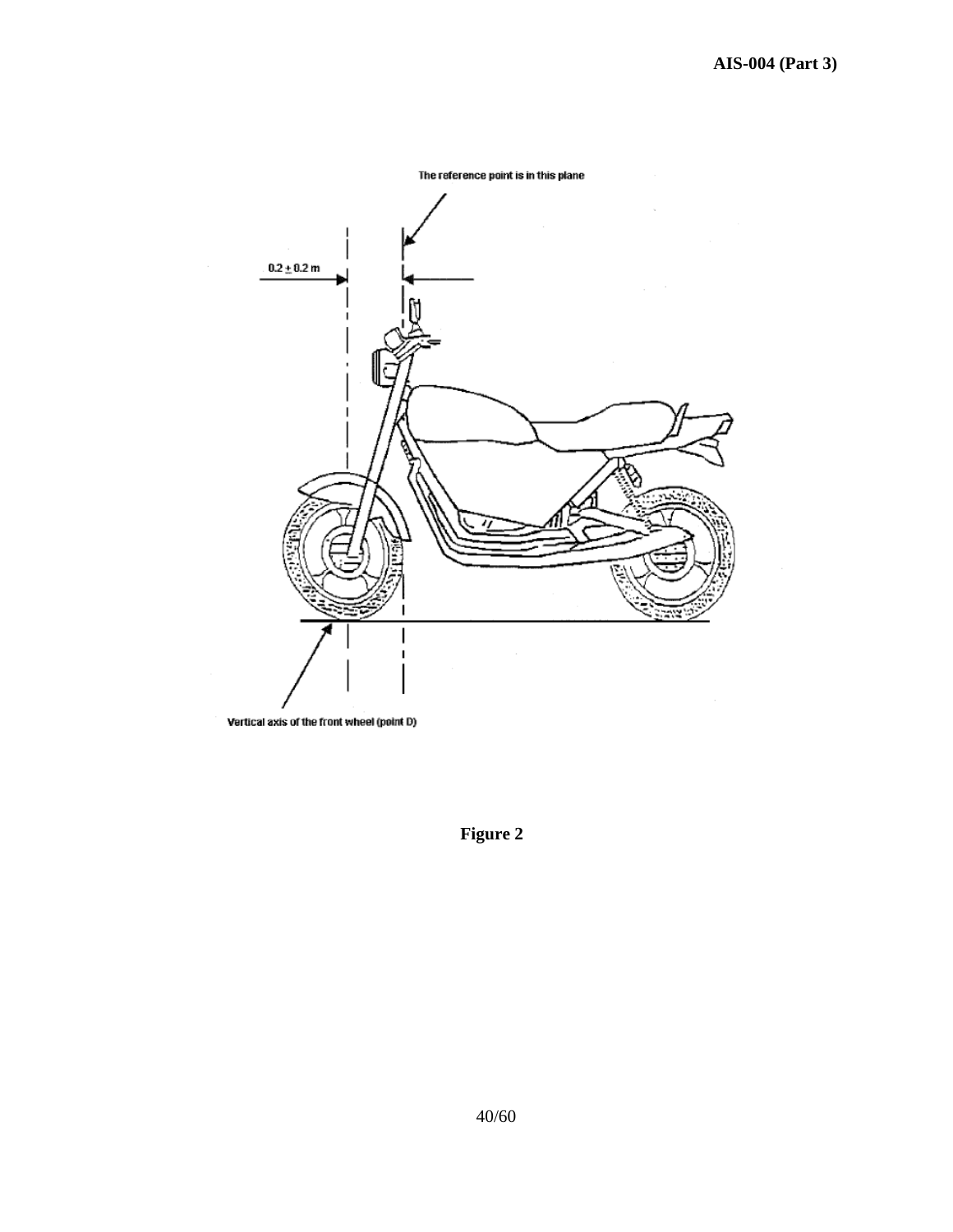The reference point is in this plane

$0.2 \pm 0.2$ m

Vertical axis of the front wheel (point D)

**Figure 2**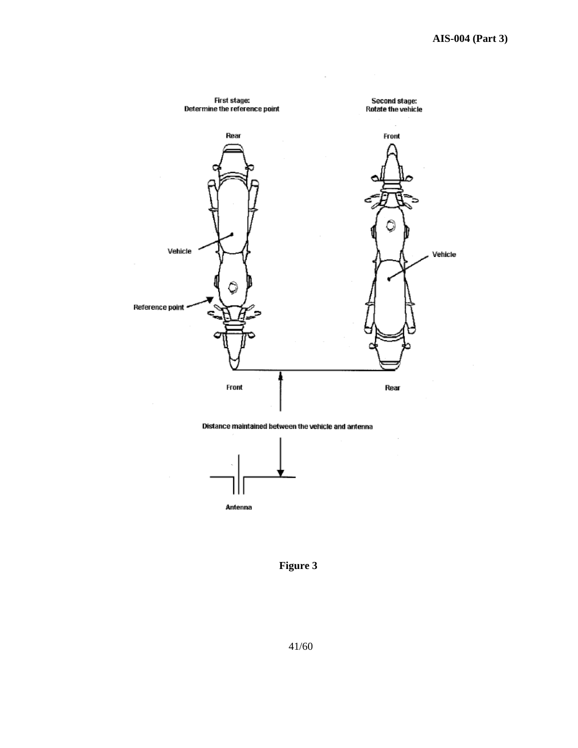First stage:
Determine the reference point

Second stage:
Rotate the vehicle

Rear

Front

Vehicle

Vehicle

Reference point

Front

Rear

Distance maintained between the vehicle and antenna

Antenna

**Figure 3**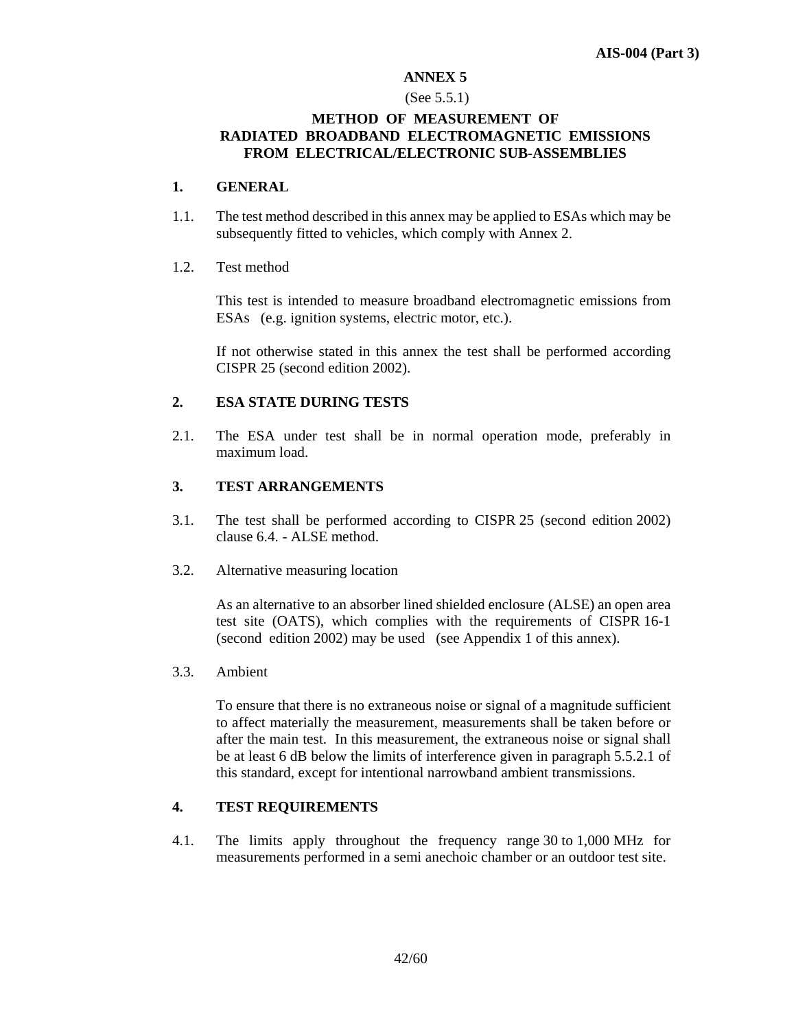# ANNEX 5

(See 5.5.1)

## METHOD OF MEASUREMENT OF RADIATED BROADBAND ELECTROMAGNETIC EMISSIONS FROM ELECTRICAL/ELECTRONIC SUB-ASSEMBLIES

### 1. GENERAL

1.1. The test method described in this annex may be applied to ESAs which may be subsequently fitted to vehicles, which comply with Annex 2.

1.2. Test method

This test is intended to measure broadband electromagnetic emissions from ESAs (e.g. ignition systems, electric motor, etc.).

If not otherwise stated in this annex the test shall be performed according CISPR 25 (second edition 2002).

### 2. ESA STATE DURING TESTS

2.1. The ESA under test shall be in normal operation mode, preferably in maximum load.

### 3. TEST ARRANGEMENTS

3.1. The test shall be performed according to CISPR 25 (second edition 2002) clause 6.4. - ALSE method.

3.2. Alternative measuring location

As an alternative to an absorber lined shielded enclosure (ALSE) an open area test site (OATS), which complies with the requirements of CISPR 16-1 (second edition 2002) may be used (see Appendix 1 of this annex).

3.3. Ambient

To ensure that there is no extraneous noise or signal of a magnitude sufficient to affect materially the measurement, measurements shall be taken before or after the main test. In this measurement, the extraneous noise or signal shall be at least 6 dB below the limits of interference given in paragraph 5.5.2.1 of this standard, except for intentional narrowband ambient transmissions.

### 4. TEST REQUIREMENTS

4.1. The limits apply throughout the frequency range 30 to 1,000 MHz for measurements performed in a semi anechoic chamber or an outdoor test site.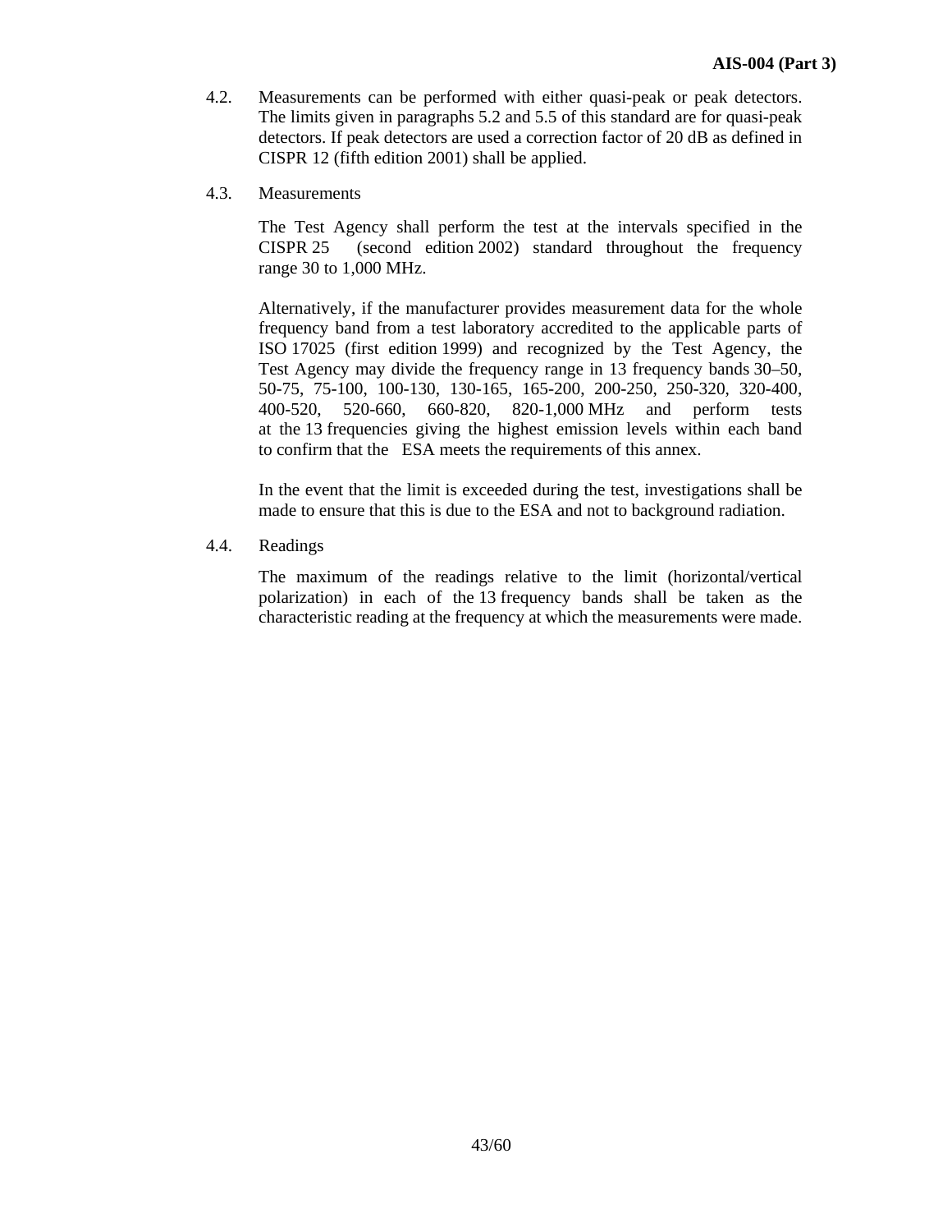4.2. Measurements can be performed with either quasi-peak or peak detectors. The limits given in paragraphs 5.2 and 5.5 of this standard are for quasi-peak detectors. If peak detectors are used a correction factor of 20 dB as defined in CISPR 12 (fifth edition 2001) shall be applied.

4.3. Measurements

The Test Agency shall perform the test at the intervals specified in the CISPR 25 (second edition 2002) standard throughout the frequency range 30 to 1,000 MHz.

Alternatively, if the manufacturer provides measurement data for the whole frequency band from a test laboratory accredited to the applicable parts of ISO 17025 (first edition 1999) and recognized by the Test Agency, the Test Agency may divide the frequency range in 13 frequency bands 30–50, 50-75, 75-100, 100-130, 130-165, 165-200, 200-250, 250-320, 320-400, 400-520, 520-660, 660-820, 820-1,000 MHz and perform tests at the 13 frequencies giving the highest emission levels within each band to confirm that the ESA meets the requirements of this annex.

In the event that the limit is exceeded during the test, investigations shall be made to ensure that this is due to the ESA and not to background radiation.

4.4. Readings

The maximum of the readings relative to the limit (horizontal/vertical polarization) in each of the 13 frequency bands shall be taken as the characteristic reading at the frequency at which the measurements were made.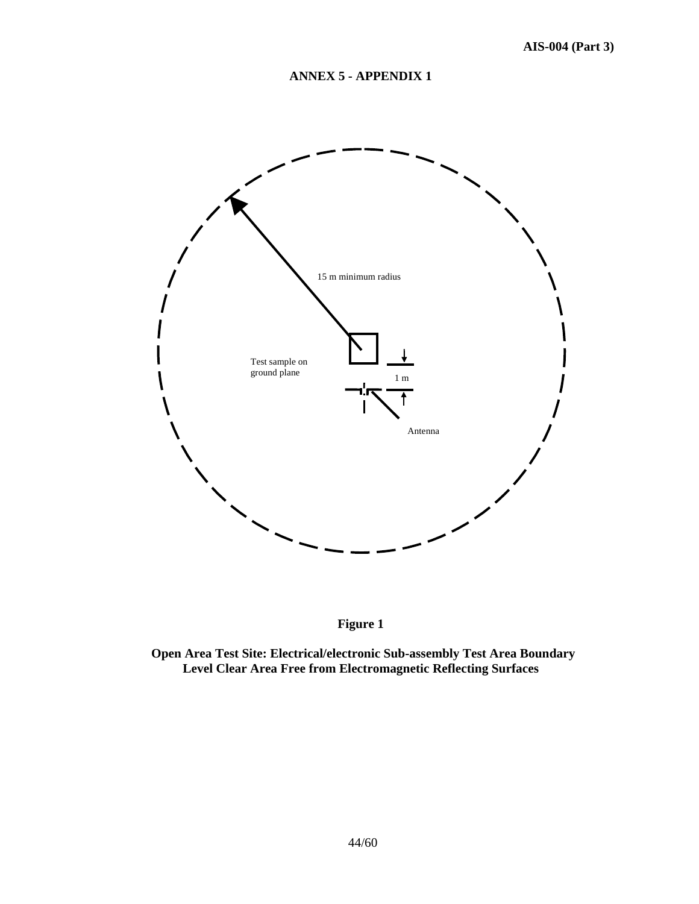# ANNEX 5 - APPENDIX 1

15 m minimum radius

Test sample on ground plane

1 m

Antenna

**Figure 1**

**Open Area Test Site: Electrical/electronic Sub-assembly Test Area Boundary Level Clear Area Free from Electromagnetic Reflecting Surfaces**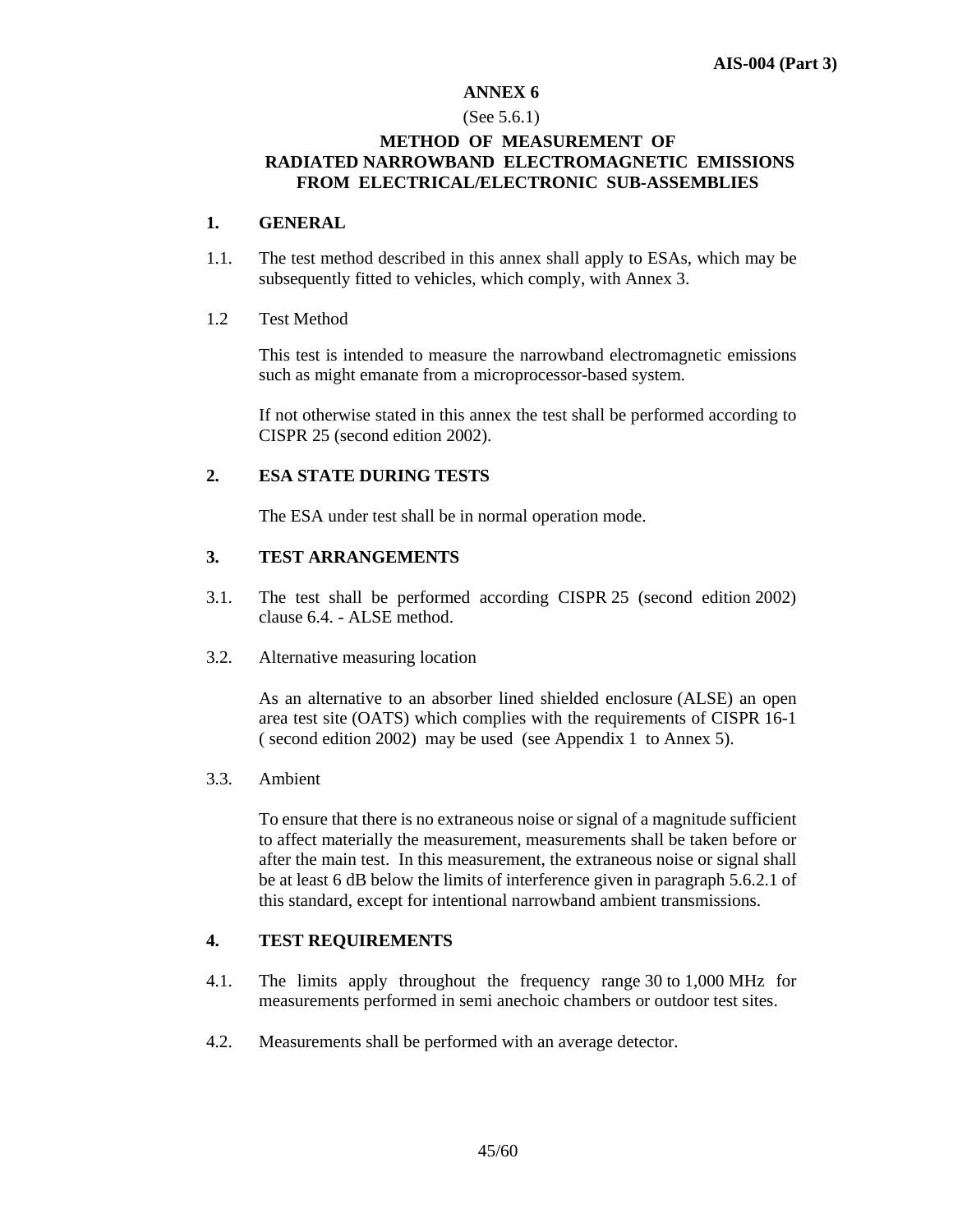# ANNEX 6

(See 5.6.1)

## METHOD OF MEASUREMENT OF RADIATED NARROWBAND ELECTROMAGNETIC EMISSIONS FROM ELECTRICAL/ELECTRONIC SUB-ASSEMBLIES

### 1. GENERAL

1.1. The test method described in this annex shall apply to ESAs, which may be subsequently fitted to vehicles, which comply, with Annex 3.

1.2 Test Method

This test is intended to measure the narrowband electromagnetic emissions such as might emanate from a microprocessor-based system.

If not otherwise stated in this annex the test shall be performed according to CISPR 25 (second edition 2002).

### 2. ESA STATE DURING TESTS

The ESA under test shall be in normal operation mode.

### 3. TEST ARRANGEMENTS

3.1. The test shall be performed according CISPR 25 (second edition 2002) clause 6.4. - ALSE method.

3.2. Alternative measuring location

As an alternative to an absorber lined shielded enclosure (ALSE) an open area test site (OATS) which complies with the requirements of CISPR 16-1 ( second edition 2002) may be used (see Appendix 1 to Annex 5).

3.3. Ambient

To ensure that there is no extraneous noise or signal of a magnitude sufficient to affect materially the measurement, measurements shall be taken before or after the main test. In this measurement, the extraneous noise or signal shall be at least 6 dB below the limits of interference given in paragraph 5.6.2.1 of this standard, except for intentional narrowband ambient transmissions.

### 4. TEST REQUIREMENTS

4.1. The limits apply throughout the frequency range 30 to 1,000 MHz for measurements performed in semi anechoic chambers or outdoor test sites.

4.2. Measurements shall be performed with an average detector.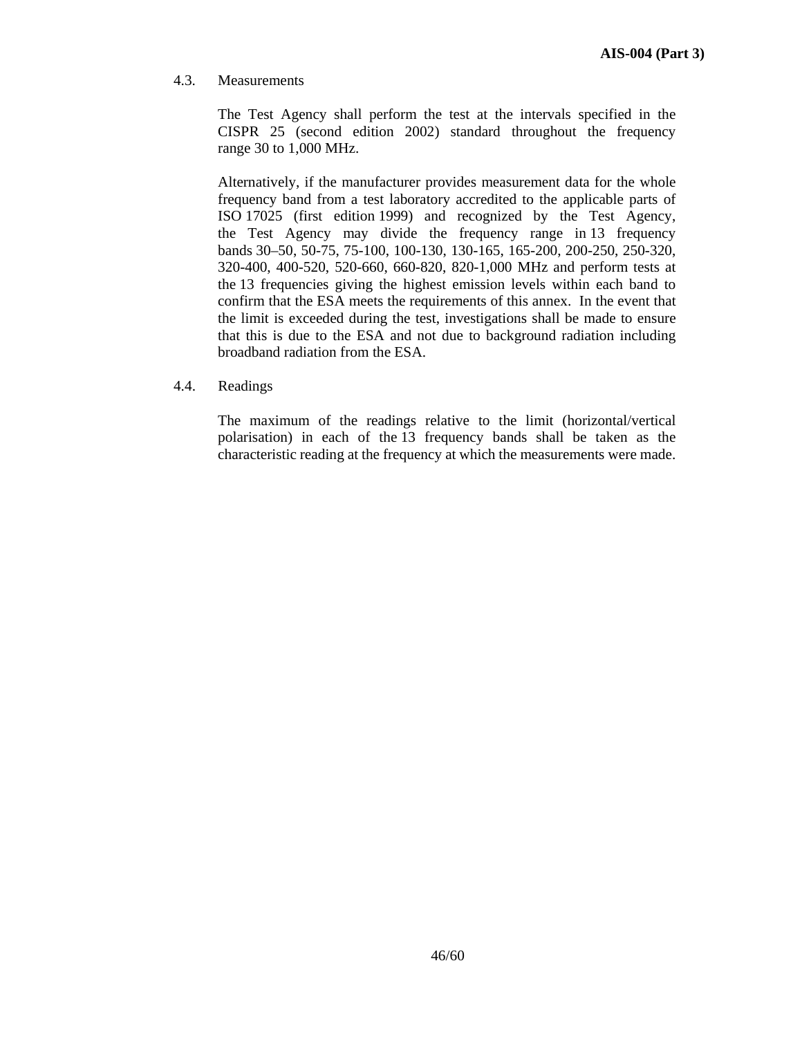4.3. Measurements

The Test Agency shall perform the test at the intervals specified in the CISPR 25 (second edition 2002) standard throughout the frequency range 30 to 1,000 MHz.

Alternatively, if the manufacturer provides measurement data for the whole frequency band from a test laboratory accredited to the applicable parts of ISO 17025 (first edition 1999) and recognized by the Test Agency, the Test Agency may divide the frequency range in 13 frequency bands 30–50, 50-75, 75-100, 100-130, 130-165, 165-200, 200-250, 250-320, 320-400, 400-520, 520-660, 660-820, 820-1,000 MHz and perform tests at the 13 frequencies giving the highest emission levels within each band to confirm that the ESA meets the requirements of this annex. In the event that the limit is exceeded during the test, investigations shall be made to ensure that this is due to the ESA and not due to background radiation including broadband radiation from the ESA.

4.4. Readings

The maximum of the readings relative to the limit (horizontal/vertical polarisation) in each of the 13 frequency bands shall be taken as the characteristic reading at the frequency at which the measurements were made.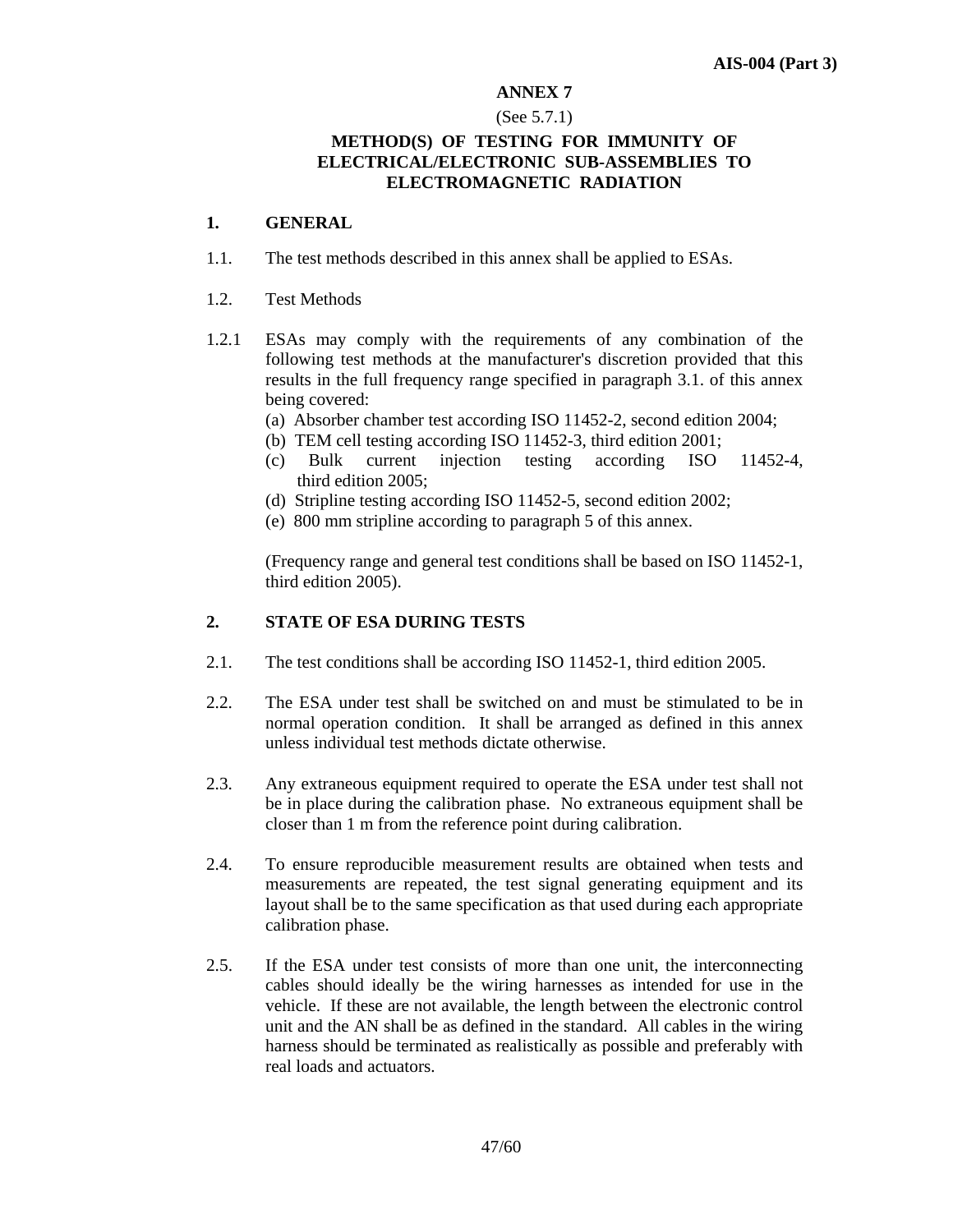## ANNEX 7

(See 5.7.1)

## METHOD(S) OF TESTING FOR IMMUNITY OF ELECTRICAL/ELECTRONIC SUB-ASSEMBLIES TO ELECTROMAGNETIC RADIATION

### 1. GENERAL

1.1. The test methods described in this annex shall be applied to ESAs.

1.2. Test Methods

1.2.1 ESAs may comply with the requirements of any combination of the following test methods at the manufacturer's discretion provided that this results in the full frequency range specified in paragraph 3.1. of this annex being covered:

(a) Absorber chamber test according ISO 11452-2, second edition 2004;
(b) TEM cell testing according ISO 11452-3, third edition 2001;
(c) Bulk current injection testing according ISO 11452-4, third edition 2005;
(d) Stripline testing according ISO 11452-5, second edition 2002;
(e) 800 mm stripline according to paragraph 5 of this annex.

(Frequency range and general test conditions shall be based on ISO 11452-1, third edition 2005).

### 2. STATE OF ESA DURING TESTS

2.1. The test conditions shall be according ISO 11452-1, third edition 2005.

2.2. The ESA under test shall be switched on and must be stimulated to be in normal operation condition. It shall be arranged as defined in this annex unless individual test methods dictate otherwise.

2.3. Any extraneous equipment required to operate the ESA under test shall not be in place during the calibration phase. No extraneous equipment shall be closer than 1 m from the reference point during calibration.

2.4. To ensure reproducible measurement results are obtained when tests and measurements are repeated, the test signal generating equipment and its layout shall be to the same specification as that used during each appropriate calibration phase.

2.5. If the ESA under test consists of more than one unit, the interconnecting cables should ideally be the wiring harnesses as intended for use in the vehicle. If these are not available, the length between the electronic control unit and the AN shall be as defined in the standard. All cables in the wiring harness should be terminated as realistically as possible and preferably with real loads and actuators.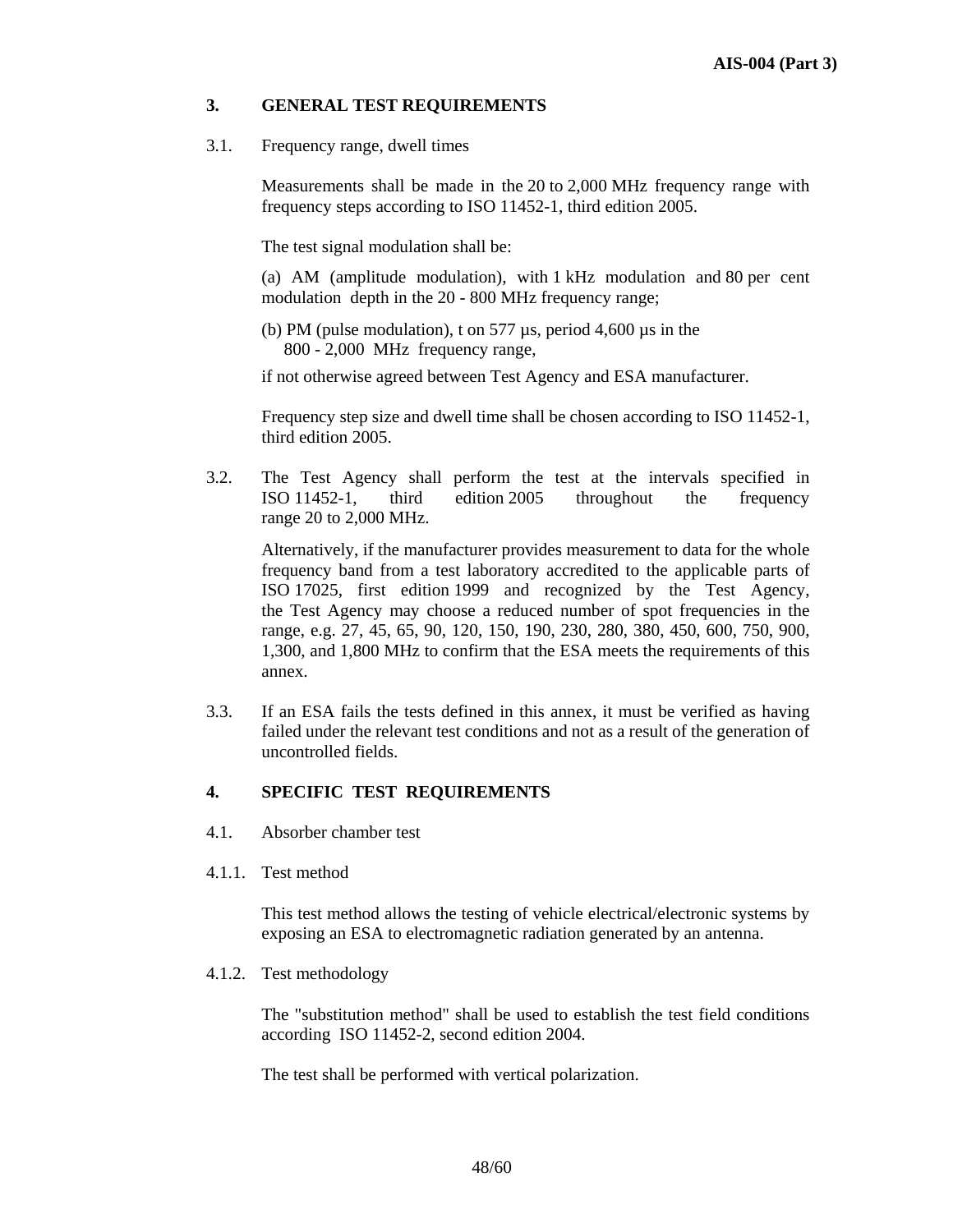## 3. GENERAL TEST REQUIREMENTS

3.1. Frequency range, dwell times

Measurements shall be made in the 20 to 2,000 MHz frequency range with frequency steps according to ISO 11452-1, third edition 2005.

The test signal modulation shall be:

(a) AM (amplitude modulation), with 1 kHz modulation and 80 per cent modulation depth in the 20 - 800 MHz frequency range;

(b) PM (pulse modulation), t on 577 µs, period 4,600 µs in the 800 - 2,000 MHz frequency range,

if not otherwise agreed between Test Agency and ESA manufacturer.

Frequency step size and dwell time shall be chosen according to ISO 11452-1, third edition 2005.

3.2. The Test Agency shall perform the test at the intervals specified in ISO 11452-1, third edition 2005 throughout the frequency range 20 to 2,000 MHz.

Alternatively, if the manufacturer provides measurement to data for the whole frequency band from a test laboratory accredited to the applicable parts of ISO 17025, first edition 1999 and recognized by the Test Agency, the Test Agency may choose a reduced number of spot frequencies in the range, e.g. 27, 45, 65, 90, 120, 150, 190, 230, 280, 380, 450, 600, 750, 900, 1,300, and 1,800 MHz to confirm that the ESA meets the requirements of this annex.

3.3. If an ESA fails the tests defined in this annex, it must be verified as having failed under the relevant test conditions and not as a result of the generation of uncontrolled fields.

## 4. SPECIFIC TEST REQUIREMENTS

4.1. Absorber chamber test

4.1.1. Test method

This test method allows the testing of vehicle electrical/electronic systems by exposing an ESA to electromagnetic radiation generated by an antenna.

4.1.2. Test methodology

The "substitution method" shall be used to establish the test field conditions according ISO 11452-2, second edition 2004.

The test shall be performed with vertical polarization.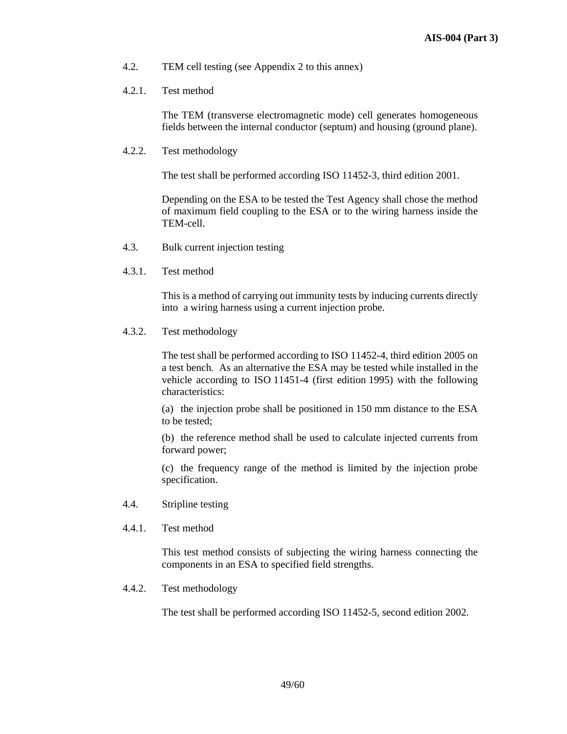4.2. TEM cell testing (see Appendix 2 to this annex)

4.2.1. Test method

The TEM (transverse electromagnetic mode) cell generates homogeneous fields between the internal conductor (septum) and housing (ground plane).

4.2.2. Test methodology

The test shall be performed according ISO 11452-3, third edition 2001.

Depending on the ESA to be tested the Test Agency shall chose the method of maximum field coupling to the ESA or to the wiring harness inside the TEM-cell.

4.3. Bulk current injection testing

4.3.1. Test method

This is a method of carrying out immunity tests by inducing currents directly into a wiring harness using a current injection probe.

4.3.2. Test methodology

The test shall be performed according to ISO 11452-4, third edition 2005 on a test bench. As an alternative the ESA may be tested while installed in the vehicle according to ISO 11451-4 (first edition 1995) with the following characteristics:

(a) the injection probe shall be positioned in 150 mm distance to the ESA to be tested;

(b) the reference method shall be used to calculate injected currents from forward power;

(c) the frequency range of the method is limited by the injection probe specification.

4.4. Stripline testing

4.4.1. Test method

This test method consists of subjecting the wiring harness connecting the components in an ESA to specified field strengths.

4.4.2. Test methodology

The test shall be performed according ISO 11452-5, second edition 2002.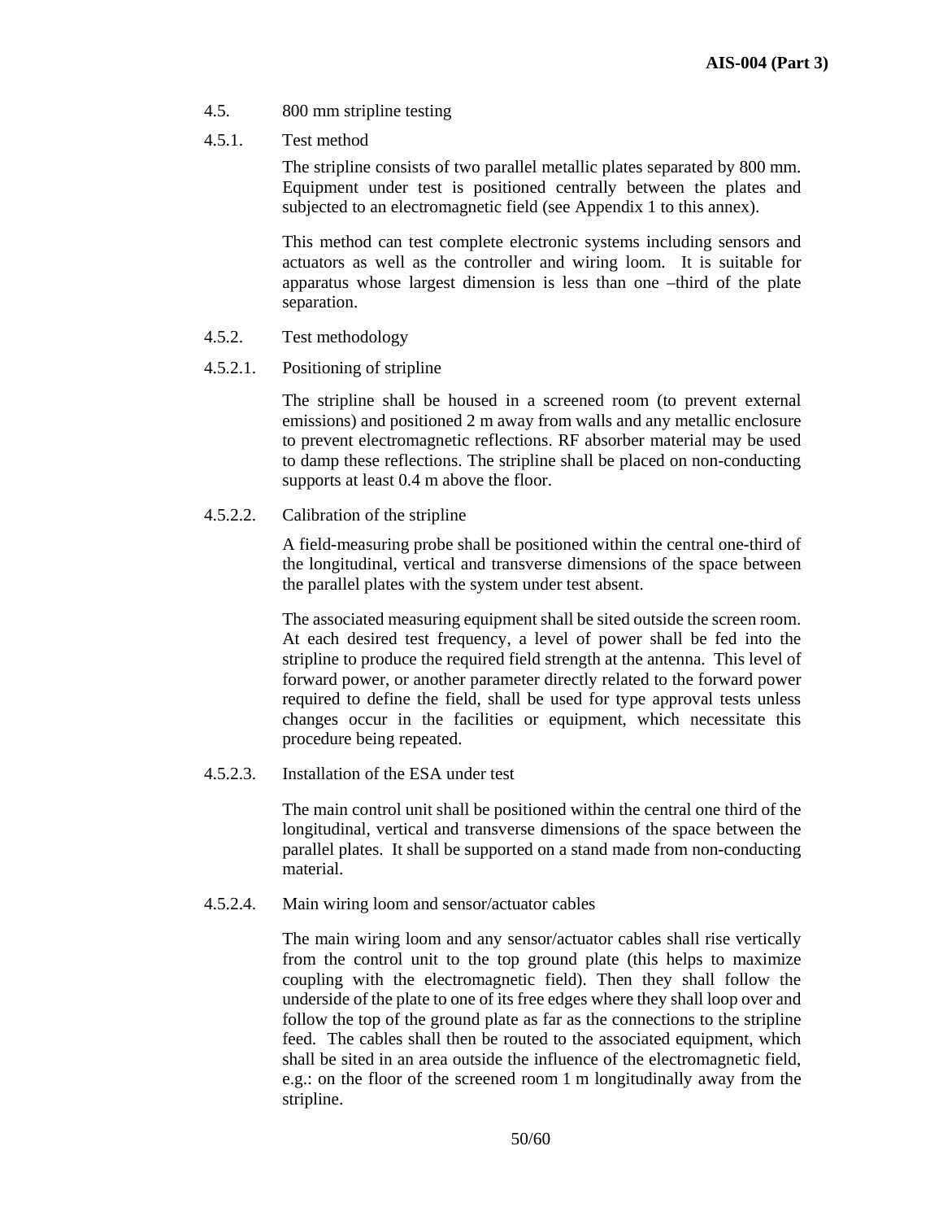4.5. 800 mm stripline testing

4.5.1. Test method

The stripline consists of two parallel metallic plates separated by 800 mm. Equipment under test is positioned centrally between the plates and subjected to an electromagnetic field (see Appendix 1 to this annex).

This method can test complete electronic systems including sensors and actuators as well as the controller and wiring loom. It is suitable for apparatus whose largest dimension is less than one –third of the plate separation.

4.5.2. Test methodology

4.5.2.1. Positioning of stripline

The stripline shall be housed in a screened room (to prevent external emissions) and positioned 2 m away from walls and any metallic enclosure to prevent electromagnetic reflections. RF absorber material may be used to damp these reflections. The stripline shall be placed on non-conducting supports at least 0.4 m above the floor.

4.5.2.2. Calibration of the stripline

A field-measuring probe shall be positioned within the central one-third of the longitudinal, vertical and transverse dimensions of the space between the parallel plates with the system under test absent.

The associated measuring equipment shall be sited outside the screen room. At each desired test frequency, a level of power shall be fed into the stripline to produce the required field strength at the antenna. This level of forward power, or another parameter directly related to the forward power required to define the field, shall be used for type approval tests unless changes occur in the facilities or equipment, which necessitate this procedure being repeated.

4.5.2.3. Installation of the ESA under test

The main control unit shall be positioned within the central one third of the longitudinal, vertical and transverse dimensions of the space between the parallel plates. It shall be supported on a stand made from non-conducting material.

4.5.2.4. Main wiring loom and sensor/actuator cables

The main wiring loom and any sensor/actuator cables shall rise vertically from the control unit to the top ground plate (this helps to maximize coupling with the electromagnetic field). Then they shall follow the underside of the plate to one of its free edges where they shall loop over and follow the top of the ground plate as far as the connections to the stripline feed. The cables shall then be routed to the associated equipment, which shall be sited in an area outside the influence of the electromagnetic field, e.g.: on the floor of the screened room 1 m longitudinally away from the stripline.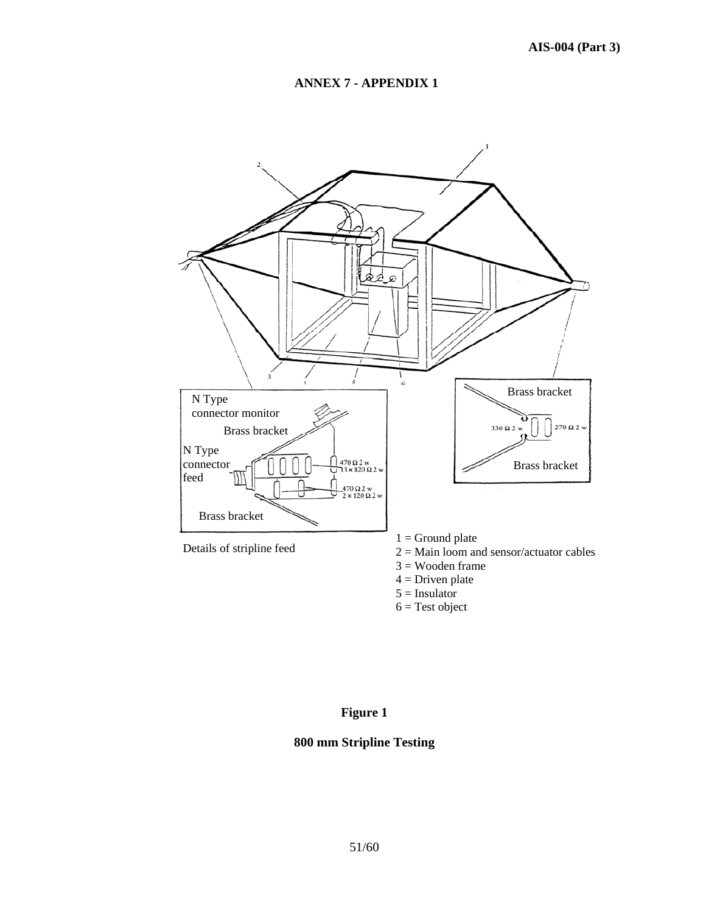## ANNEX 7 - APPENDIX 1

N Type connector monitor

Brass bracket

N Type connector feed

470 Ω 2 w
13 × 820 Ω 2 w

470 Ω 2 w
2 × 120 Ω 2 w

Brass bracket

Details of stripline feed

Brass bracket

330 Ω 2 w

270 Ω 2 w

Brass bracket

1 = Ground plate
2 = Main loom and sensor/actuator cables
3 = Wooden frame
4 = Driven plate
5 = Insulator
6 = Test object

**Figure 1**

**800 mm Stripline Testing**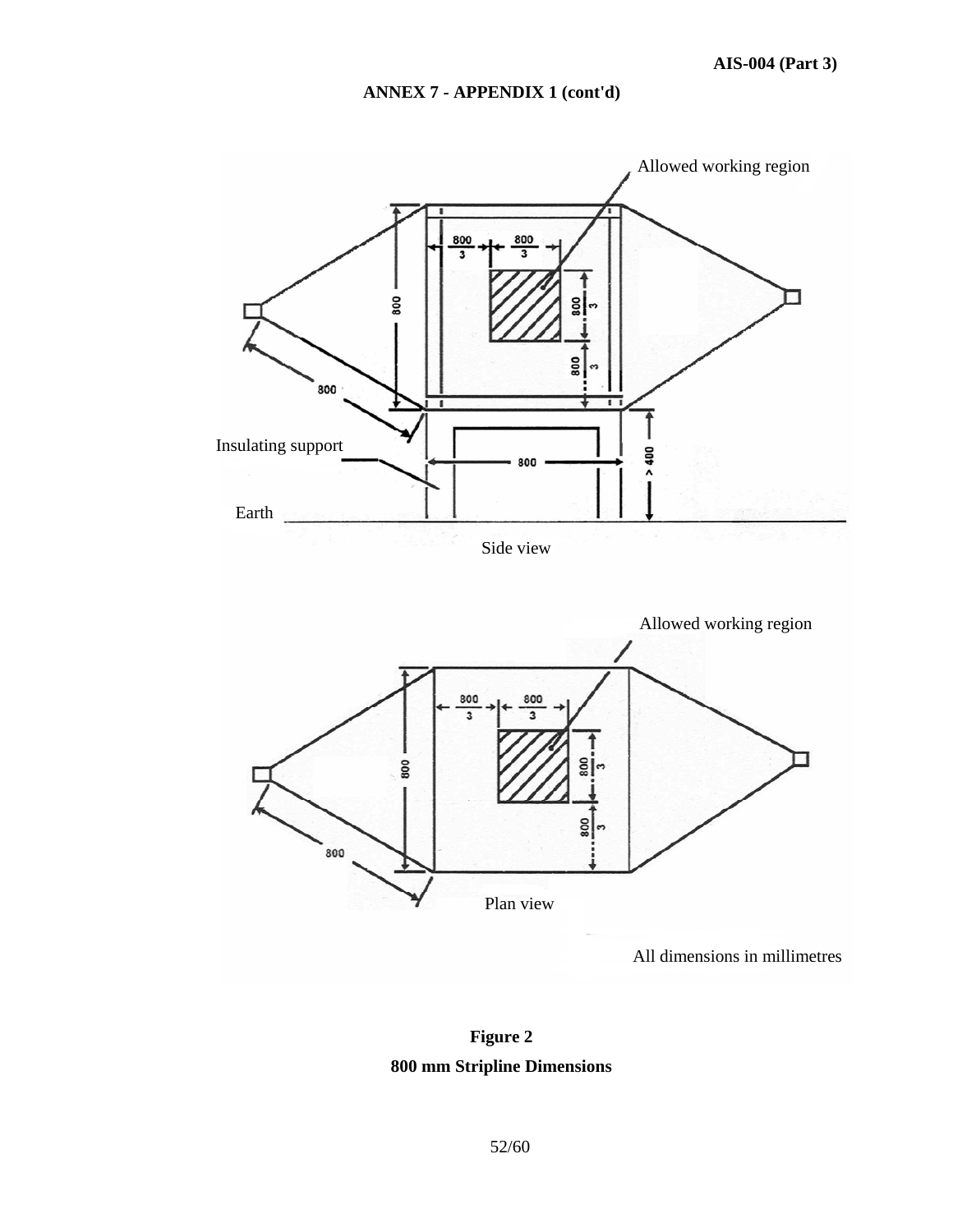**ANNEX 7 - APPENDIX 1 (cont'd)**

Allowed working region

Insulating support

Earth

Side view

Allowed working region

Plan view

All dimensions in millimetres

**Figure 2**

**800 mm Stripline Dimensions**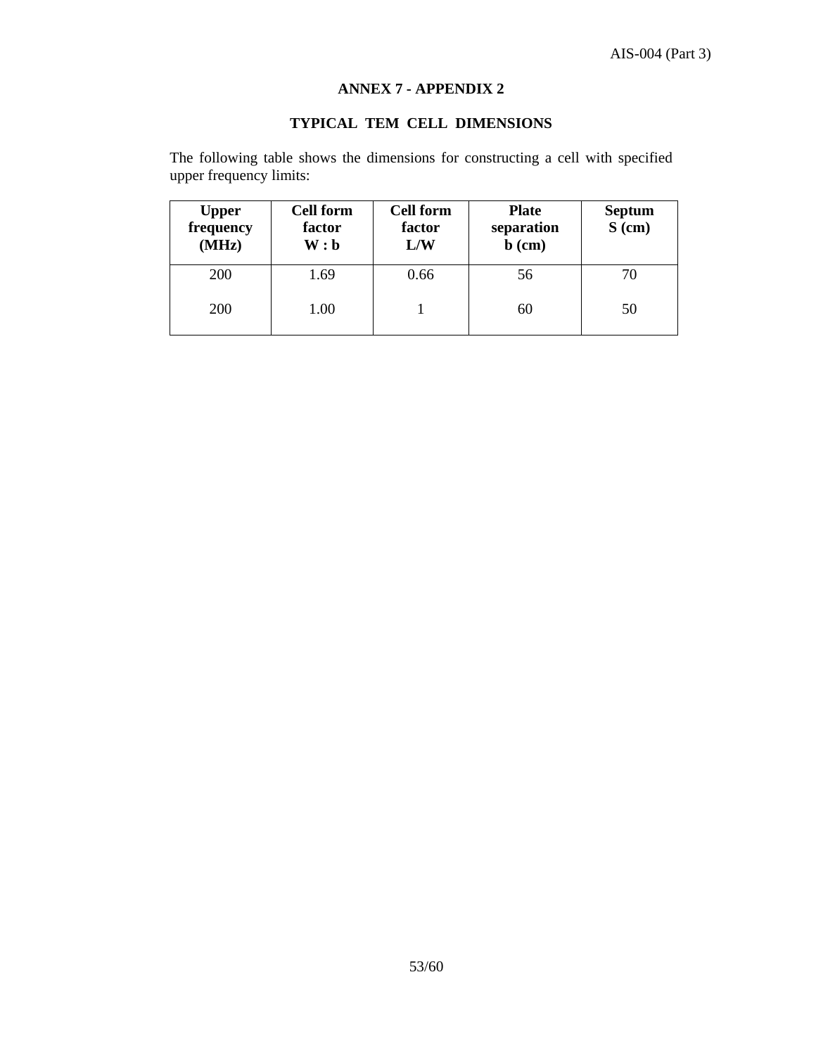## ANNEX 7 - APPENDIX 2

### TYPICAL TEM CELL DIMENSIONS

The following table shows the dimensions for constructing a cell with specified upper frequency limits:

| Upper frequency (MHz) | Cell form factor W : b | Cell form factor L/W | Plate separation b (cm) | Septum S (cm) |
|---|---|---|---|---|
| 200 | 1.69 | 0.66 | 56 | 70 |
| 200 | 1.00 | 1 | 60 | 50 |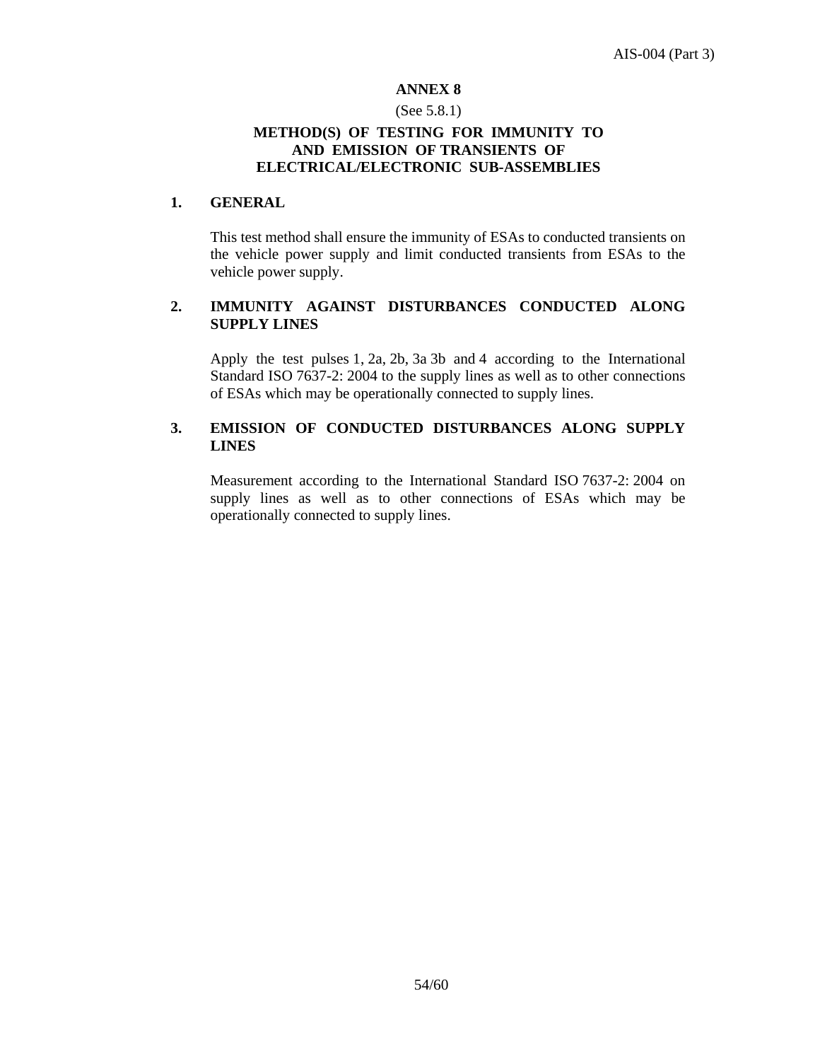## ANNEX 8

(See 5.8.1)

### METHOD(S) OF TESTING FOR IMMUNITY TO AND EMISSION OF TRANSIENTS OF ELECTRICAL/ELECTRONIC SUB-ASSEMBLIES

**1. GENERAL**

This test method shall ensure the immunity of ESAs to conducted transients on the vehicle power supply and limit conducted transients from ESAs to the vehicle power supply.

**2. IMMUNITY AGAINST DISTURBANCES CONDUCTED ALONG SUPPLY LINES**

Apply the test pulses 1, 2a, 2b, 3a 3b and 4 according to the International Standard ISO 7637-2: 2004 to the supply lines as well as to other connections of ESAs which may be operationally connected to supply lines.

**3. EMISSION OF CONDUCTED DISTURBANCES ALONG SUPPLY LINES**

Measurement according to the International Standard ISO 7637-2: 2004 on supply lines as well as to other connections of ESAs which may be operationally connected to supply lines.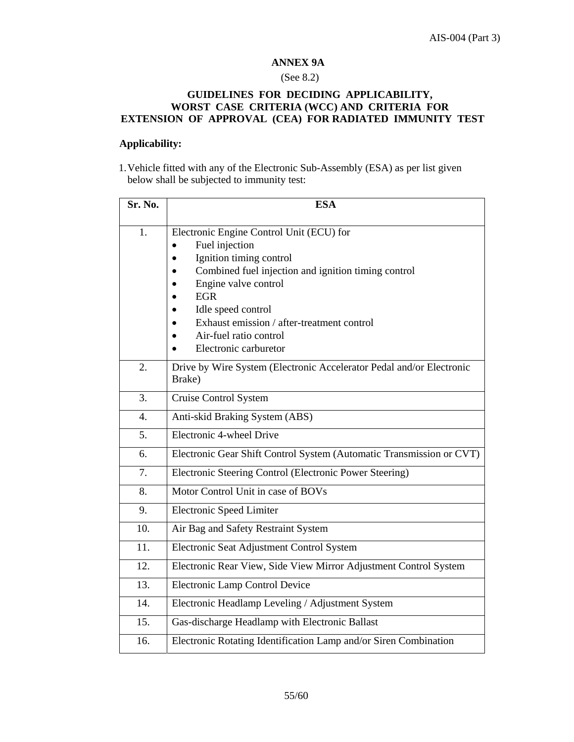## ANNEX 9A

(See 8.2)

### GUIDELINES FOR DECIDING APPLICABILITY, WORST CASE CRITERIA (WCC) AND CRITERIA FOR EXTENSION OF APPROVAL (CEA) FOR RADIATED IMMUNITY TEST

**Applicability:**

1. Vehicle fitted with any of the Electronic Sub-Assembly (ESA) as per list given below shall be subjected to immunity test:

| Sr. No. | ESA |
|---|---|
| 1. | Electronic Engine Control Unit (ECU) for<br>• Fuel injection<br>• Ignition timing control<br>• Combined fuel injection and ignition timing control<br>• Engine valve control<br>• EGR<br>• Idle speed control<br>• Exhaust emission / after-treatment control<br>• Air-fuel ratio control<br>• Electronic carburetor |
| 2. | Drive by Wire System (Electronic Accelerator Pedal and/or Electronic Brake) |
| 3. | Cruise Control System |
| 4. | Anti-skid Braking System (ABS) |
| 5. | Electronic 4-wheel Drive |
| 6. | Electronic Gear Shift Control System (Automatic Transmission or CVT) |
| 7. | Electronic Steering Control (Electronic Power Steering) |
| 8. | Motor Control Unit in case of BOVs |
| 9. | Electronic Speed Limiter |
| 10. | Air Bag and Safety Restraint System |
| 11. | Electronic Seat Adjustment Control System |
| 12. | Electronic Rear View, Side View Mirror Adjustment Control System |
| 13. | Electronic Lamp Control Device |
| 14. | Electronic Headlamp Leveling / Adjustment System |
| 15. | Gas-discharge Headlamp with Electronic Ballast |
| 16. | Electronic Rotating Identification Lamp and/or Siren Combination |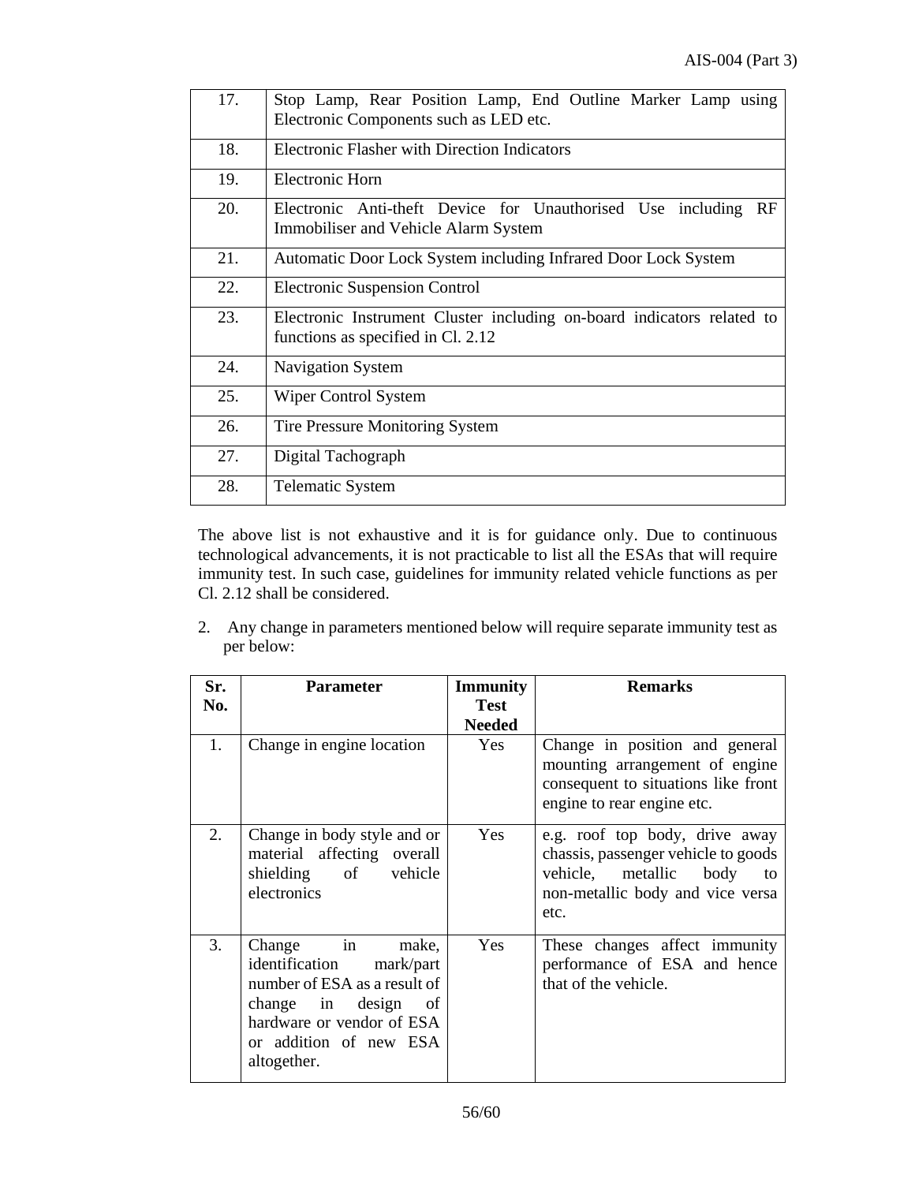| | |
|---|---|
| 17. | Stop Lamp, Rear Position Lamp, End Outline Marker Lamp using Electronic Components such as LED etc. |
| 18. | Electronic Flasher with Direction Indicators |
| 19. | Electronic Horn |
| 20. | Electronic Anti-theft Device for Unauthorised Use including RF Immobiliser and Vehicle Alarm System |
| 21. | Automatic Door Lock System including Infrared Door Lock System |
| 22. | Electronic Suspension Control |
| 23. | Electronic Instrument Cluster including on-board indicators related to functions as specified in Cl. 2.12 |
| 24. | Navigation System |
| 25. | Wiper Control System |
| 26. | Tire Pressure Monitoring System |
| 27. | Digital Tachograph |
| 28. | Telematic System |

The above list is not exhaustive and it is for guidance only. Due to continuous technological advancements, it is not practicable to list all the ESAs that will require immunity test. In such case, guidelines for immunity related vehicle functions as per Cl. 2.12 shall be considered.

2. Any change in parameters mentioned below will require separate immunity test as per below:

| Sr. No. | Parameter | Immunity Test Needed | Remarks |
|---|---|---|---|
| 1. | Change in engine location | Yes | Change in position and general mounting arrangement of engine consequent to situations like front engine to rear engine etc. |
| 2. | Change in body style and or material affecting overall shielding of vehicle electronics | Yes | e.g. roof top body, drive away chassis, passenger vehicle to goods vehicle, metallic body to non-metallic body and vice versa etc. |
| 3. | Change in make, identification mark/part number of ESA as a result of change in design of hardware or vendor of ESA or addition of new ESA altogether. | Yes | These changes affect immunity performance of ESA and hence that of the vehicle. |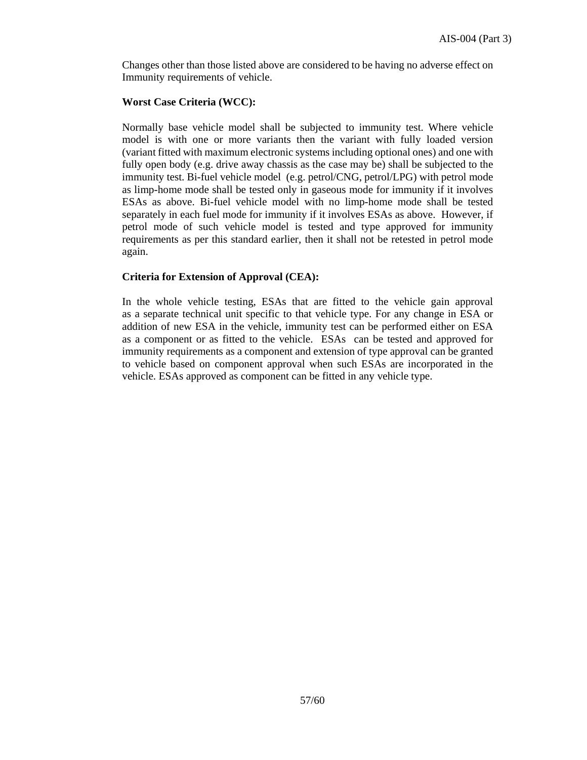Changes other than those listed above are considered to be having no adverse effect on Immunity requirements of vehicle.

**Worst Case Criteria (WCC):**

Normally base vehicle model shall be subjected to immunity test. Where vehicle model is with one or more variants then the variant with fully loaded version (variant fitted with maximum electronic systems including optional ones) and one with fully open body (e.g. drive away chassis as the case may be) shall be subjected to the immunity test. Bi-fuel vehicle model (e.g. petrol/CNG, petrol/LPG) with petrol mode as limp-home mode shall be tested only in gaseous mode for immunity if it involves ESAs as above. Bi-fuel vehicle model with no limp-home mode shall be tested separately in each fuel mode for immunity if it involves ESAs as above. However, if petrol mode of such vehicle model is tested and type approved for immunity requirements as per this standard earlier, then it shall not be retested in petrol mode again.

**Criteria for Extension of Approval (CEA):**

In the whole vehicle testing, ESAs that are fitted to the vehicle gain approval as a separate technical unit specific to that vehicle type. For any change in ESA or addition of new ESA in the vehicle, immunity test can be performed either on ESA as a component or as fitted to the vehicle. ESAs can be tested and approved for immunity requirements as a component and extension of type approval can be granted to vehicle based on component approval when such ESAs are incorporated in the vehicle. ESAs approved as component can be fitted in any vehicle type.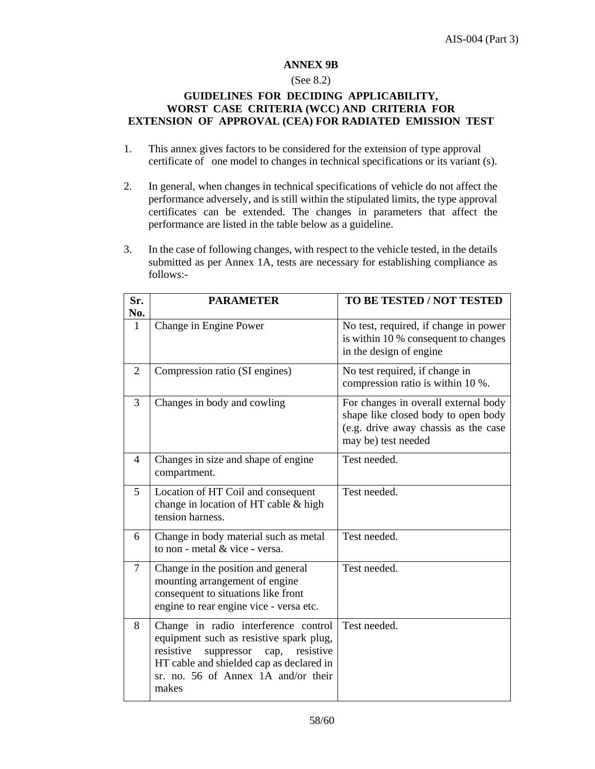## ANNEX 9B

(See 8.2)

### GUIDELINES FOR DECIDING APPLICABILITY, WORST CASE CRITERIA (WCC) AND CRITERIA FOR EXTENSION OF APPROVAL (CEA) FOR RADIATED EMISSION TEST

1. This annex gives factors to be considered for the extension of type approval certificate of one model to changes in technical specifications or its variant (s).

2. In general, when changes in technical specifications of vehicle do not affect the performance adversely, and is still within the stipulated limits, the type approval certificates can be extended. The changes in parameters that affect the performance are listed in the table below as a guideline.

3. In the case of following changes, with respect to the vehicle tested, in the details submitted as per Annex 1A, tests are necessary for establishing compliance as follows:-

| Sr. No. | PARAMETER | TO BE TESTED / NOT TESTED |
|---|---|---|
| 1 | Change in Engine Power | No test, required, if change in power is within 10 % consequent to changes in the design of engine |
| 2 | Compression ratio (SI engines) | No test required, if change in compression ratio is within 10 %. |
| 3 | Changes in body and cowling | For changes in overall external body shape like closed body to open body (e.g. drive away chassis as the case may be) test needed |
| 4 | Changes in size and shape of engine compartment. | Test needed. |
| 5 | Location of HT Coil and consequent change in location of HT cable & high tension harness. | Test needed. |
| 6 | Change in body material such as metal to non - metal & vice - versa. | Test needed. |
| 7 | Change in the position and general mounting arrangement of engine consequent to situations like front engine to rear engine vice - versa etc. | Test needed. |
| 8 | Change in radio interference control equipment such as resistive spark plug, resistive suppressor cap, resistive HT cable and shielded cap as declared in sr. no. 56 of Annex 1A and/or their makes | Test needed. |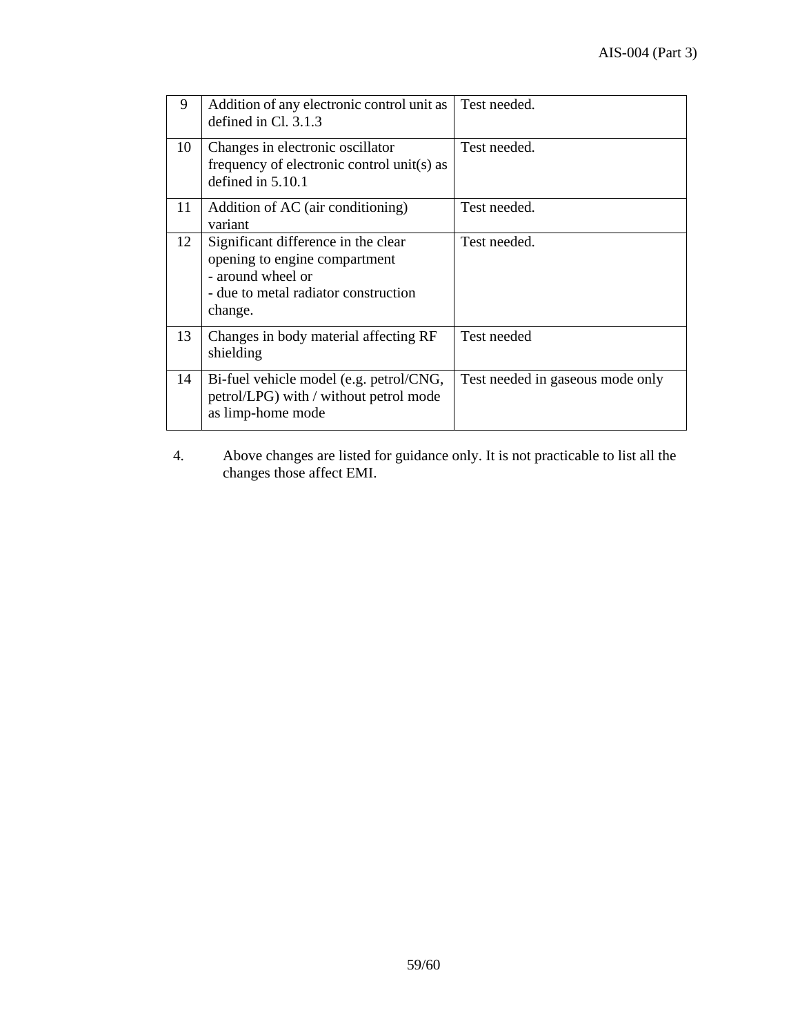| 9 | Addition of any electronic control unit as defined in Cl. 3.1.3 | Test needed. |
|---|---|---|
| 10 | Changes in electronic oscillator frequency of electronic control unit(s) as defined in 5.10.1 | Test needed. |
| 11 | Addition of AC (air conditioning) variant | Test needed. |
| 12 | Significant difference in the clear opening to engine compartment<br>- around wheel or<br>- due to metal radiator construction change. | Test needed. |
| 13 | Changes in body material affecting RF shielding | Test needed |
| 14 | Bi-fuel vehicle model (e.g. petrol/CNG, petrol/LPG) with / without petrol mode as limp-home mode | Test needed in gaseous mode only |

4. Above changes are listed for guidance only. It is not practicable to list all the changes those affect EMI.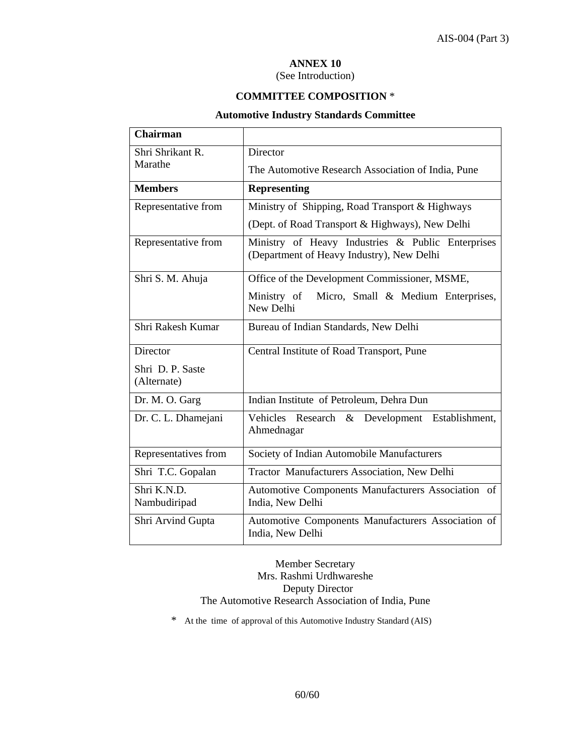## ANNEX 10

(See Introduction)

**COMMITTEE COMPOSITION** *

**Automotive Industry Standards Committee**

| **Chairman** | |
|---|---|
| Shri Shrikant R. Marathe | Director<br>The Automotive Research Association of India, Pune |
| **Members** | **Representing** |
| Representative from | Ministry of Shipping, Road Transport & Highways<br>(Dept. of Road Transport & Highways), New Delhi |
| Representative from | Ministry of Heavy Industries & Public Enterprises (Department of Heavy Industry), New Delhi |
| Shri S. M. Ahuja | Office of the Development Commissioner, MSME,<br>Ministry of Micro, Small & Medium Enterprises, New Delhi |
| Shri Rakesh Kumar | Bureau of Indian Standards, New Delhi |
| Director<br>Shri D. P. Saste (Alternate) | Central Institute of Road Transport, Pune |
| Dr. M. O. Garg | Indian Institute of Petroleum, Dehra Dun |
| Dr. C. L. Dhamejani | Vehicles Research & Development Establishment, Ahmednagar |
| Representatives from | Society of Indian Automobile Manufacturers |
| Shri T.C. Gopalan | Tractor Manufacturers Association, New Delhi |
| Shri K.N.D. Nambudiripad | Automotive Components Manufacturers Association of India, New Delhi |
| Shri Arvind Gupta | Automotive Components Manufacturers Association of India, New Delhi |

Member Secretary
Mrs. Rashmi Urdhwareshe
Deputy Director
The Automotive Research Association of India, Pune

* At the time of approval of this Automotive Industry Standard (AIS)